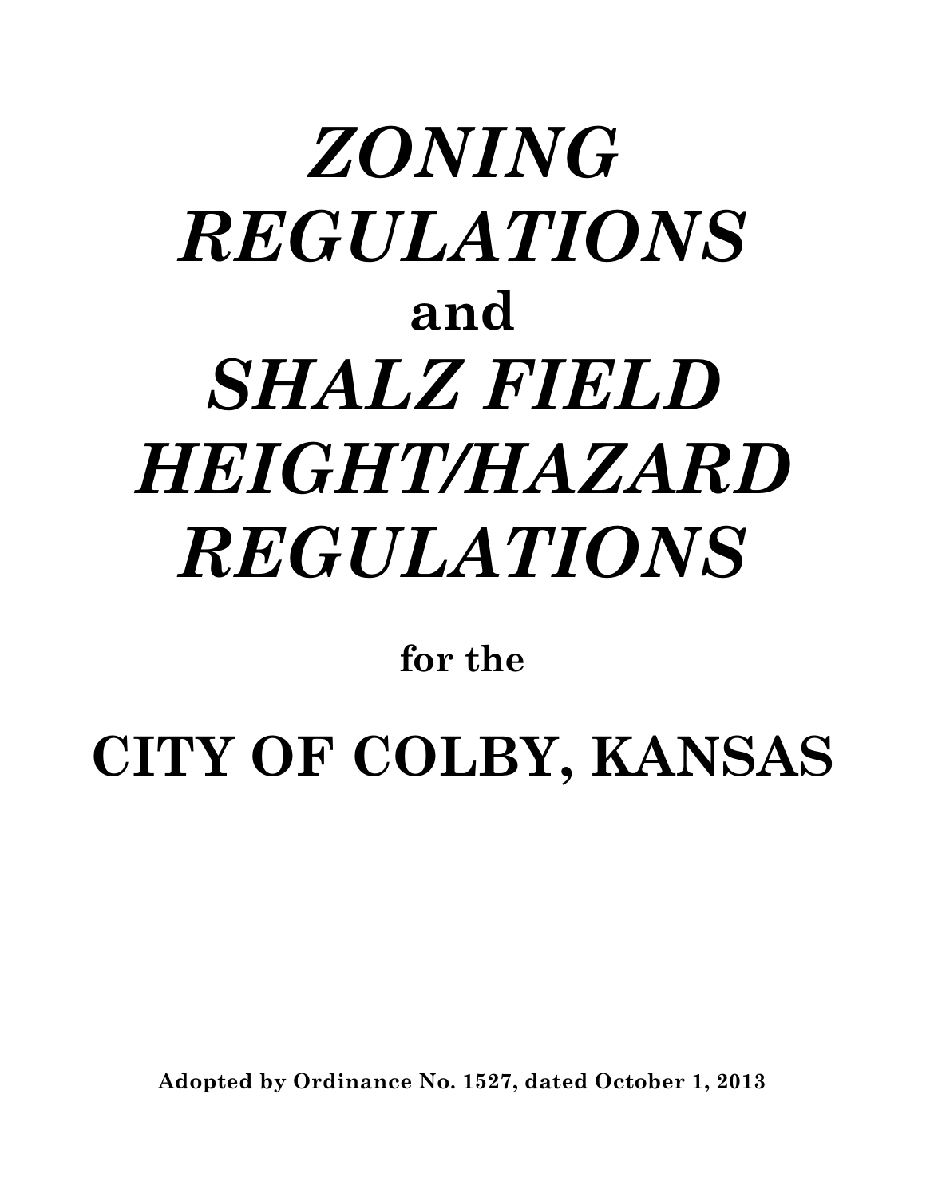# *ZONING REGULATIONS*

# and

# *SHALZ FIELD HEIGHT/HAZARD REGULATIONS*

**for the**

# CITY OF COLBY, KANSAS

**Adopted by Ordinance No. 1527, dated October 1, 2013**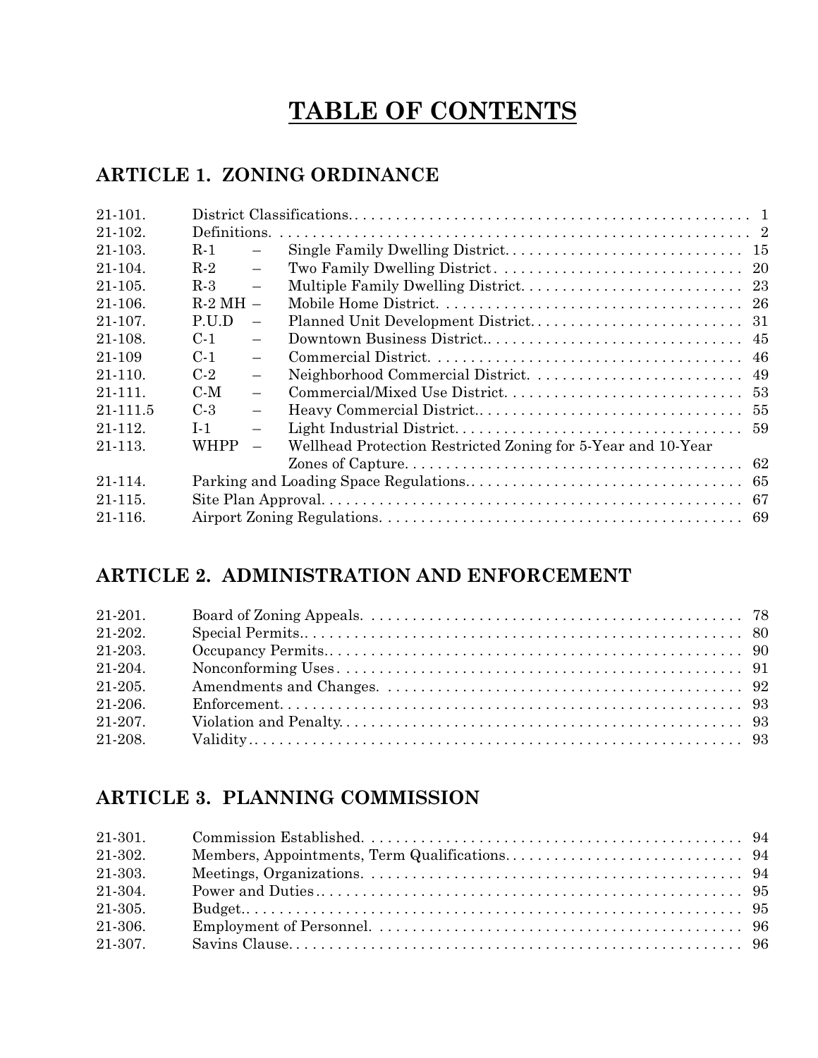# TABLE OF CONTENTS

## ARTICLE 1. ZONING ORDINANCE

| | | | |
|---|---|---|---|
| 21-101. | District Classifications | | 1 |
| 21-102. | Definitions. | | 2 |
| 21-103. | R-1 – | Single Family Dwelling District | 15 |
| 21-104. | R-2 – | Two Family Dwelling District | 20 |
| 21-105. | R-3 – | Multiple Family Dwelling District | 23 |
| 21-106. | R-2 MH – | Mobile Home District | 26 |
| 21-107. | P.U.D – | Planned Unit Development District | 31 |
| 21-108. | C-1 – | Downtown Business District. | 45 |
| 21-109 | C-1 – | Commercial District. | 46 |
| 21-110. | C-2 – | Neighborhood Commercial District. | 49 |
| 21-111. | C-M – | Commercial/Mixed Use District | 53 |
| 21-111.5 | C-3 – | Heavy Commercial District. | 55 |
| 21-112. | I-1 – | Light Industrial District | 59 |
| 21-113. | WHPP – | Wellhead Protection Restricted Zoning for 5-Year and 10-Year Zones of Capture | 62 |
| 21-114. | Parking and Loading Space Regulations. | | 65 |
| 21-115. | Site Plan Approval | | 67 |
| 21-116. | Airport Zoning Regulations | | 69 |

## ARTICLE 2. ADMINISTRATION AND ENFORCEMENT

| | | |
|---|---|---|
| 21-201. | Board of Zoning Appeals. | 78 |
| 21-202. | Special Permits. | 80 |
| 21-203. | Occupancy Permits. | 90 |
| 21-204. | Nonconforming Uses | 91 |
| 21-205. | Amendments and Changes. | 92 |
| 21-206. | Enforcement | 93 |
| 21-207. | Violation and Penalty | 93 |
| 21-208. | Validity. | 93 |

## ARTICLE 3. PLANNING COMMISSION

| | | |
|---|---|---|
| 21-301. | Commission Established. | 94 |
| 21-302. | Members, Appointments, Term Qualifications | 94 |
| 21-303. | Meetings, Organizations. | 94 |
| 21-304. | Power and Duties | 95 |
| 21-305. | Budget. | 95 |
| 21-306. | Employment of Personnel. | 96 |
| 21-307. | Savins Clause | 96 |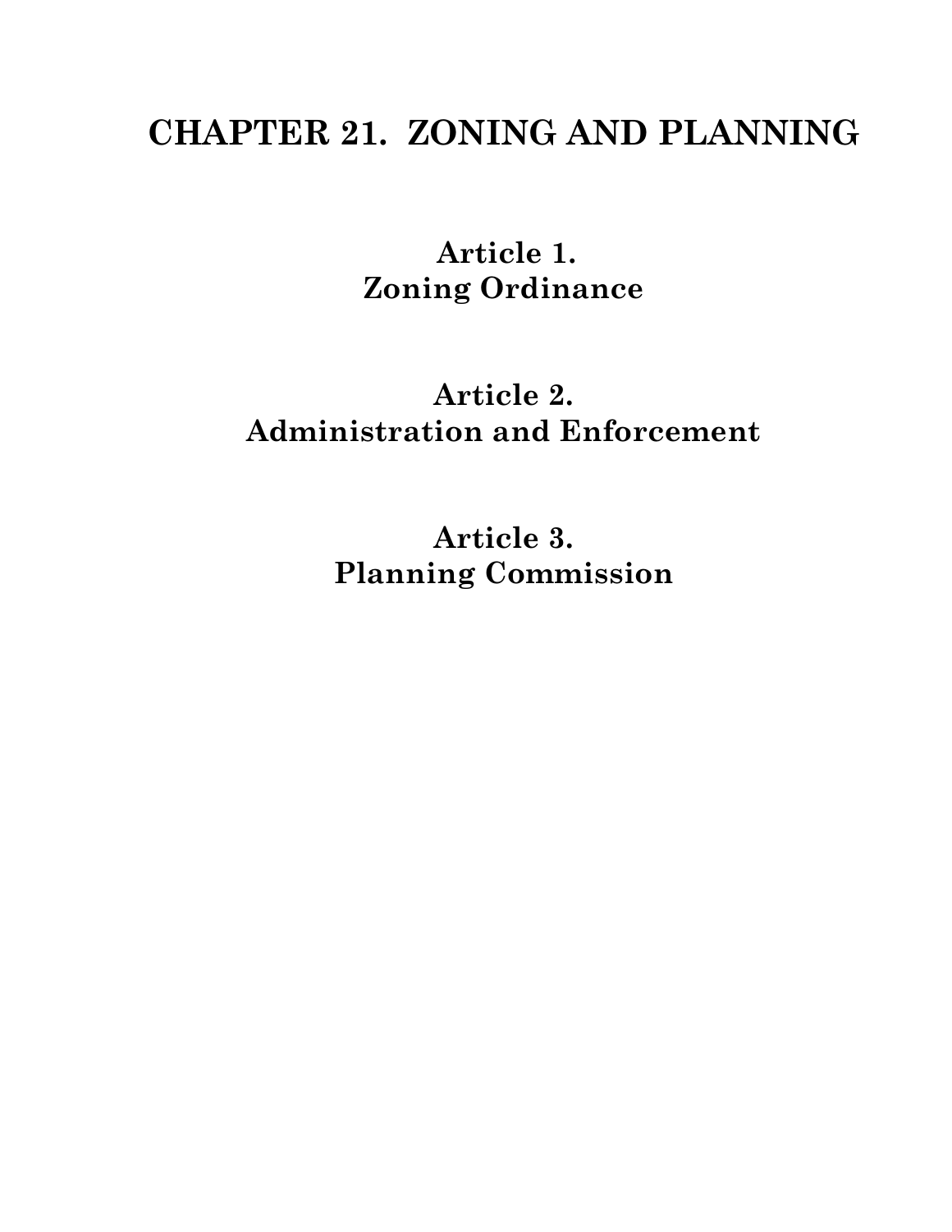# CHAPTER 21. ZONING AND PLANNING

## Article 1.
## Zoning Ordinance

## Article 2.
## Administration and Enforcement

## Article 3.
## Planning Commission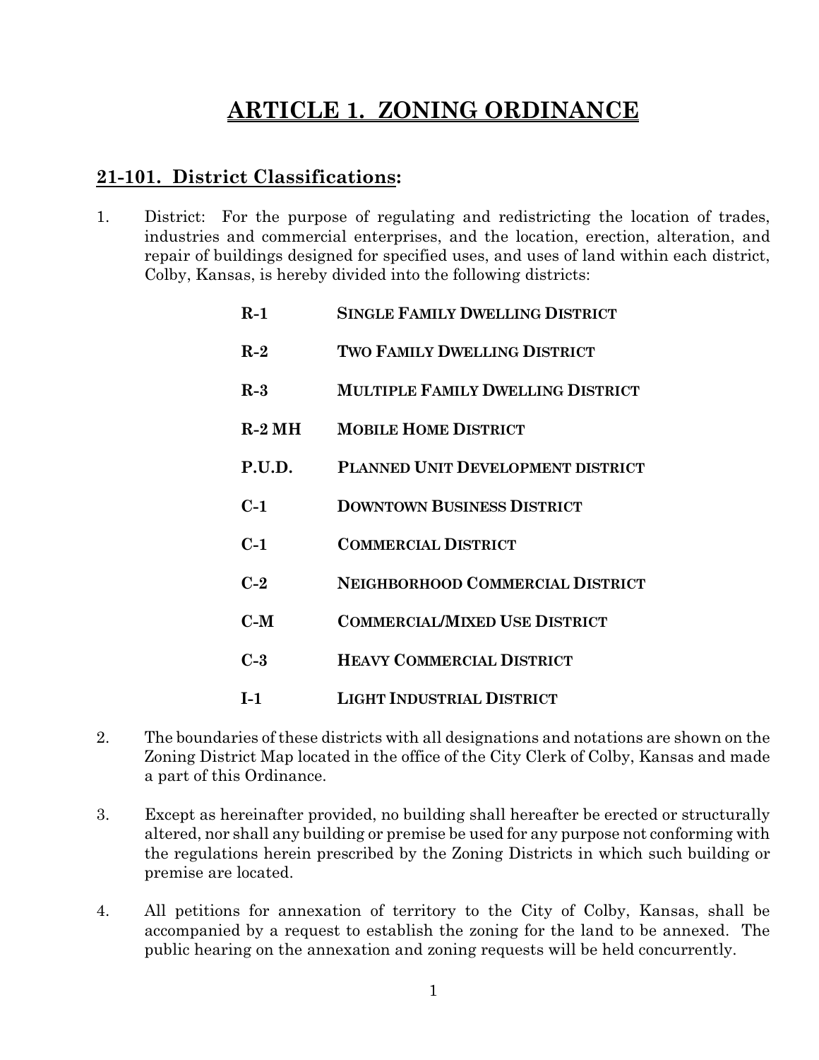# ARTICLE 1. ZONING ORDINANCE

## 21-101. District Classifications:

1. District: For the purpose of regulating and redistricting the location of trades, industries and commercial enterprises, and the location, erection, alteration, and repair of buildings designed for specified uses, and uses of land within each district, Colby, Kansas, is hereby divided into the following districts:

| | |
|---|---|
| **R-1** | **SINGLE FAMILY DWELLING DISTRICT** |
| **R-2** | **TWO FAMILY DWELLING DISTRICT** |
| **R-3** | **MULTIPLE FAMILY DWELLING DISTRICT** |
| **R-2 MH** | **MOBILE HOME DISTRICT** |
| **P.U.D.** | **PLANNED UNIT DEVELOPMENT DISTRICT** |
| **C-1** | **DOWNTOWN BUSINESS DISTRICT** |
| **C-1** | **COMMERCIAL DISTRICT** |
| **C-2** | **NEIGHBORHOOD COMMERCIAL DISTRICT** |
| **C-M** | **COMMERCIAL/MIXED USE DISTRICT** |
| **C-3** | **HEAVY COMMERCIAL DISTRICT** |
| **I-1** | **LIGHT INDUSTRIAL DISTRICT** |

2. The boundaries of these districts with all designations and notations are shown on the Zoning District Map located in the office of the City Clerk of Colby, Kansas and made a part of this Ordinance.

3. Except as hereinafter provided, no building shall hereafter be erected or structurally altered, nor shall any building or premise be used for any purpose not conforming with the regulations herein prescribed by the Zoning Districts in which such building or premise are located.

4. All petitions for annexation of territory to the City of Colby, Kansas, shall be accompanied by a request to establish the zoning for the land to be annexed. The public hearing on the annexation and zoning requests will be held concurrently.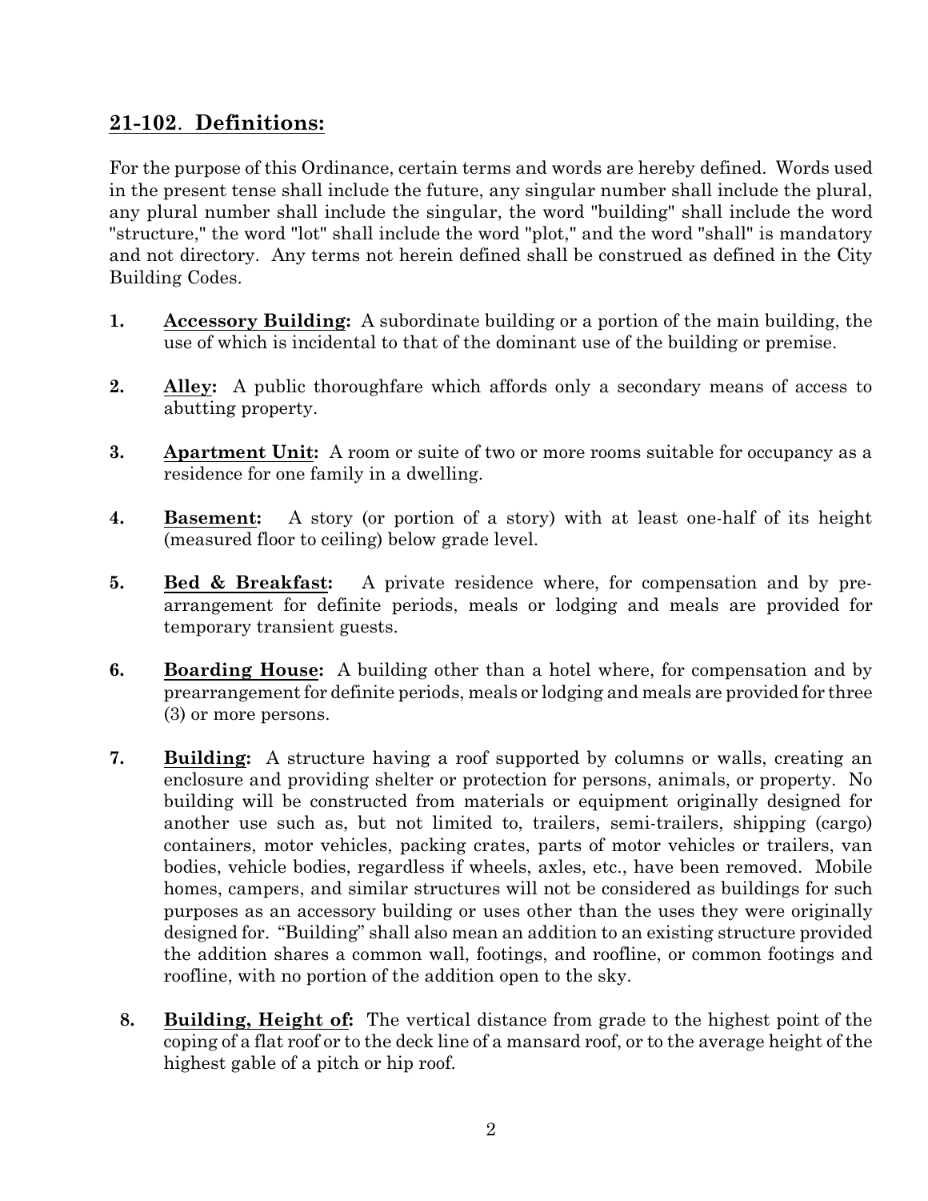## 21-102. Definitions:

For the purpose of this Ordinance, certain terms and words are hereby defined. Words used in the present tense shall include the future, any singular number shall include the plural, any plural number shall include the singular, the word "building" shall include the word "structure," the word "lot" shall include the word "plot," and the word "shall" is mandatory and not directory. Any terms not herein defined shall be construed as defined in the City Building Codes.

1. **Accessory Building:** A subordinate building or a portion of the main building, the use of which is incidental to that of the dominant use of the building or premise.

2. **Alley:** A public thoroughfare which affords only a secondary means of access to abutting property.

3. **Apartment Unit:** A room or suite of two or more rooms suitable for occupancy as a residence for one family in a dwelling.

4. **Basement:** A story (or portion of a story) with at least one-half of its height (measured floor to ceiling) below grade level.

5. **Bed & Breakfast:** A private residence where, for compensation and by pre-arrangement for definite periods, meals or lodging and meals are provided for temporary transient guests.

6. **Boarding House:** A building other than a hotel where, for compensation and by prearrangement for definite periods, meals or lodging and meals are provided for three (3) or more persons.

7. **Building:** A structure having a roof supported by columns or walls, creating an enclosure and providing shelter or protection for persons, animals, or property. No building will be constructed from materials or equipment originally designed for another use such as, but not limited to, trailers, semi-trailers, shipping (cargo) containers, motor vehicles, packing crates, parts of motor vehicles or trailers, van bodies, vehicle bodies, regardless if wheels, axles, etc., have been removed. Mobile homes, campers, and similar structures will not be considered as buildings for such purposes as an accessory building or uses other than the uses they were originally designed for. "Building" shall also mean an addition to an existing structure provided the addition shares a common wall, footings, and roofline, or common footings and roofline, with no portion of the addition open to the sky.

8. **Building, Height of:** The vertical distance from grade to the highest point of the coping of a flat roof or to the deck line of a mansard roof, or to the average height of the highest gable of a pitch or hip roof.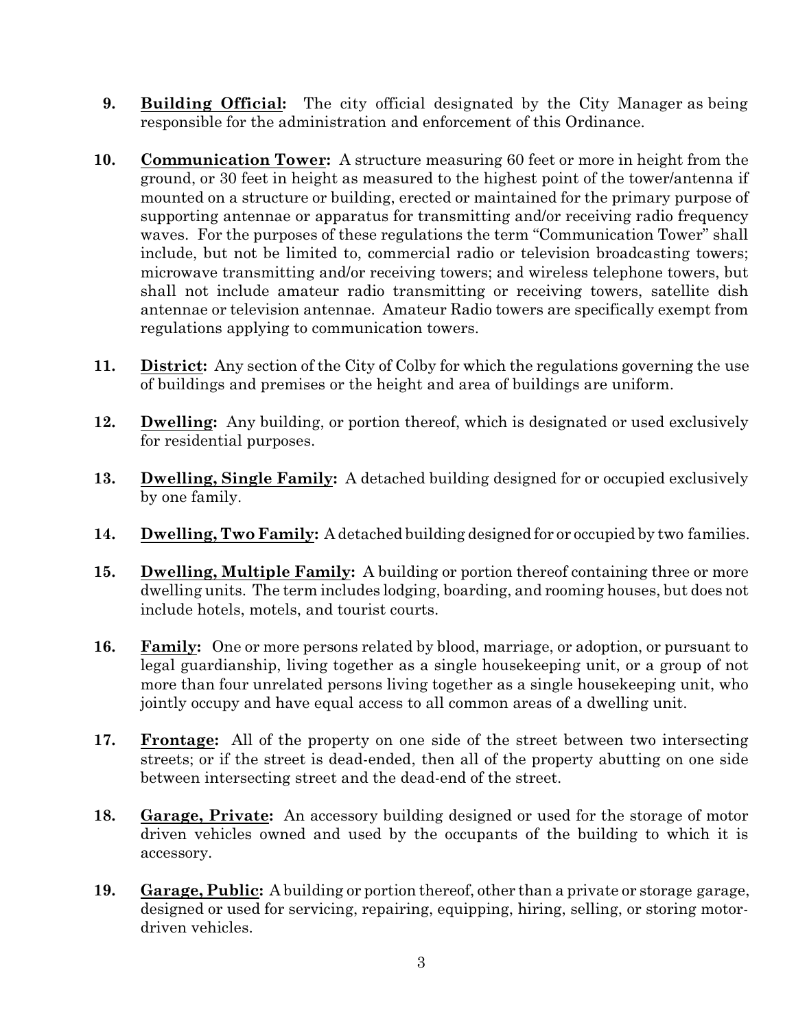9. **Building Official:** The city official designated by the City Manager as being responsible for the administration and enforcement of this Ordinance.

10. **Communication Tower:** A structure measuring 60 feet or more in height from the ground, or 30 feet in height as measured to the highest point of the tower/antenna if mounted on a structure or building, erected or maintained for the primary purpose of supporting antennae or apparatus for transmitting and/or receiving radio frequency waves. For the purposes of these regulations the term "Communication Tower" shall include, but not be limited to, commercial radio or television broadcasting towers; microwave transmitting and/or receiving towers; and wireless telephone towers, but shall not include amateur radio transmitting or receiving towers, satellite dish antennae or television antennae. Amateur Radio towers are specifically exempt from regulations applying to communication towers.

11. **District:** Any section of the City of Colby for which the regulations governing the use of buildings and premises or the height and area of buildings are uniform.

12. **Dwelling:** Any building, or portion thereof, which is designated or used exclusively for residential purposes.

13. **Dwelling, Single Family:** A detached building designed for or occupied exclusively by one family.

14. **Dwelling, Two Family:** A detached building designed for or occupied by two families.

15. **Dwelling, Multiple Family:** A building or portion thereof containing three or more dwelling units. The term includes lodging, boarding, and rooming houses, but does not include hotels, motels, and tourist courts.

16. **Family:** One or more persons related by blood, marriage, or adoption, or pursuant to legal guardianship, living together as a single housekeeping unit, or a group of not more than four unrelated persons living together as a single housekeeping unit, who jointly occupy and have equal access to all common areas of a dwelling unit.

17. **Frontage:** All of the property on one side of the street between two intersecting streets; or if the street is dead-ended, then all of the property abutting on one side between intersecting street and the dead-end of the street.

18. **Garage, Private:** An accessory building designed or used for the storage of motor driven vehicles owned and used by the occupants of the building to which it is accessory.

19. **Garage, Public:** A building or portion thereof, other than a private or storage garage, designed or used for servicing, repairing, equipping, hiring, selling, or storing motor-driven vehicles.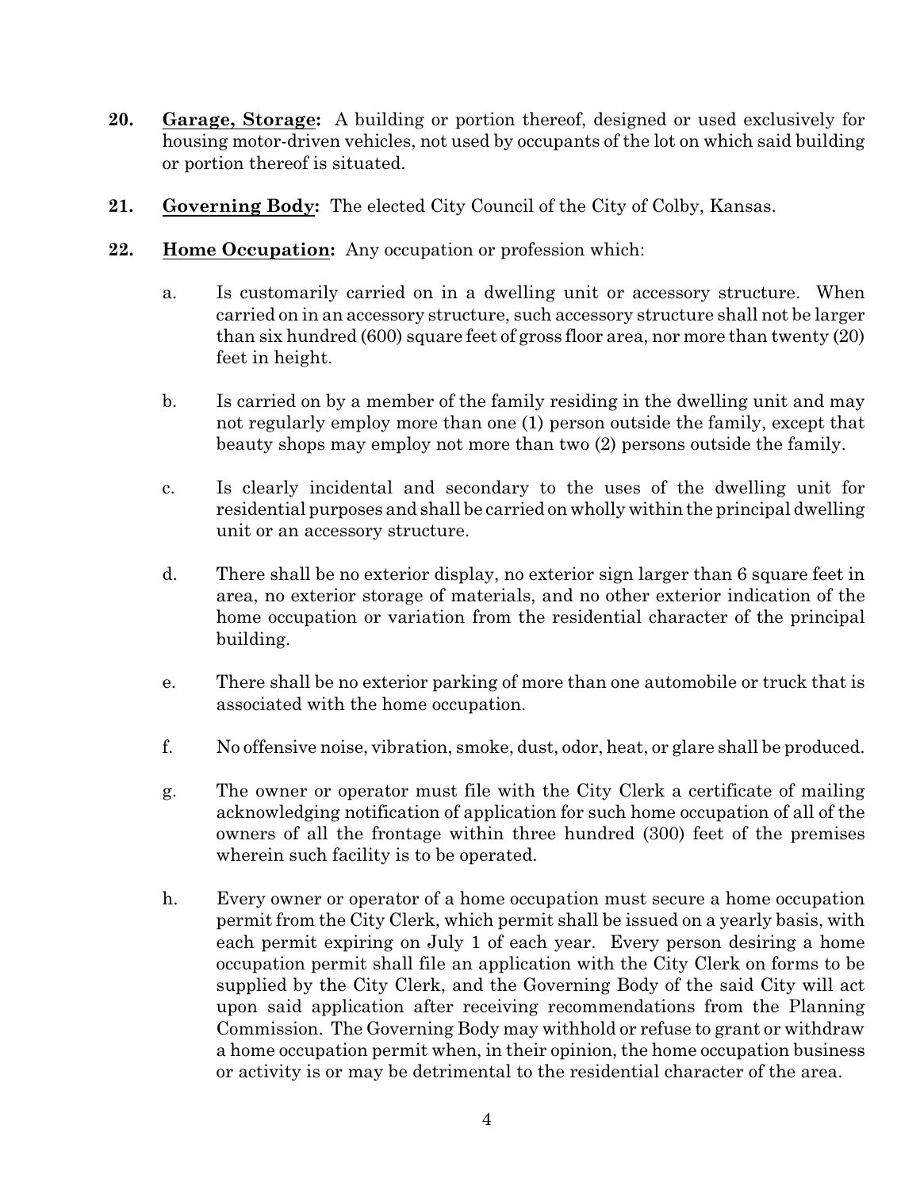**20.** **Garage, Storage:** A building or portion thereof, designed or used exclusively for housing motor-driven vehicles, not used by occupants of the lot on which said building or portion thereof is situated.

**21.** **Governing Body:** The elected City Council of the City of Colby, Kansas.

**22.** **Home Occupation:** Any occupation or profession which:

a. Is customarily carried on in a dwelling unit or accessory structure. When carried on in an accessory structure, such accessory structure shall not be larger than six hundred (600) square feet of gross floor area, nor more than twenty (20) feet in height.

b. Is carried on by a member of the family residing in the dwelling unit and may not regularly employ more than one (1) person outside the family, except that beauty shops may employ not more than two (2) persons outside the family.

c. Is clearly incidental and secondary to the uses of the dwelling unit for residential purposes and shall be carried on wholly within the principal dwelling unit or an accessory structure.

d. There shall be no exterior display, no exterior sign larger than 6 square feet in area, no exterior storage of materials, and no other exterior indication of the home occupation or variation from the residential character of the principal building.

e. There shall be no exterior parking of more than one automobile or truck that is associated with the home occupation.

f. No offensive noise, vibration, smoke, dust, odor, heat, or glare shall be produced.

g. The owner or operator must file with the City Clerk a certificate of mailing acknowledging notification of application for such home occupation of all of the owners of all the frontage within three hundred (300) feet of the premises wherein such facility is to be operated.

h. Every owner or operator of a home occupation must secure a home occupation permit from the City Clerk, which permit shall be issued on a yearly basis, with each permit expiring on July 1 of each year. Every person desiring a home occupation permit shall file an application with the City Clerk on forms to be supplied by the City Clerk, and the Governing Body of the said City will act upon said application after receiving recommendations from the Planning Commission. The Governing Body may withhold or refuse to grant or withdraw a home occupation permit when, in their opinion, the home occupation business or activity is or may be detrimental to the residential character of the area.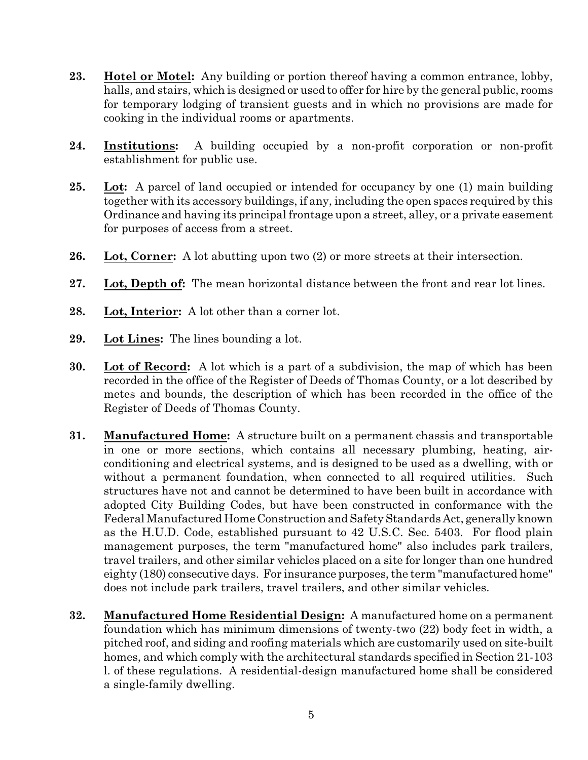23. **Hotel or Motel:** Any building or portion thereof having a common entrance, lobby, halls, and stairs, which is designed or used to offer for hire by the general public, rooms for temporary lodging of transient guests and in which no provisions are made for cooking in the individual rooms or apartments.

24. **Institutions:** A building occupied by a non-profit corporation or non-profit establishment for public use.

25. **Lot:** A parcel of land occupied or intended for occupancy by one (1) main building together with its accessory buildings, if any, including the open spaces required by this Ordinance and having its principal frontage upon a street, alley, or a private easement for purposes of access from a street.

26. **Lot, Corner:** A lot abutting upon two (2) or more streets at their intersection.

27. **Lot, Depth of:** The mean horizontal distance between the front and rear lot lines.

28. **Lot, Interior:** A lot other than a corner lot.

29. **Lot Lines:** The lines bounding a lot.

30. **Lot of Record:** A lot which is a part of a subdivision, the map of which has been recorded in the office of the Register of Deeds of Thomas County, or a lot described by metes and bounds, the description of which has been recorded in the office of the Register of Deeds of Thomas County.

31. **Manufactured Home:** A structure built on a permanent chassis and transportable in one or more sections, which contains all necessary plumbing, heating, air-conditioning and electrical systems, and is designed to be used as a dwelling, with or without a permanent foundation, when connected to all required utilities. Such structures have not and cannot be determined to have been built in accordance with adopted City Building Codes, but have been constructed in conformance with the Federal Manufactured Home Construction and Safety Standards Act, generally known as the H.U.D. Code, established pursuant to 42 U.S.C. Sec. 5403. For flood plain management purposes, the term "manufactured home" also includes park trailers, travel trailers, and other similar vehicles placed on a site for longer than one hundred eighty (180) consecutive days. For insurance purposes, the term "manufactured home" does not include park trailers, travel trailers, and other similar vehicles.

32. **Manufactured Home Residential Design:** A manufactured home on a permanent foundation which has minimum dimensions of twenty-two (22) body feet in width, a pitched roof, and siding and roofing materials which are customarily used on site-built homes, and which comply with the architectural standards specified in Section 21-103 l. of these regulations. A residential-design manufactured home shall be considered a single-family dwelling.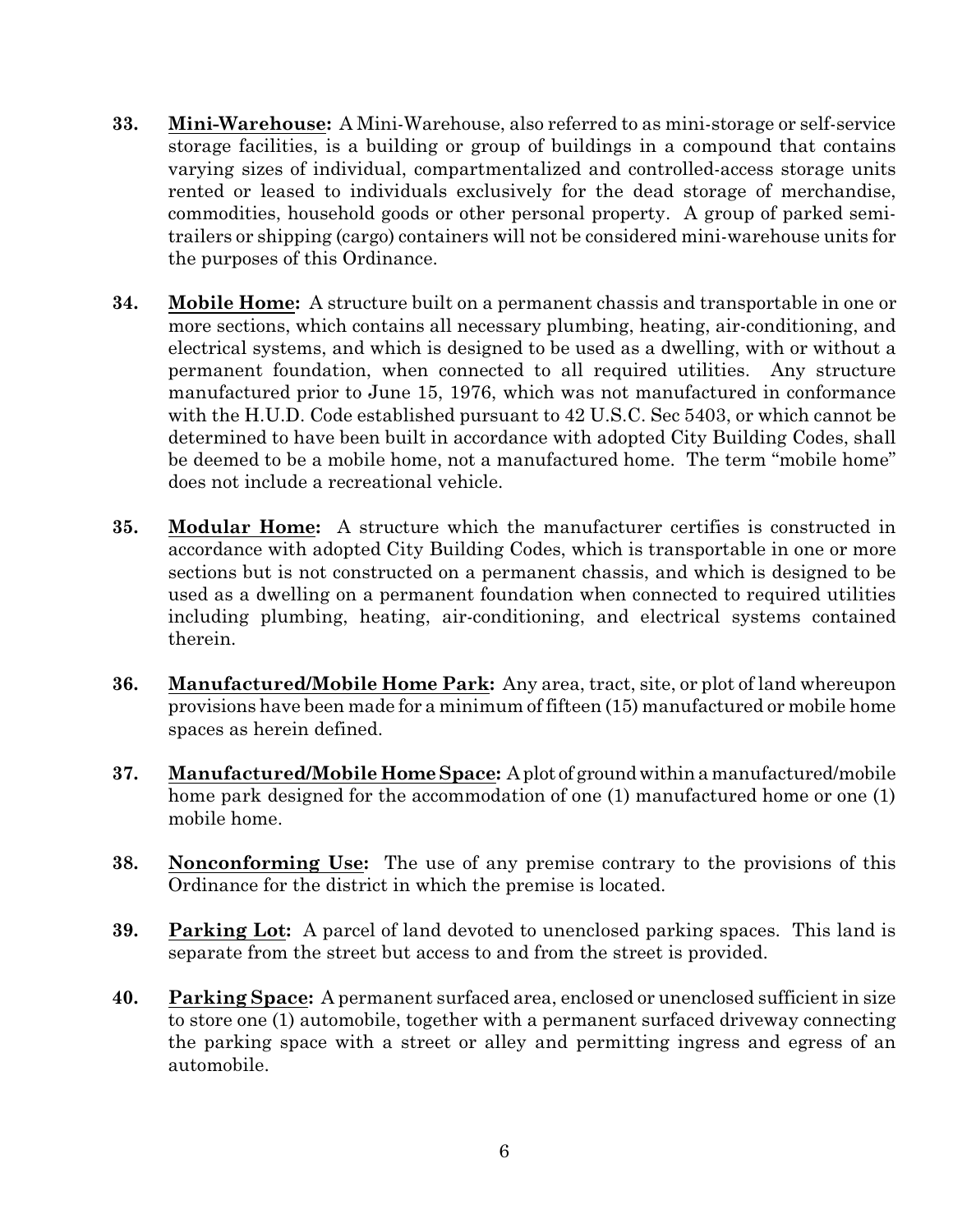**33.** **Mini-Warehouse:** A Mini-Warehouse, also referred to as mini-storage or self-service storage facilities, is a building or group of buildings in a compound that contains varying sizes of individual, compartmentalized and controlled-access storage units rented or leased to individuals exclusively for the dead storage of merchandise, commodities, household goods or other personal property. A group of parked semi-trailers or shipping (cargo) containers will not be considered mini-warehouse units for the purposes of this Ordinance.

**34.** **Mobile Home:** A structure built on a permanent chassis and transportable in one or more sections, which contains all necessary plumbing, heating, air-conditioning, and electrical systems, and which is designed to be used as a dwelling, with or without a permanent foundation, when connected to all required utilities. Any structure manufactured prior to June 15, 1976, which was not manufactured in conformance with the H.U.D. Code established pursuant to 42 U.S.C. Sec 5403, or which cannot be determined to have been built in accordance with adopted City Building Codes, shall be deemed to be a mobile home, not a manufactured home. The term "mobile home" does not include a recreational vehicle.

**35.** **Modular Home:** A structure which the manufacturer certifies is constructed in accordance with adopted City Building Codes, which is transportable in one or more sections but is not constructed on a permanent chassis, and which is designed to be used as a dwelling on a permanent foundation when connected to required utilities including plumbing, heating, air-conditioning, and electrical systems contained therein.

**36.** **Manufactured/Mobile Home Park:** Any area, tract, site, or plot of land whereupon provisions have been made for a minimum of fifteen (15) manufactured or mobile home spaces as herein defined.

**37.** **Manufactured/Mobile Home Space:** A plot of ground within a manufactured/mobile home park designed for the accommodation of one (1) manufactured home or one (1) mobile home.

**38.** **Nonconforming Use:** The use of any premise contrary to the provisions of this Ordinance for the district in which the premise is located.

**39.** **Parking Lot:** A parcel of land devoted to unenclosed parking spaces. This land is separate from the street but access to and from the street is provided.

**40.** **Parking Space:** A permanent surfaced area, enclosed or unenclosed sufficient in size to store one (1) automobile, together with a permanent surfaced driveway connecting the parking space with a street or alley and permitting ingress and egress of an automobile.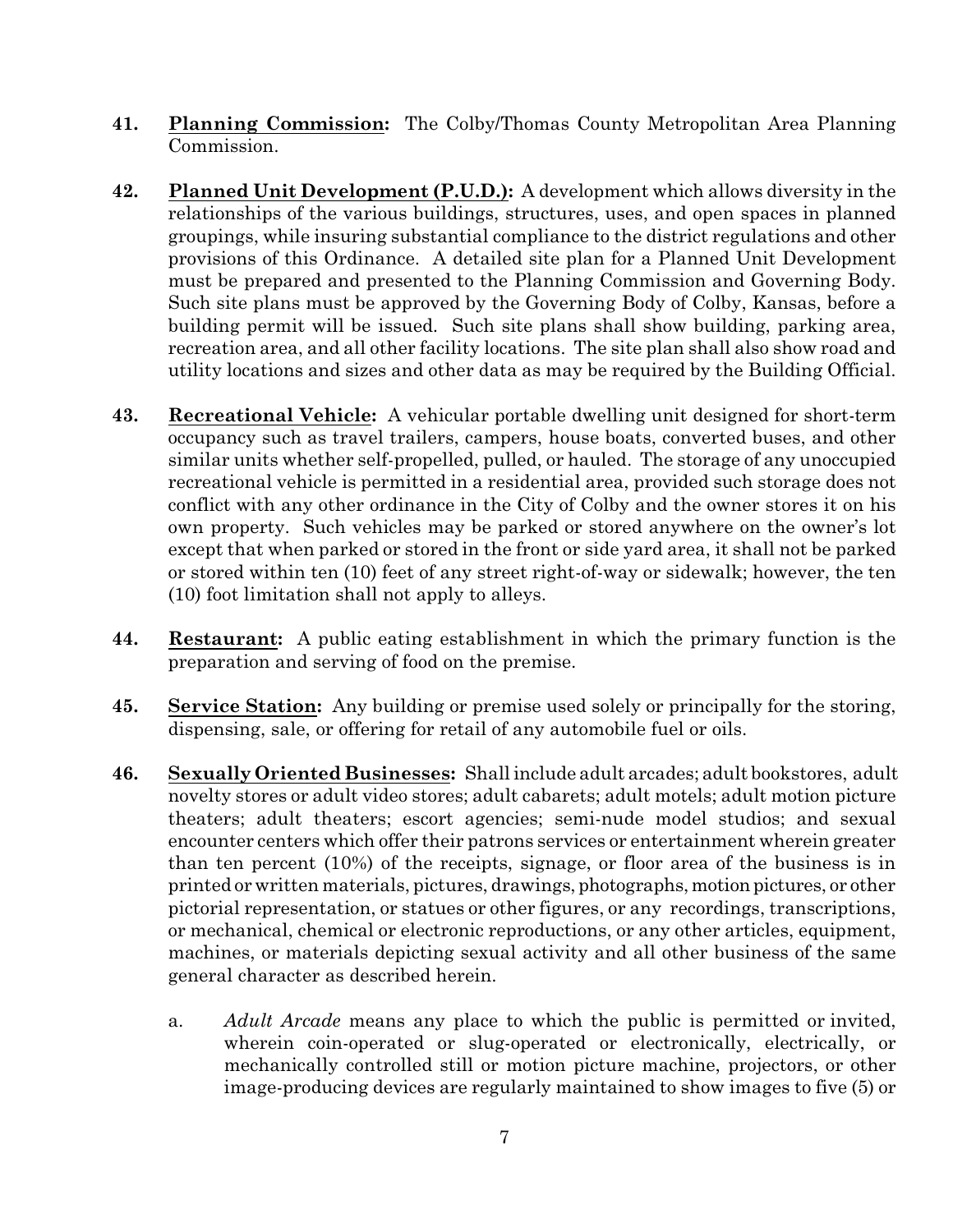**41.** **<u>Planning Commission</u>:** The Colby/Thomas County Metropolitan Area Planning Commission.

**42.** **<u>Planned Unit Development (P.U.D.)</u>:** A development which allows diversity in the relationships of the various buildings, structures, uses, and open spaces in planned groupings, while insuring substantial compliance to the district regulations and other provisions of this Ordinance. A detailed site plan for a Planned Unit Development must be prepared and presented to the Planning Commission and Governing Body. Such site plans must be approved by the Governing Body of Colby, Kansas, before a building permit will be issued. Such site plans shall show building, parking area, recreation area, and all other facility locations. The site plan shall also show road and utility locations and sizes and other data as may be required by the Building Official.

**43.** **<u>Recreational Vehicle</u>:** A vehicular portable dwelling unit designed for short-term occupancy such as travel trailers, campers, house boats, converted buses, and other similar units whether self-propelled, pulled, or hauled. The storage of any unoccupied recreational vehicle is permitted in a residential area, provided such storage does not conflict with any other ordinance in the City of Colby and the owner stores it on his own property. Such vehicles may be parked or stored anywhere on the owner's lot except that when parked or stored in the front or side yard area, it shall not be parked or stored within ten (10) feet of any street right-of-way or sidewalk; however, the ten (10) foot limitation shall not apply to alleys.

**44.** **<u>Restaurant</u>:** A public eating establishment in which the primary function is the preparation and serving of food on the premise.

**45.** **<u>Service Station</u>:** Any building or premise used solely or principally for the storing, dispensing, sale, or offering for retail of any automobile fuel or oils.

**46.** **<u>Sexually Oriented Businesses</u>:** Shall include adult arcades; adult bookstores, adult novelty stores or adult video stores; adult cabarets; adult motels; adult motion picture theaters; adult theaters; escort agencies; semi-nude model studios; and sexual encounter centers which offer their patrons services or entertainment wherein greater than ten percent (10%) of the receipts, signage, or floor area of the business is in printed or written materials, pictures, drawings, photographs, motion pictures, or other pictorial representation, or statues or other figures, or any recordings, transcriptions, or mechanical, chemical or electronic reproductions, or any other articles, equipment, machines, or materials depicting sexual activity and all other business of the same general character as described herein.

a. *Adult Arcade* means any place to which the public is permitted or invited, wherein coin-operated or slug-operated or electronically, electrically, or mechanically controlled still or motion picture machine, projectors, or other image-producing devices are regularly maintained to show images to five (5) or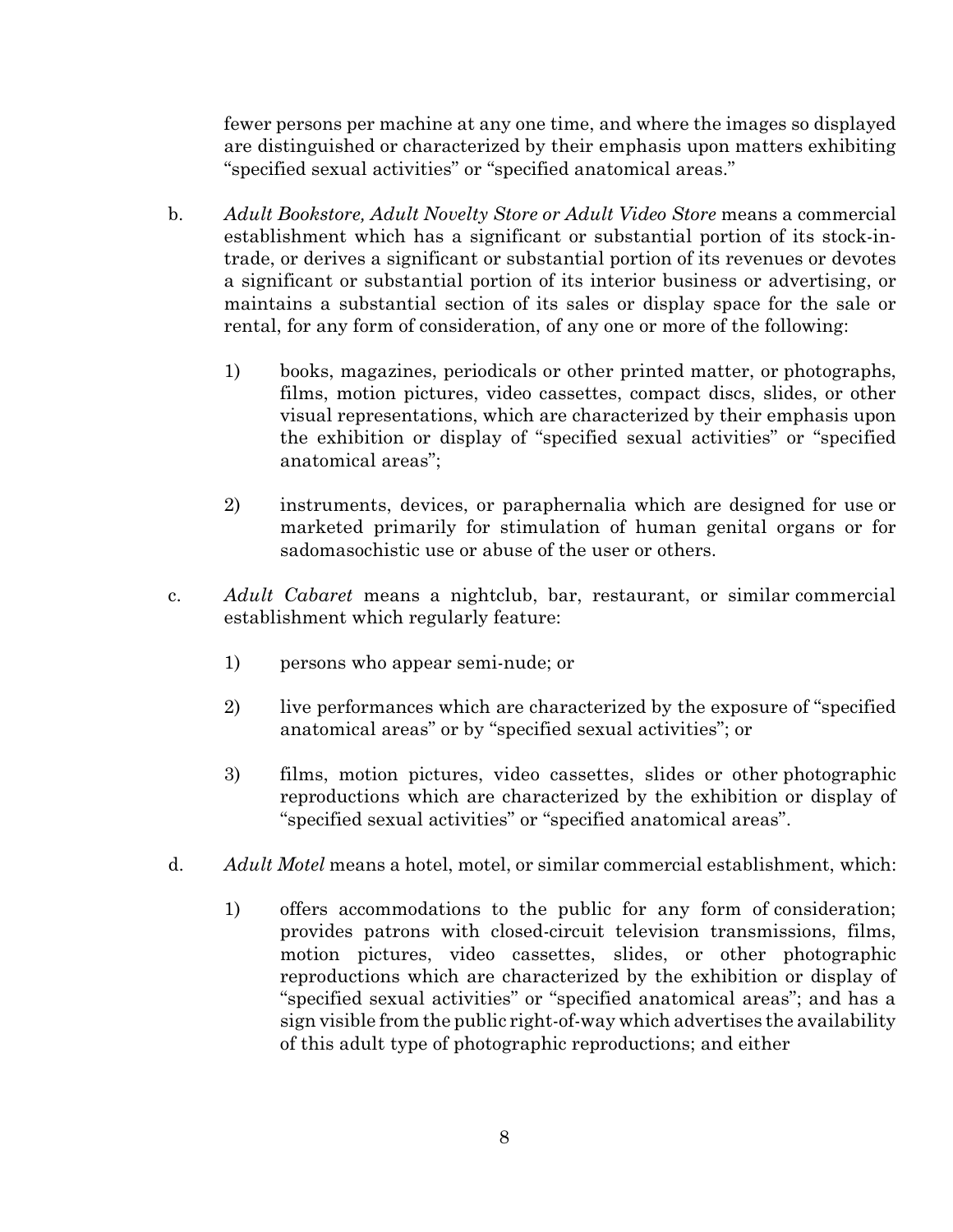fewer persons per machine at any one time, and where the images so displayed are distinguished or characterized by their emphasis upon matters exhibiting "specified sexual activities" or "specified anatomical areas."

b. *Adult Bookstore, Adult Novelty Store or Adult Video Store* means a commercial establishment which has a significant or substantial portion of its stock-in-trade, or derives a significant or substantial portion of its revenues or devotes a significant or substantial portion of its interior business or advertising, or maintains a substantial section of its sales or display space for the sale or rental, for any form of consideration, of any one or more of the following:

   1) books, magazines, periodicals or other printed matter, or photographs, films, motion pictures, video cassettes, compact discs, slides, or other visual representations, which are characterized by their emphasis upon the exhibition or display of "specified sexual activities" or "specified anatomical areas";

   2) instruments, devices, or paraphernalia which are designed for use or marketed primarily for stimulation of human genital organs or for sadomasochistic use or abuse of the user or others.

c. *Adult Cabaret* means a nightclub, bar, restaurant, or similar commercial establishment which regularly feature:

   1) persons who appear semi-nude; or

   2) live performances which are characterized by the exposure of "specified anatomical areas" or by "specified sexual activities"; or

   3) films, motion pictures, video cassettes, slides or other photographic reproductions which are characterized by the exhibition or display of "specified sexual activities" or "specified anatomical areas".

d. *Adult Motel* means a hotel, motel, or similar commercial establishment, which:

   1) offers accommodations to the public for any form of consideration; provides patrons with closed-circuit television transmissions, films, motion pictures, video cassettes, slides, or other photographic reproductions which are characterized by the exhibition or display of "specified sexual activities" or "specified anatomical areas"; and has a sign visible from the public right-of-way which advertises the availability of this adult type of photographic reproductions; and either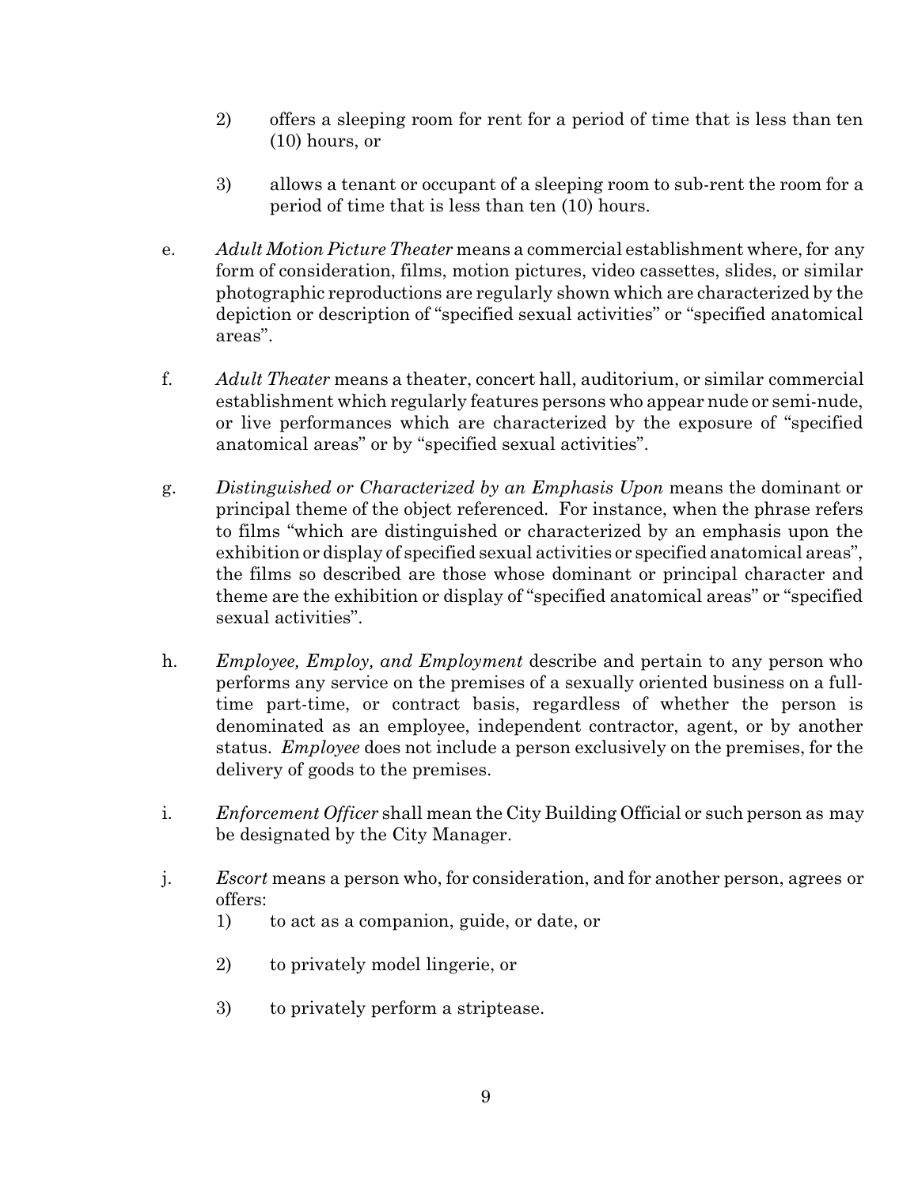2) offers a sleeping room for rent for a period of time that is less than ten (10) hours, or

3) allows a tenant or occupant of a sleeping room to sub-rent the room for a period of time that is less than ten (10) hours.

e. *Adult Motion Picture Theater* means a commercial establishment where, for any form of consideration, films, motion pictures, video cassettes, slides, or similar photographic reproductions are regularly shown which are characterized by the depiction or description of "specified sexual activities" or "specified anatomical areas".

f. *Adult Theater* means a theater, concert hall, auditorium, or similar commercial establishment which regularly features persons who appear nude or semi-nude, or live performances which are characterized by the exposure of "specified anatomical areas" or by "specified sexual activities".

g. *Distinguished or Characterized by an Emphasis Upon* means the dominant or principal theme of the object referenced. For instance, when the phrase refers to films "which are distinguished or characterized by an emphasis upon the exhibition or display of specified sexual activities or specified anatomical areas", the films so described are those whose dominant or principal character and theme are the exhibition or display of "specified anatomical areas" or "specified sexual activities".

h. *Employee, Employ, and Employment* describe and pertain to any person who performs any service on the premises of a sexually oriented business on a full-time part-time, or contract basis, regardless of whether the person is denominated as an employee, independent contractor, agent, or by another status. *Employee* does not include a person exclusively on the premises, for the delivery of goods to the premises.

i. *Enforcement Officer* shall mean the City Building Official or such person as may be designated by the City Manager.

j. *Escort* means a person who, for consideration, and for another person, agrees or offers:

1) to act as a companion, guide, or date, or

2) to privately model lingerie, or

3) to privately perform a striptease.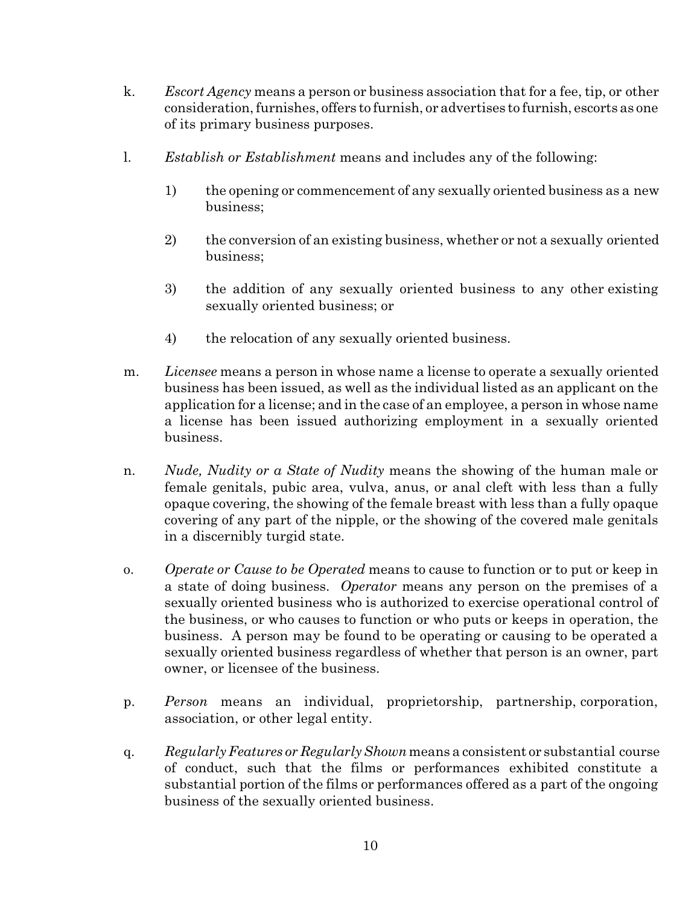k. *Escort Agency* means a person or business association that for a fee, tip, or other consideration, furnishes, offers to furnish, or advertises to furnish, escorts as one of its primary business purposes.

l. *Establish or Establishment* means and includes any of the following:

1) the opening or commencement of any sexually oriented business as a new business;

2) the conversion of an existing business, whether or not a sexually oriented business;

3) the addition of any sexually oriented business to any other existing sexually oriented business; or

4) the relocation of any sexually oriented business.

m. *Licensee* means a person in whose name a license to operate a sexually oriented business has been issued, as well as the individual listed as an applicant on the application for a license; and in the case of an employee, a person in whose name a license has been issued authorizing employment in a sexually oriented business.

n. *Nude, Nudity or a State of Nudity* means the showing of the human male or female genitals, pubic area, vulva, anus, or anal cleft with less than a fully opaque covering, the showing of the female breast with less than a fully opaque covering of any part of the nipple, or the showing of the covered male genitals in a discernibly turgid state.

o. *Operate or Cause to be Operated* means to cause to function or to put or keep in a state of doing business. *Operator* means any person on the premises of a sexually oriented business who is authorized to exercise operational control of the business, or who causes to function or who puts or keeps in operation, the business. A person may be found to be operating or causing to be operated a sexually oriented business regardless of whether that person is an owner, part owner, or licensee of the business.

p. *Person* means an individual, proprietorship, partnership, corporation, association, or other legal entity.

q. *Regularly Features or Regularly Shown* means a consistent or substantial course of conduct, such that the films or performances exhibited constitute a substantial portion of the films or performances offered as a part of the ongoing business of the sexually oriented business.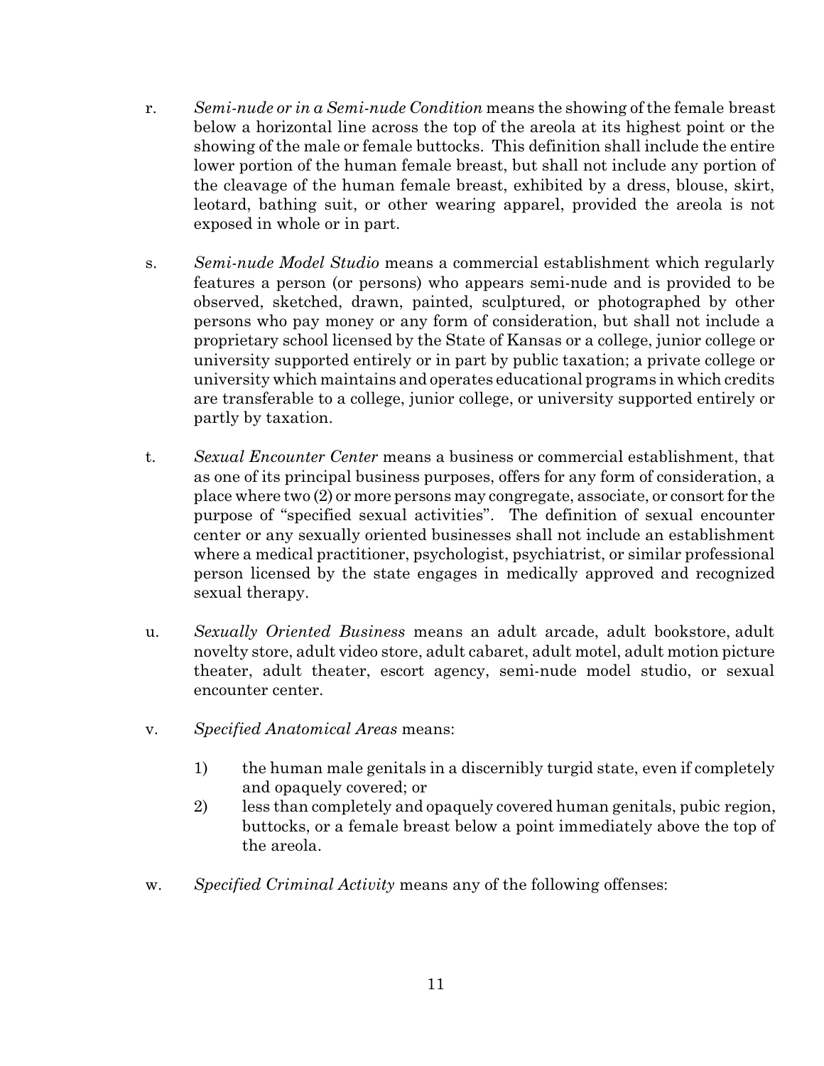r. *Semi-nude or in a Semi-nude Condition* means the showing of the female breast below a horizontal line across the top of the areola at its highest point or the showing of the male or female buttocks. This definition shall include the entire lower portion of the human female breast, but shall not include any portion of the cleavage of the human female breast, exhibited by a dress, blouse, skirt, leotard, bathing suit, or other wearing apparel, provided the areola is not exposed in whole or in part.

s. *Semi-nude Model Studio* means a commercial establishment which regularly features a person (or persons) who appears semi-nude and is provided to be observed, sketched, drawn, painted, sculptured, or photographed by other persons who pay money or any form of consideration, but shall not include a proprietary school licensed by the State of Kansas or a college, junior college or university supported entirely or in part by public taxation; a private college or university which maintains and operates educational programs in which credits are transferable to a college, junior college, or university supported entirely or partly by taxation.

t. *Sexual Encounter Center* means a business or commercial establishment, that as one of its principal business purposes, offers for any form of consideration, a place where two (2) or more persons may congregate, associate, or consort for the purpose of "specified sexual activities". The definition of sexual encounter center or any sexually oriented businesses shall not include an establishment where a medical practitioner, psychologist, psychiatrist, or similar professional person licensed by the state engages in medically approved and recognized sexual therapy.

u. *Sexually Oriented Business* means an adult arcade, adult bookstore, adult novelty store, adult video store, adult cabaret, adult motel, adult motion picture theater, adult theater, escort agency, semi-nude model studio, or sexual encounter center.

v. *Specified Anatomical Areas* means:

   1) the human male genitals in a discernibly turgid state, even if completely and opaquely covered; or
   2) less than completely and opaquely covered human genitals, pubic region, buttocks, or a female breast below a point immediately above the top of the areola.

w. *Specified Criminal Activity* means any of the following offenses: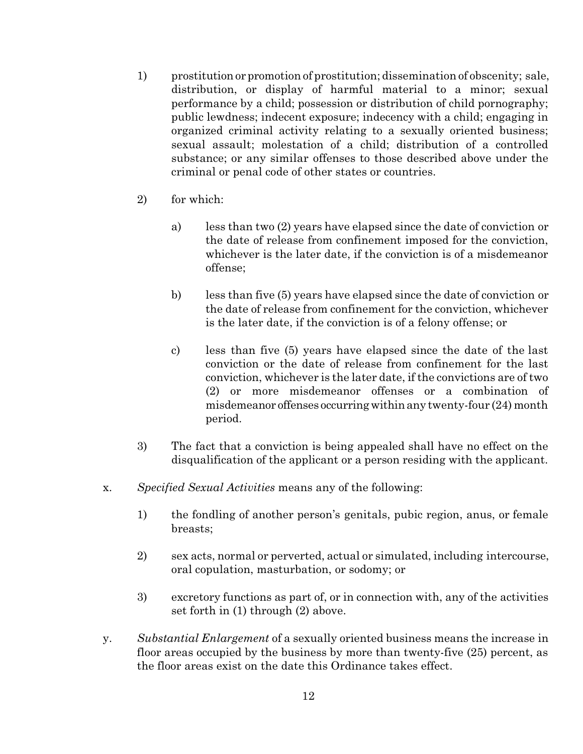1) prostitution or promotion of prostitution; dissemination of obscenity; sale, distribution, or display of harmful material to a minor; sexual performance by a child; possession or distribution of child pornography; public lewdness; indecent exposure; indecency with a child; engaging in organized criminal activity relating to a sexually oriented business; sexual assault; molestation of a child; distribution of a controlled substance; or any similar offenses to those described above under the criminal or penal code of other states or countries.

2) for which:

   a) less than two (2) years have elapsed since the date of conviction or the date of release from confinement imposed for the conviction, whichever is the later date, if the conviction is of a misdemeanor offense;

   b) less than five (5) years have elapsed since the date of conviction or the date of release from confinement for the conviction, whichever is the later date, if the conviction is of a felony offense; or

   c) less than five (5) years have elapsed since the date of the last conviction or the date of release from confinement for the last conviction, whichever is the later date, if the convictions are of two (2) or more misdemeanor offenses or a combination of misdemeanor offenses occurring within any twenty-four (24) month period.

3) The fact that a conviction is being appealed shall have no effect on the disqualification of the applicant or a person residing with the applicant.

x. *Specified Sexual Activities* means any of the following:

   1) the fondling of another person's genitals, pubic region, anus, or female breasts;

   2) sex acts, normal or perverted, actual or simulated, including intercourse, oral copulation, masturbation, or sodomy; or

   3) excretory functions as part of, or in connection with, any of the activities set forth in (1) through (2) above.

y. *Substantial Enlargement* of a sexually oriented business means the increase in floor areas occupied by the business by more than twenty-five (25) percent, as the floor areas exist on the date this Ordinance takes effect.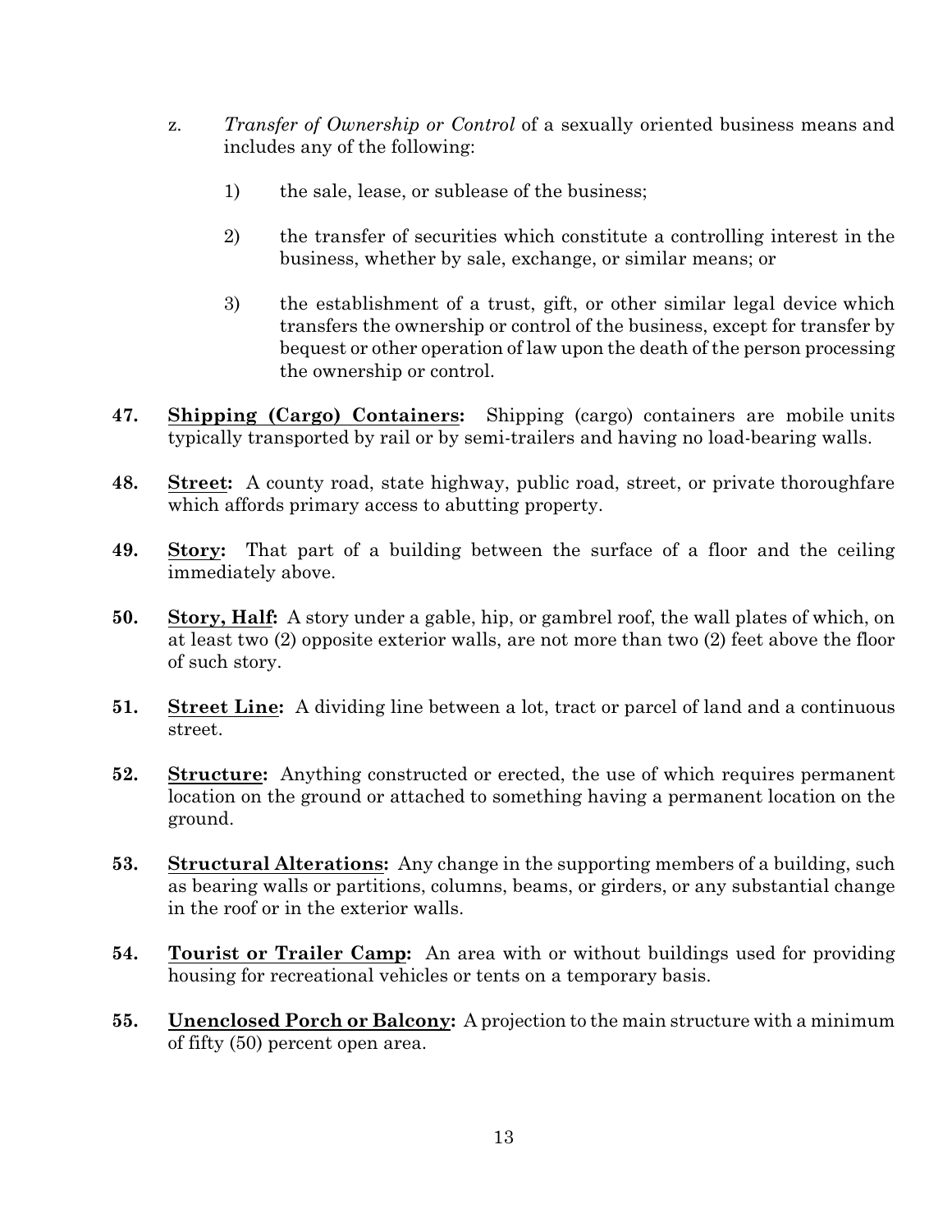z. *Transfer of Ownership or Control* of a sexually oriented business means and includes any of the following:

   1) the sale, lease, or sublease of the business;

   2) the transfer of securities which constitute a controlling interest in the business, whether by sale, exchange, or similar means; or

   3) the establishment of a trust, gift, or other similar legal device which transfers the ownership or control of the business, except for transfer by bequest or other operation of law upon the death of the person processing the ownership or control.

**47.** **<u>Shipping (Cargo) Containers</u>:** Shipping (cargo) containers are mobile units typically transported by rail or by semi-trailers and having no load-bearing walls.

**48.** **<u>Street</u>:** A county road, state highway, public road, street, or private thoroughfare which affords primary access to abutting property.

**49.** **<u>Story</u>:** That part of a building between the surface of a floor and the ceiling immediately above.

**50.** **<u>Story, Half</u>:** A story under a gable, hip, or gambrel roof, the wall plates of which, on at least two (2) opposite exterior walls, are not more than two (2) feet above the floor of such story.

**51.** **<u>Street Line</u>:** A dividing line between a lot, tract or parcel of land and a continuous street.

**52.** **<u>Structure</u>:** Anything constructed or erected, the use of which requires permanent location on the ground or attached to something having a permanent location on the ground.

**53.** **<u>Structural Alterations</u>:** Any change in the supporting members of a building, such as bearing walls or partitions, columns, beams, or girders, or any substantial change in the roof or in the exterior walls.

**54.** **<u>Tourist or Trailer Camp</u>:** An area with or without buildings used for providing housing for recreational vehicles or tents on a temporary basis.

**55.** **<u>Unenclosed Porch or Balcony</u>:** A projection to the main structure with a minimum of fifty (50) percent open area.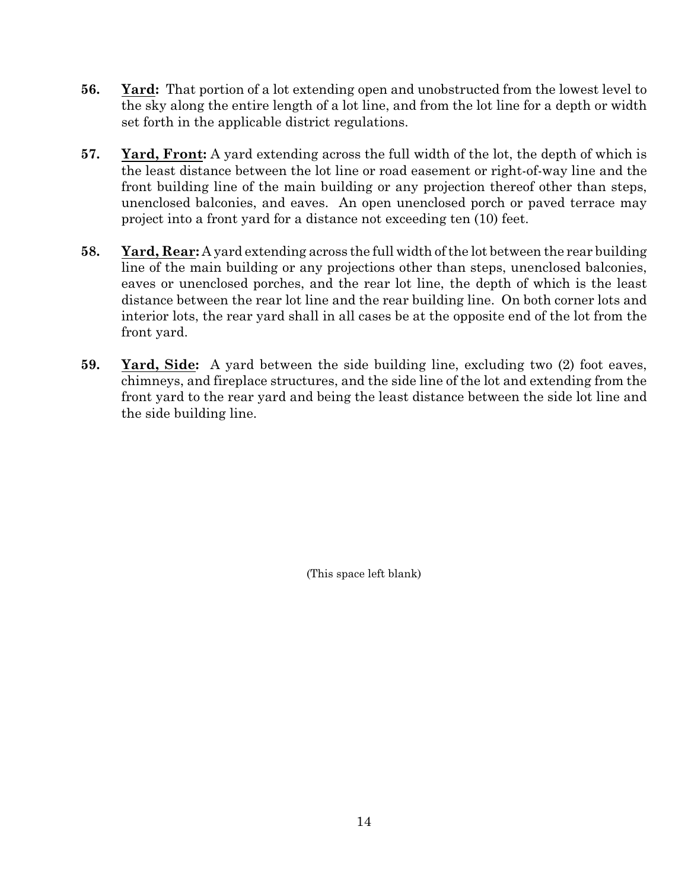**56.** **<u>Yard</u>:** That portion of a lot extending open and unobstructed from the lowest level to the sky along the entire length of a lot line, and from the lot line for a depth or width set forth in the applicable district regulations.

**57.** **<u>Yard, Front</u>:** A yard extending across the full width of the lot, the depth of which is the least distance between the lot line or road easement or right-of-way line and the front building line of the main building or any projection thereof other than steps, unenclosed balconies, and eaves. An open unenclosed porch or paved terrace may project into a front yard for a distance not exceeding ten (10) feet.

**58.** **<u>Yard, Rear</u>:** A yard extending across the full width of the lot between the rear building line of the main building or any projections other than steps, unenclosed balconies, eaves or unenclosed porches, and the rear lot line, the depth of which is the least distance between the rear lot line and the rear building line. On both corner lots and interior lots, the rear yard shall in all cases be at the opposite end of the lot from the front yard.

**59.** **<u>Yard, Side</u>:** A yard between the side building line, excluding two (2) foot eaves, chimneys, and fireplace structures, and the side line of the lot and extending from the front yard to the rear yard and being the least distance between the side lot line and the side building line.

(This space left blank)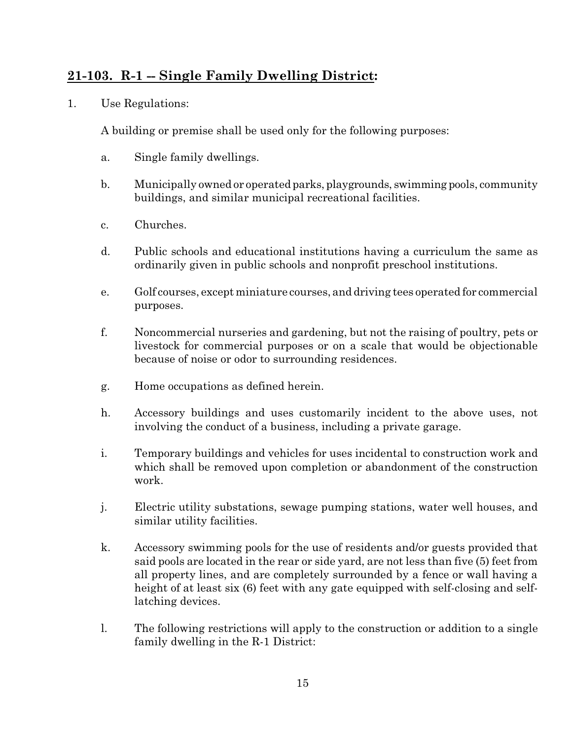## **21-103. R-1 -- Single Family Dwelling District:**

1. Use Regulations:

   A building or premise shall be used only for the following purposes:

   a. Single family dwellings.

   b. Municipally owned or operated parks, playgrounds, swimming pools, community buildings, and similar municipal recreational facilities.

   c. Churches.

   d. Public schools and educational institutions having a curriculum the same as ordinarily given in public schools and nonprofit preschool institutions.

   e. Golf courses, except miniature courses, and driving tees operated for commercial purposes.

   f. Noncommercial nurseries and gardening, but not the raising of poultry, pets or livestock for commercial purposes or on a scale that would be objectionable because of noise or odor to surrounding residences.

   g. Home occupations as defined herein.

   h. Accessory buildings and uses customarily incident to the above uses, not involving the conduct of a business, including a private garage.

   i. Temporary buildings and vehicles for uses incidental to construction work and which shall be removed upon completion or abandonment of the construction work.

   j. Electric utility substations, sewage pumping stations, water well houses, and similar utility facilities.

   k. Accessory swimming pools for the use of residents and/or guests provided that said pools are located in the rear or side yard, are not less than five (5) feet from all property lines, and are completely surrounded by a fence or wall having a height of at least six (6) feet with any gate equipped with self-closing and self-latching devices.

   l. The following restrictions will apply to the construction or addition to a single family dwelling in the R-1 District: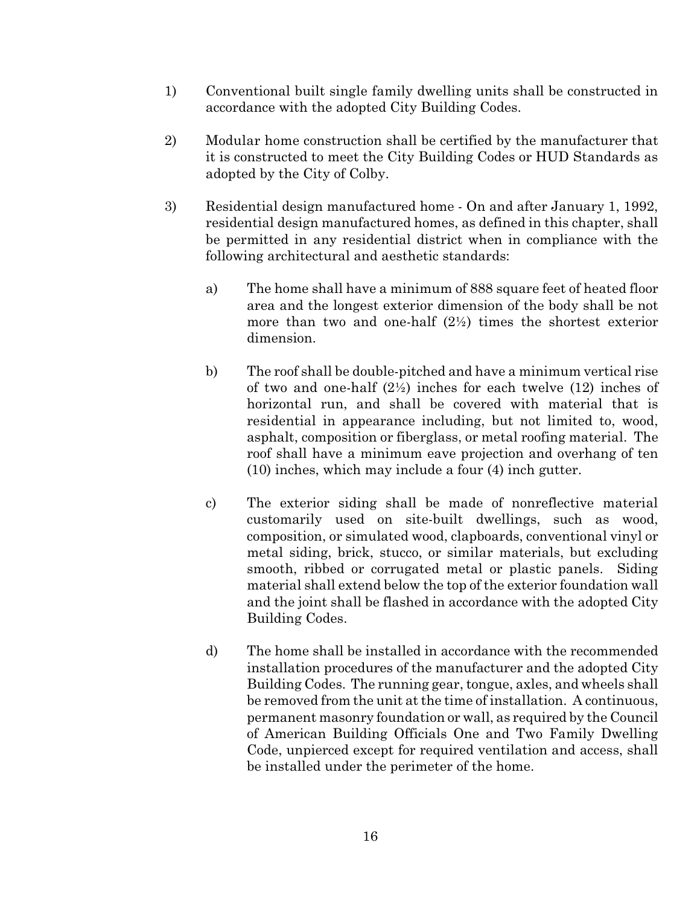1) Conventional built single family dwelling units shall be constructed in accordance with the adopted City Building Codes.

2) Modular home construction shall be certified by the manufacturer that it is constructed to meet the City Building Codes or HUD Standards as adopted by the City of Colby.

3) Residential design manufactured home - On and after January 1, 1992, residential design manufactured homes, as defined in this chapter, shall be permitted in any residential district when in compliance with the following architectural and aesthetic standards:

   a) The home shall have a minimum of 888 square feet of heated floor area and the longest exterior dimension of the body shall be not more than two and one-half (2½) times the shortest exterior dimension.

   b) The roof shall be double-pitched and have a minimum vertical rise of two and one-half (2½) inches for each twelve (12) inches of horizontal run, and shall be covered with material that is residential in appearance including, but not limited to, wood, asphalt, composition or fiberglass, or metal roofing material. The roof shall have a minimum eave projection and overhang of ten (10) inches, which may include a four (4) inch gutter.

   c) The exterior siding shall be made of nonreflective material customarily used on site-built dwellings, such as wood, composition, or simulated wood, clapboards, conventional vinyl or metal siding, brick, stucco, or similar materials, but excluding smooth, ribbed or corrugated metal or plastic panels. Siding material shall extend below the top of the exterior foundation wall and the joint shall be flashed in accordance with the adopted City Building Codes.

   d) The home shall be installed in accordance with the recommended installation procedures of the manufacturer and the adopted City Building Codes. The running gear, tongue, axles, and wheels shall be removed from the unit at the time of installation. A continuous, permanent masonry foundation or wall, as required by the Council of American Building Officials One and Two Family Dwelling Code, unpierced except for required ventilation and access, shall be installed under the perimeter of the home.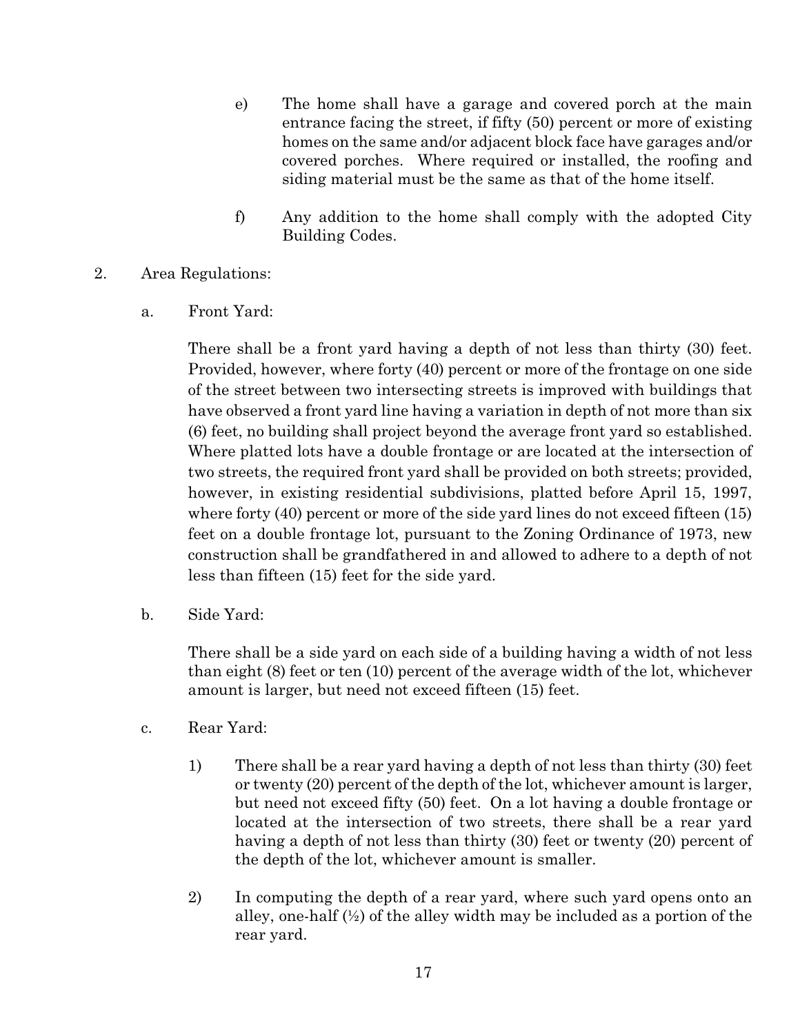e) The home shall have a garage and covered porch at the main entrance facing the street, if fifty (50) percent or more of existing homes on the same and/or adjacent block face have garages and/or covered porches. Where required or installed, the roofing and siding material must be the same as that of the home itself.

f) Any addition to the home shall comply with the adopted City Building Codes.

2. Area Regulations:

   a. Front Yard:

   There shall be a front yard having a depth of not less than thirty (30) feet. Provided, however, where forty (40) percent or more of the frontage on one side of the street between two intersecting streets is improved with buildings that have observed a front yard line having a variation in depth of not more than six (6) feet, no building shall project beyond the average front yard so established. Where platted lots have a double frontage or are located at the intersection of two streets, the required front yard shall be provided on both streets; provided, however, in existing residential subdivisions, platted before April 15, 1997, where forty (40) percent or more of the side yard lines do not exceed fifteen (15) feet on a double frontage lot, pursuant to the Zoning Ordinance of 1973, new construction shall be grandfathered in and allowed to adhere to a depth of not less than fifteen (15) feet for the side yard.

   b. Side Yard:

   There shall be a side yard on each side of a building having a width of not less than eight (8) feet or ten (10) percent of the average width of the lot, whichever amount is larger, but need not exceed fifteen (15) feet.

   c. Rear Yard:

   1) There shall be a rear yard having a depth of not less than thirty (30) feet or twenty (20) percent of the depth of the lot, whichever amount is larger, but need not exceed fifty (50) feet. On a lot having a double frontage or located at the intersection of two streets, there shall be a rear yard having a depth of not less than thirty (30) feet or twenty (20) percent of the depth of the lot, whichever amount is smaller.

   2) In computing the depth of a rear yard, where such yard opens onto an alley, one-half (½) of the alley width may be included as a portion of the rear yard.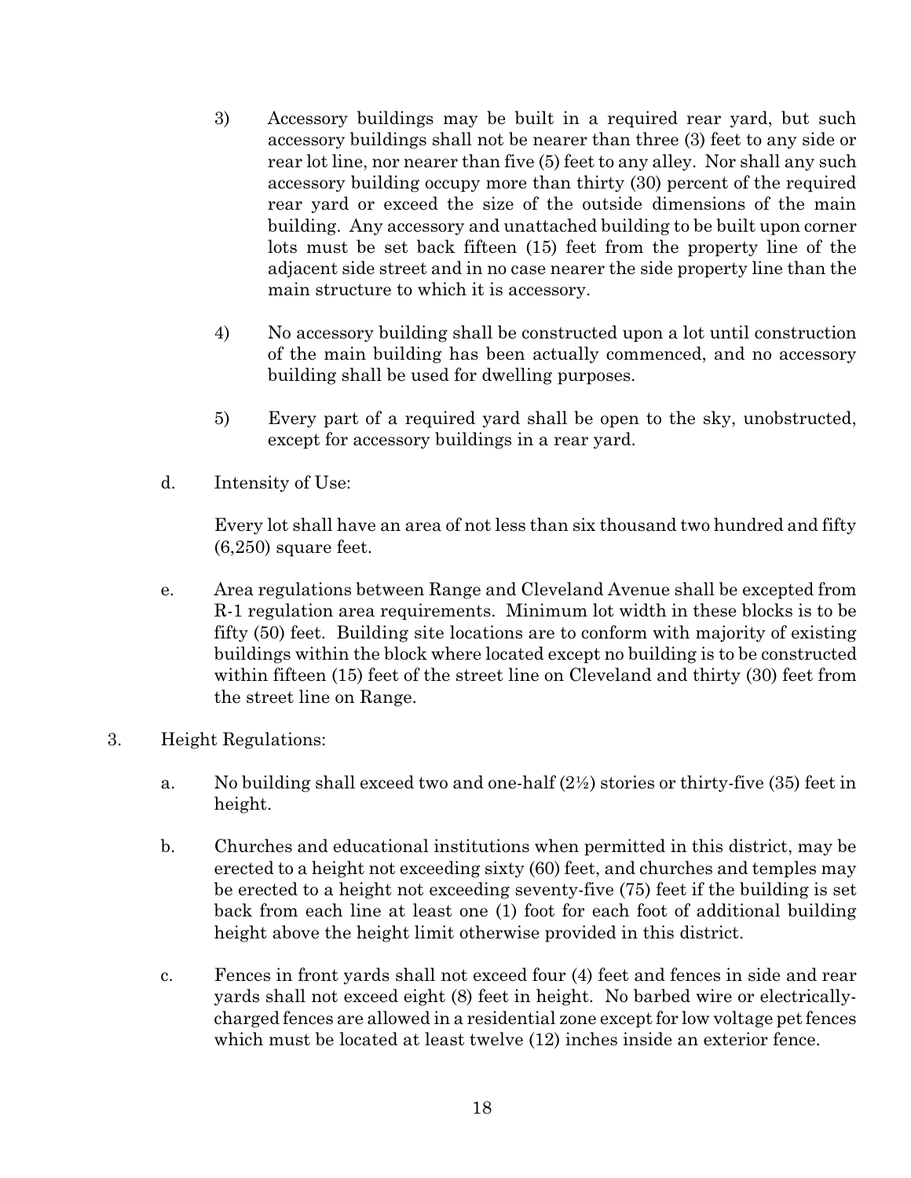3) Accessory buildings may be built in a required rear yard, but such accessory buildings shall not be nearer than three (3) feet to any side or rear lot line, nor nearer than five (5) feet to any alley. Nor shall any such accessory building occupy more than thirty (30) percent of the required rear yard or exceed the size of the outside dimensions of the main building. Any accessory and unattached building to be built upon corner lots must be set back fifteen (15) feet from the property line of the adjacent side street and in no case nearer the side property line than the main structure to which it is accessory.

4) No accessory building shall be constructed upon a lot until construction of the main building has been actually commenced, and no accessory building shall be used for dwelling purposes.

5) Every part of a required yard shall be open to the sky, unobstructed, except for accessory buildings in a rear yard.

d. Intensity of Use:

Every lot shall have an area of not less than six thousand two hundred and fifty (6,250) square feet.

e. Area regulations between Range and Cleveland Avenue shall be excepted from R-1 regulation area requirements. Minimum lot width in these blocks is to be fifty (50) feet. Building site locations are to conform with majority of existing buildings within the block where located except no building is to be constructed within fifteen (15) feet of the street line on Cleveland and thirty (30) feet from the street line on Range.

3. Height Regulations:

a. No building shall exceed two and one-half (2½) stories or thirty-five (35) feet in height.

b. Churches and educational institutions when permitted in this district, may be erected to a height not exceeding sixty (60) feet, and churches and temples may be erected to a height not exceeding seventy-five (75) feet if the building is set back from each line at least one (1) foot for each foot of additional building height above the height limit otherwise provided in this district.

c. Fences in front yards shall not exceed four (4) feet and fences in side and rear yards shall not exceed eight (8) feet in height. No barbed wire or electrically-charged fences are allowed in a residential zone except for low voltage pet fences which must be located at least twelve (12) inches inside an exterior fence.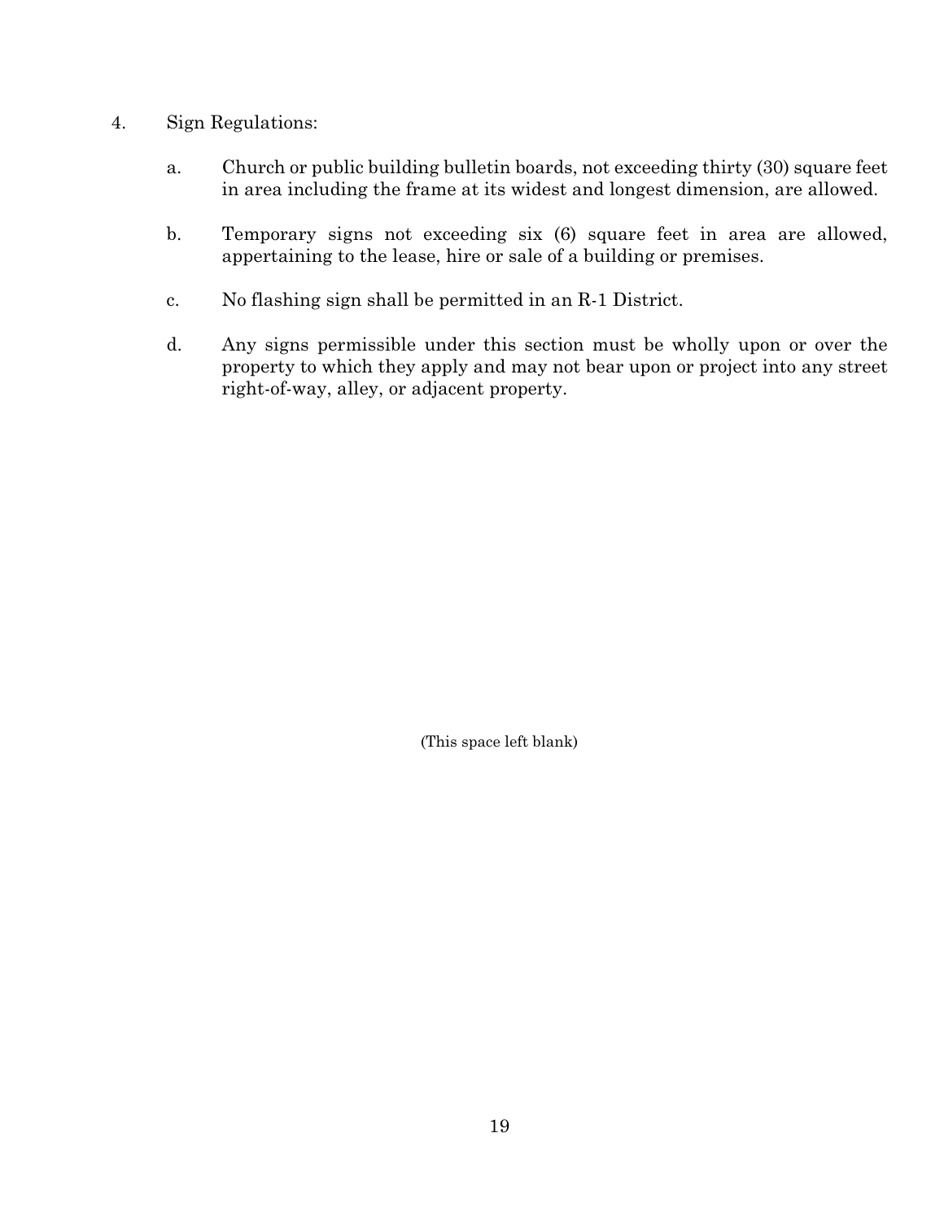4. Sign Regulations:

   a. Church or public building bulletin boards, not exceeding thirty (30) square feet in area including the frame at its widest and longest dimension, are allowed.

   b. Temporary signs not exceeding six (6) square feet in area are allowed, appertaining to the lease, hire or sale of a building or premises.

   c. No flashing sign shall be permitted in an R-1 District.

   d. Any signs permissible under this section must be wholly upon or over the property to which they apply and may not bear upon or project into any street right-of-way, alley, or adjacent property.

(This space left blank)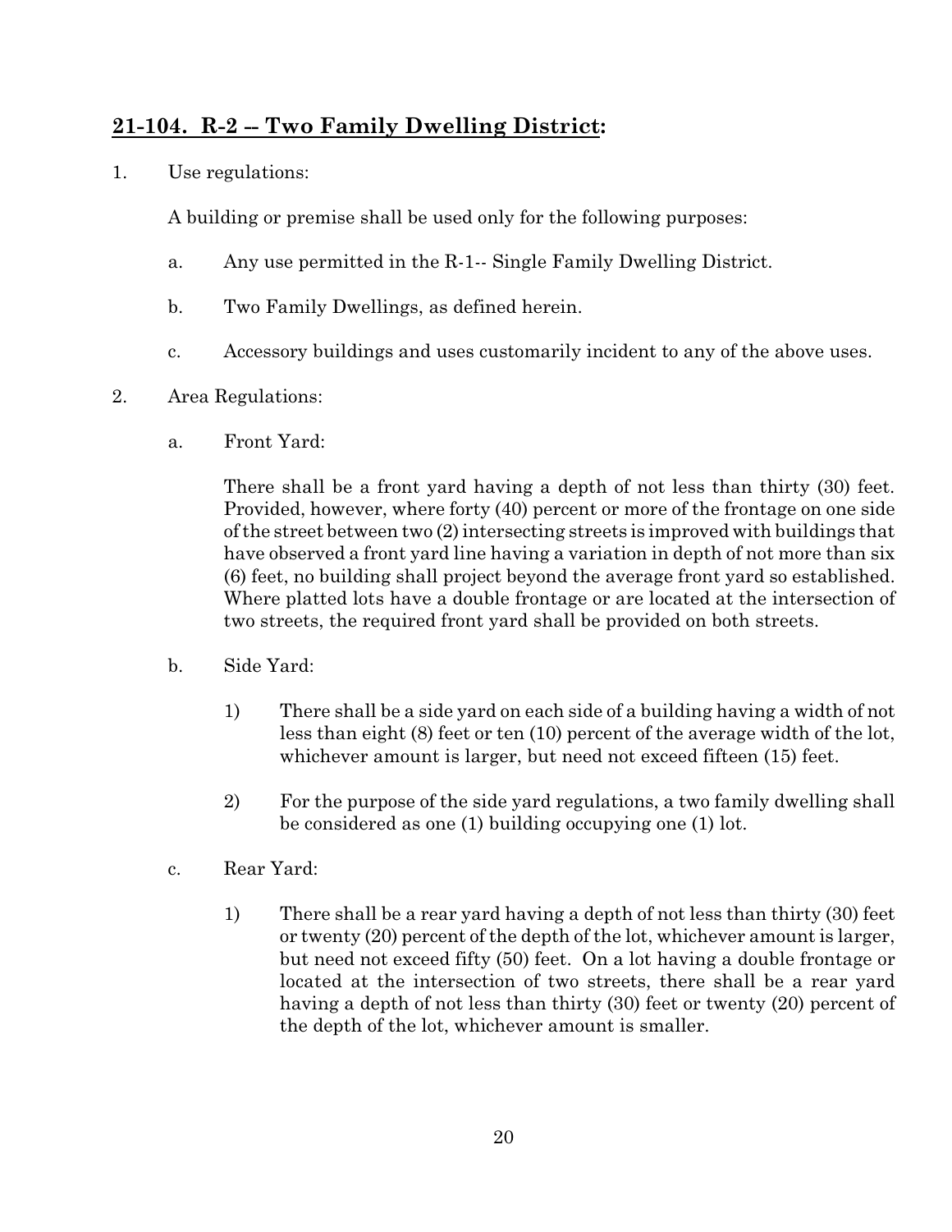## **21-104. R-2 -- Two Family Dwelling District:**

1. Use regulations:

   A building or premise shall be used only for the following purposes:

   a. Any use permitted in the R-1-- Single Family Dwelling District.

   b. Two Family Dwellings, as defined herein.

   c. Accessory buildings and uses customarily incident to any of the above uses.

2. Area Regulations:

   a. Front Yard:

      There shall be a front yard having a depth of not less than thirty (30) feet. Provided, however, where forty (40) percent or more of the frontage on one side of the street between two (2) intersecting streets is improved with buildings that have observed a front yard line having a variation in depth of not more than six (6) feet, no building shall project beyond the average front yard so established. Where platted lots have a double frontage or are located at the intersection of two streets, the required front yard shall be provided on both streets.

   b. Side Yard:

      1) There shall be a side yard on each side of a building having a width of not less than eight (8) feet or ten (10) percent of the average width of the lot, whichever amount is larger, but need not exceed fifteen (15) feet.

      2) For the purpose of the side yard regulations, a two family dwelling shall be considered as one (1) building occupying one (1) lot.

   c. Rear Yard:

      1) There shall be a rear yard having a depth of not less than thirty (30) feet or twenty (20) percent of the depth of the lot, whichever amount is larger, but need not exceed fifty (50) feet. On a lot having a double frontage or located at the intersection of two streets, there shall be a rear yard having a depth of not less than thirty (30) feet or twenty (20) percent of the depth of the lot, whichever amount is smaller.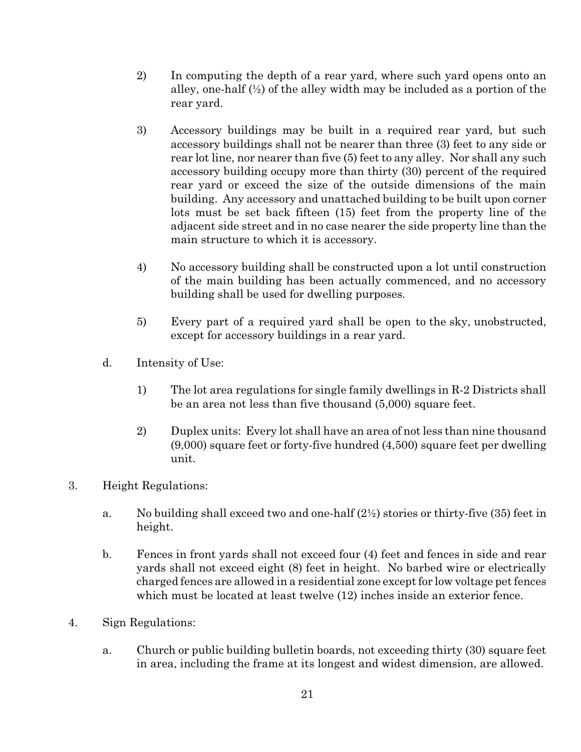2) In computing the depth of a rear yard, where such yard opens onto an alley, one-half (½) of the alley width may be included as a portion of the rear yard.

3) Accessory buildings may be built in a required rear yard, but such accessory buildings shall not be nearer than three (3) feet to any side or rear lot line, nor nearer than five (5) feet to any alley. Nor shall any such accessory building occupy more than thirty (30) percent of the required rear yard or exceed the size of the outside dimensions of the main building. Any accessory and unattached building to be built upon corner lots must be set back fifteen (15) feet from the property line of the adjacent side street and in no case nearer the side property line than the main structure to which it is accessory.

4) No accessory building shall be constructed upon a lot until construction of the main building has been actually commenced, and no accessory building shall be used for dwelling purposes.

5) Every part of a required yard shall be open to the sky, unobstructed, except for accessory buildings in a rear yard.

d. Intensity of Use:

1) The lot area regulations for single family dwellings in R-2 Districts shall be an area not less than five thousand (5,000) square feet.

2) Duplex units: Every lot shall have an area of not less than nine thousand (9,000) square feet or forty-five hundred (4,500) square feet per dwelling unit.

3. Height Regulations:

a. No building shall exceed two and one-half (2½) stories or thirty-five (35) feet in height.

b. Fences in front yards shall not exceed four (4) feet and fences in side and rear yards shall not exceed eight (8) feet in height. No barbed wire or electrically charged fences are allowed in a residential zone except for low voltage pet fences which must be located at least twelve (12) inches inside an exterior fence.

4. Sign Regulations:

a. Church or public building bulletin boards, not exceeding thirty (30) square feet in area, including the frame at its longest and widest dimension, are allowed.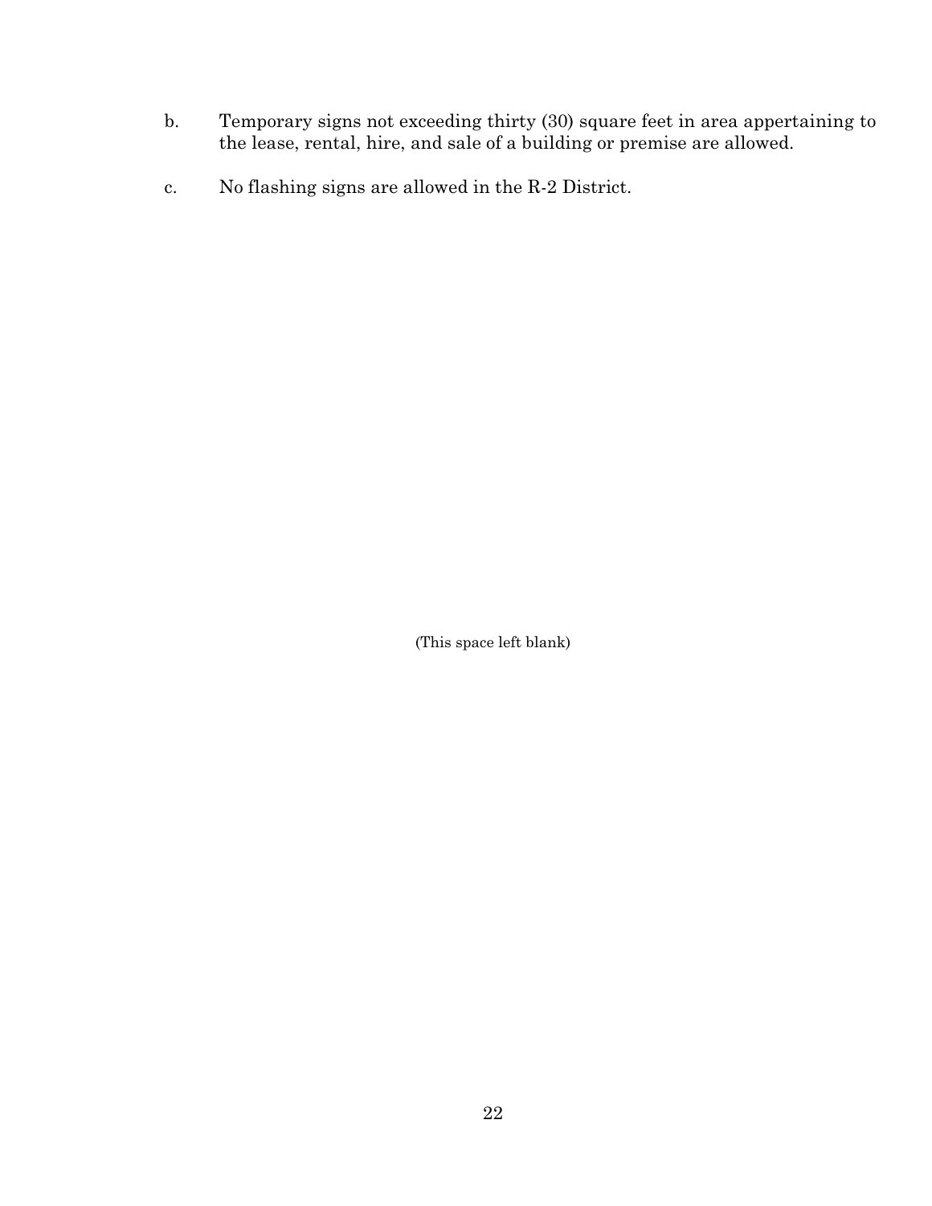b. Temporary signs not exceeding thirty (30) square feet in area appertaining to the lease, rental, hire, and sale of a building or premise are allowed.

c. No flashing signs are allowed in the R-2 District.

(This space left blank)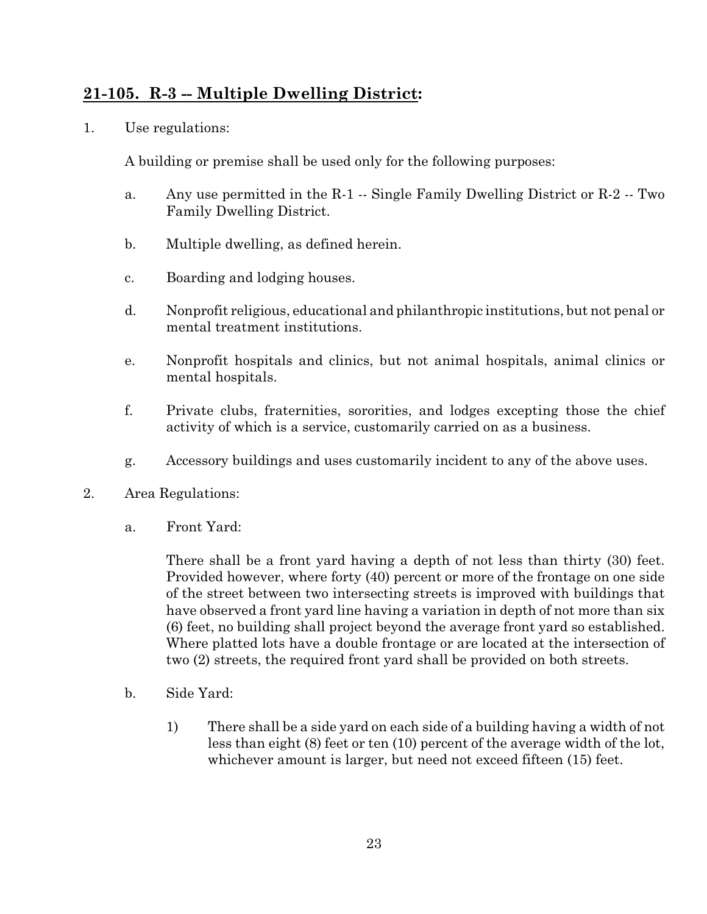## **21-105. R-3 -- Multiple Dwelling District:**

1. Use regulations:

   A building or premise shall be used only for the following purposes:

   a. Any use permitted in the R-1 -- Single Family Dwelling District or R-2 -- Two Family Dwelling District.

   b. Multiple dwelling, as defined herein.

   c. Boarding and lodging houses.

   d. Nonprofit religious, educational and philanthropic institutions, but not penal or mental treatment institutions.

   e. Nonprofit hospitals and clinics, but not animal hospitals, animal clinics or mental hospitals.

   f. Private clubs, fraternities, sororities, and lodges excepting those the chief activity of which is a service, customarily carried on as a business.

   g. Accessory buildings and uses customarily incident to any of the above uses.

2. Area Regulations:

   a. Front Yard:

      There shall be a front yard having a depth of not less than thirty (30) feet. Provided however, where forty (40) percent or more of the frontage on one side of the street between two intersecting streets is improved with buildings that have observed a front yard line having a variation in depth of not more than six (6) feet, no building shall project beyond the average front yard so established. Where platted lots have a double frontage or are located at the intersection of two (2) streets, the required front yard shall be provided on both streets.

   b. Side Yard:

      1) There shall be a side yard on each side of a building having a width of not less than eight (8) feet or ten (10) percent of the average width of the lot, whichever amount is larger, but need not exceed fifteen (15) feet.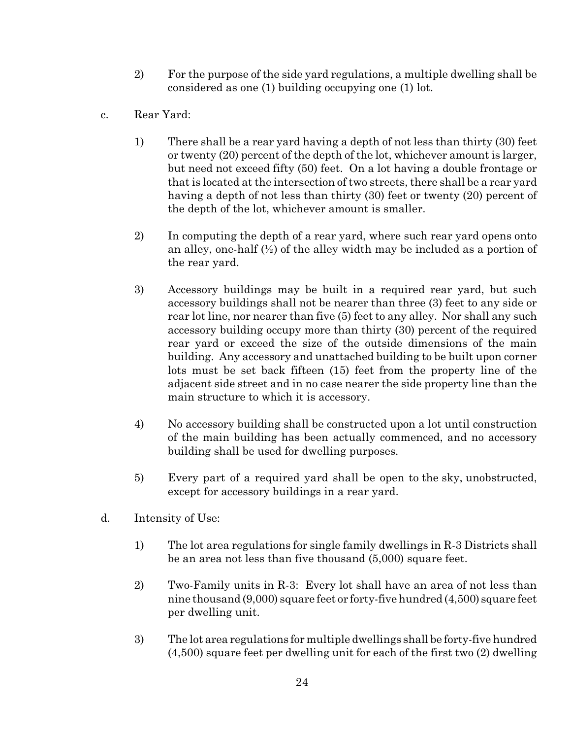2) For the purpose of the side yard regulations, a multiple dwelling shall be considered as one (1) building occupying one (1) lot.

c. Rear Yard:

1) There shall be a rear yard having a depth of not less than thirty (30) feet or twenty (20) percent of the depth of the lot, whichever amount is larger, but need not exceed fifty (50) feet. On a lot having a double frontage or that is located at the intersection of two streets, there shall be a rear yard having a depth of not less than thirty (30) feet or twenty (20) percent of the depth of the lot, whichever amount is smaller.

2) In computing the depth of a rear yard, where such rear yard opens onto an alley, one-half (½) of the alley width may be included as a portion of the rear yard.

3) Accessory buildings may be built in a required rear yard, but such accessory buildings shall not be nearer than three (3) feet to any side or rear lot line, nor nearer than five (5) feet to any alley. Nor shall any such accessory building occupy more than thirty (30) percent of the required rear yard or exceed the size of the outside dimensions of the main building. Any accessory and unattached building to be built upon corner lots must be set back fifteen (15) feet from the property line of the adjacent side street and in no case nearer the side property line than the main structure to which it is accessory.

4) No accessory building shall be constructed upon a lot until construction of the main building has been actually commenced, and no accessory building shall be used for dwelling purposes.

5) Every part of a required yard shall be open to the sky, unobstructed, except for accessory buildings in a rear yard.

d. Intensity of Use:

1) The lot area regulations for single family dwellings in R-3 Districts shall be an area not less than five thousand (5,000) square feet.

2) Two-Family units in R-3: Every lot shall have an area of not less than nine thousand (9,000) square feet or forty-five hundred (4,500) square feet per dwelling unit.

3) The lot area regulations for multiple dwellings shall be forty-five hundred (4,500) square feet per dwelling unit for each of the first two (2) dwelling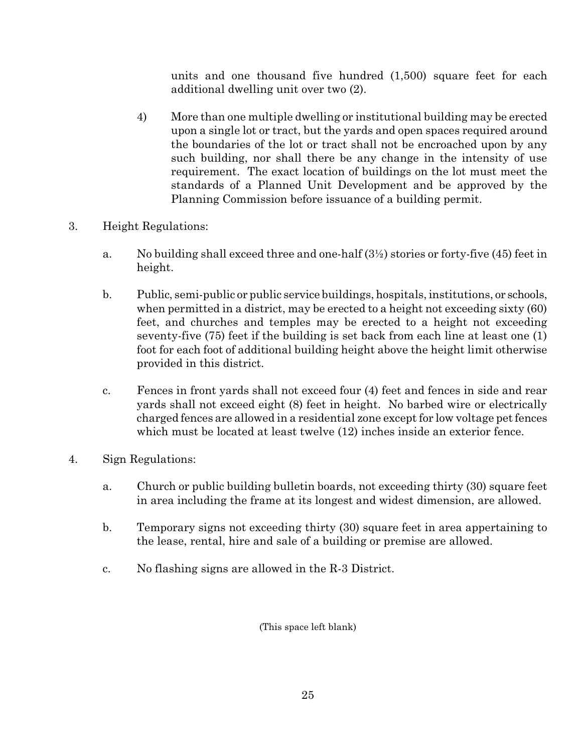units and one thousand five hundred (1,500) square feet for each additional dwelling unit over two (2).

4) More than one multiple dwelling or institutional building may be erected upon a single lot or tract, but the yards and open spaces required around the boundaries of the lot or tract shall not be encroached upon by any such building, nor shall there be any change in the intensity of use requirement. The exact location of buildings on the lot must meet the standards of a Planned Unit Development and be approved by the Planning Commission before issuance of a building permit.

3. Height Regulations:

a. No building shall exceed three and one-half (3½) stories or forty-five (45) feet in height.

b. Public, semi-public or public service buildings, hospitals, institutions, or schools, when permitted in a district, may be erected to a height not exceeding sixty (60) feet, and churches and temples may be erected to a height not exceeding seventy-five (75) feet if the building is set back from each line at least one (1) foot for each foot of additional building height above the height limit otherwise provided in this district.

c. Fences in front yards shall not exceed four (4) feet and fences in side and rear yards shall not exceed eight (8) feet in height. No barbed wire or electrically charged fences are allowed in a residential zone except for low voltage pet fences which must be located at least twelve (12) inches inside an exterior fence.

4. Sign Regulations:

a. Church or public building bulletin boards, not exceeding thirty (30) square feet in area including the frame at its longest and widest dimension, are allowed.

b. Temporary signs not exceeding thirty (30) square feet in area appertaining to the lease, rental, hire and sale of a building or premise are allowed.

c. No flashing signs are allowed in the R-3 District.

(This space left blank)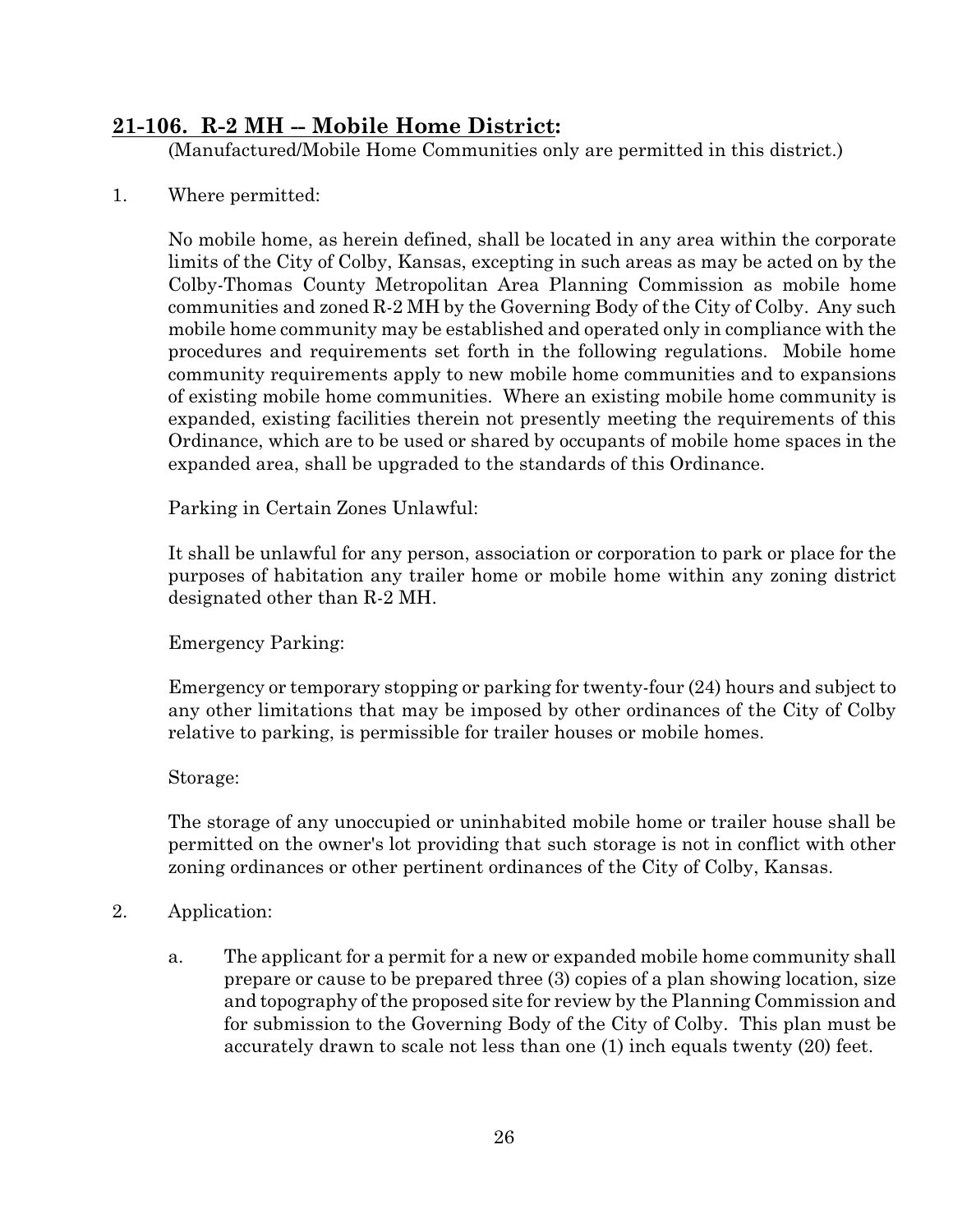## **21-106. R-2 MH -- Mobile Home District:**

(Manufactured/Mobile Home Communities only are permitted in this district.)

1. Where permitted:

   No mobile home, as herein defined, shall be located in any area within the corporate limits of the City of Colby, Kansas, excepting in such areas as may be acted on by the Colby-Thomas County Metropolitan Area Planning Commission as mobile home communities and zoned R-2 MH by the Governing Body of the City of Colby. Any such mobile home community may be established and operated only in compliance with the procedures and requirements set forth in the following regulations. Mobile home community requirements apply to new mobile home communities and to expansions of existing mobile home communities. Where an existing mobile home community is expanded, existing facilities therein not presently meeting the requirements of this Ordinance, which are to be used or shared by occupants of mobile home spaces in the expanded area, shall be upgraded to the standards of this Ordinance.

   Parking in Certain Zones Unlawful:

   It shall be unlawful for any person, association or corporation to park or place for the purposes of habitation any trailer home or mobile home within any zoning district designated other than R-2 MH.

   Emergency Parking:

   Emergency or temporary stopping or parking for twenty-four (24) hours and subject to any other limitations that may be imposed by other ordinances of the City of Colby relative to parking, is permissible for trailer houses or mobile homes.

   Storage:

   The storage of any unoccupied or uninhabited mobile home or trailer house shall be permitted on the owner's lot providing that such storage is not in conflict with other zoning ordinances or other pertinent ordinances of the City of Colby, Kansas.

2. Application:

   a. The applicant for a permit for a new or expanded mobile home community shall prepare or cause to be prepared three (3) copies of a plan showing location, size and topography of the proposed site for review by the Planning Commission and for submission to the Governing Body of the City of Colby. This plan must be accurately drawn to scale not less than one (1) inch equals twenty (20) feet.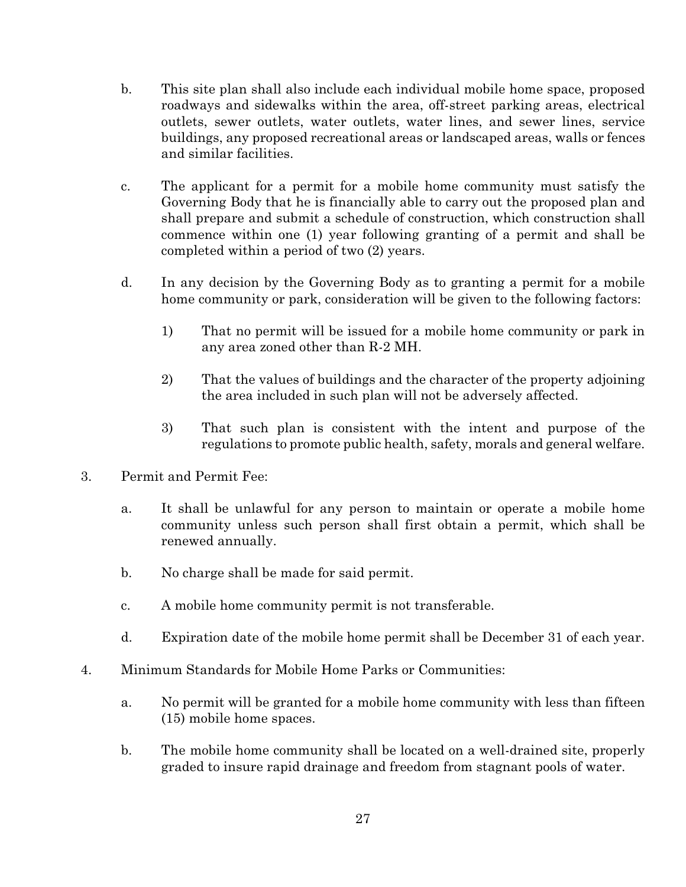b. This site plan shall also include each individual mobile home space, proposed roadways and sidewalks within the area, off-street parking areas, electrical outlets, sewer outlets, water outlets, water lines, and sewer lines, service buildings, any proposed recreational areas or landscaped areas, walls or fences and similar facilities.

c. The applicant for a permit for a mobile home community must satisfy the Governing Body that he is financially able to carry out the proposed plan and shall prepare and submit a schedule of construction, which construction shall commence within one (1) year following granting of a permit and shall be completed within a period of two (2) years.

d. In any decision by the Governing Body as to granting a permit for a mobile home community or park, consideration will be given to the following factors:

   1) That no permit will be issued for a mobile home community or park in any area zoned other than R-2 MH.

   2) That the values of buildings and the character of the property adjoining the area included in such plan will not be adversely affected.

   3) That such plan is consistent with the intent and purpose of the regulations to promote public health, safety, morals and general welfare.

3. Permit and Permit Fee:

   a. It shall be unlawful for any person to maintain or operate a mobile home community unless such person shall first obtain a permit, which shall be renewed annually.

   b. No charge shall be made for said permit.

   c. A mobile home community permit is not transferable.

   d. Expiration date of the mobile home permit shall be December 31 of each year.

4. Minimum Standards for Mobile Home Parks or Communities:

   a. No permit will be granted for a mobile home community with less than fifteen (15) mobile home spaces.

   b. The mobile home community shall be located on a well-drained site, properly graded to insure rapid drainage and freedom from stagnant pools of water.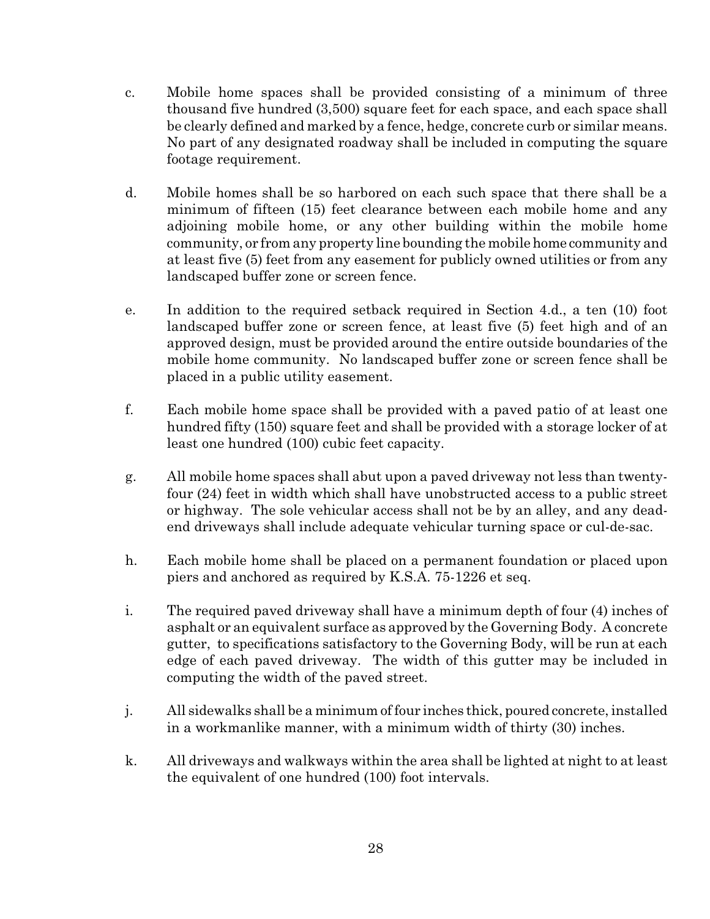c. Mobile home spaces shall be provided consisting of a minimum of three thousand five hundred (3,500) square feet for each space, and each space shall be clearly defined and marked by a fence, hedge, concrete curb or similar means. No part of any designated roadway shall be included in computing the square footage requirement.

d. Mobile homes shall be so harbored on each such space that there shall be a minimum of fifteen (15) feet clearance between each mobile home and any adjoining mobile home, or any other building within the mobile home community, or from any property line bounding the mobile home community and at least five (5) feet from any easement for publicly owned utilities or from any landscaped buffer zone or screen fence.

e. In addition to the required setback required in Section 4.d., a ten (10) foot landscaped buffer zone or screen fence, at least five (5) feet high and of an approved design, must be provided around the entire outside boundaries of the mobile home community. No landscaped buffer zone or screen fence shall be placed in a public utility easement.

f. Each mobile home space shall be provided with a paved patio of at least one hundred fifty (150) square feet and shall be provided with a storage locker of at least one hundred (100) cubic feet capacity.

g. All mobile home spaces shall abut upon a paved driveway not less than twenty-four (24) feet in width which shall have unobstructed access to a public street or highway. The sole vehicular access shall not be by an alley, and any dead-end driveways shall include adequate vehicular turning space or cul-de-sac.

h. Each mobile home shall be placed on a permanent foundation or placed upon piers and anchored as required by K.S.A. 75-1226 et seq.

i. The required paved driveway shall have a minimum depth of four (4) inches of asphalt or an equivalent surface as approved by the Governing Body. A concrete gutter, to specifications satisfactory to the Governing Body, will be run at each edge of each paved driveway. The width of this gutter may be included in computing the width of the paved street.

j. All sidewalks shall be a minimum of four inches thick, poured concrete, installed in a workmanlike manner, with a minimum width of thirty (30) inches.

k. All driveways and walkways within the area shall be lighted at night to at least the equivalent of one hundred (100) foot intervals.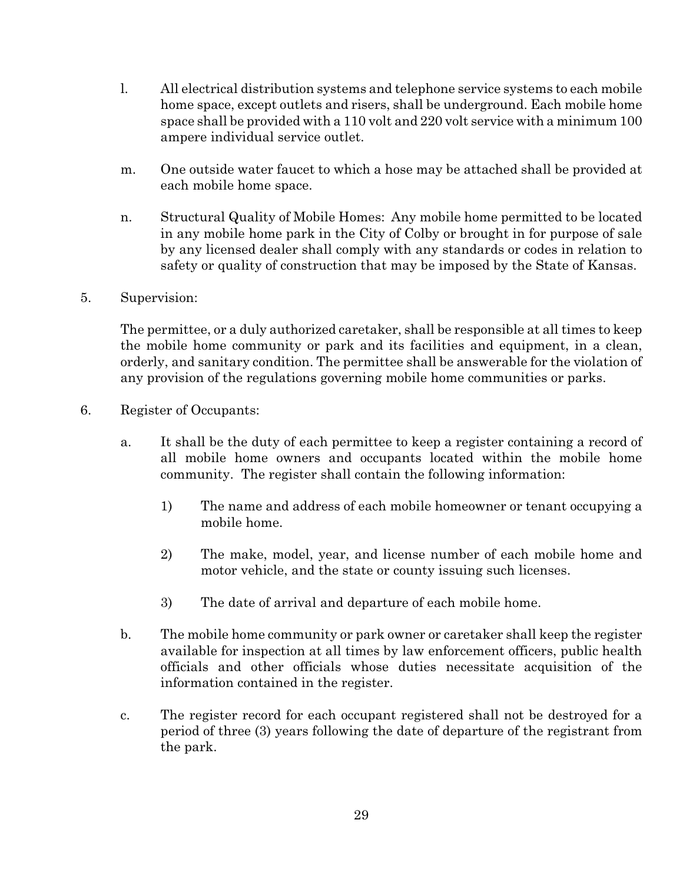l. All electrical distribution systems and telephone service systems to each mobile home space, except outlets and risers, shall be underground. Each mobile home space shall be provided with a 110 volt and 220 volt service with a minimum 100 ampere individual service outlet.

m. One outside water faucet to which a hose may be attached shall be provided at each mobile home space.

n. Structural Quality of Mobile Homes: Any mobile home permitted to be located in any mobile home park in the City of Colby or brought in for purpose of sale by any licensed dealer shall comply with any standards or codes in relation to safety or quality of construction that may be imposed by the State of Kansas.

5. Supervision:

The permittee, or a duly authorized caretaker, shall be responsible at all times to keep the mobile home community or park and its facilities and equipment, in a clean, orderly, and sanitary condition. The permittee shall be answerable for the violation of any provision of the regulations governing mobile home communities or parks.

6. Register of Occupants:

a. It shall be the duty of each permittee to keep a register containing a record of all mobile home owners and occupants located within the mobile home community. The register shall contain the following information:

   1) The name and address of each mobile homeowner or tenant occupying a mobile home.

   2) The make, model, year, and license number of each mobile home and motor vehicle, and the state or county issuing such licenses.

   3) The date of arrival and departure of each mobile home.

b. The mobile home community or park owner or caretaker shall keep the register available for inspection at all times by law enforcement officers, public health officials and other officials whose duties necessitate acquisition of the information contained in the register.

c. The register record for each occupant registered shall not be destroyed for a period of three (3) years following the date of departure of the registrant from the park.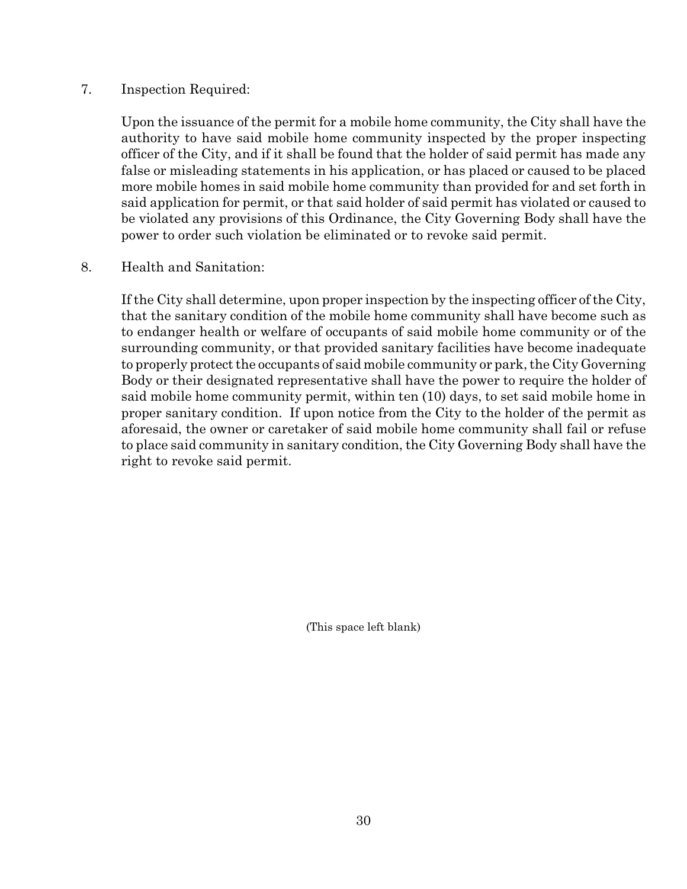7. Inspection Required:

   Upon the issuance of the permit for a mobile home community, the City shall have the authority to have said mobile home community inspected by the proper inspecting officer of the City, and if it shall be found that the holder of said permit has made any false or misleading statements in his application, or has placed or caused to be placed more mobile homes in said mobile home community than provided for and set forth in said application for permit, or that said holder of said permit has violated or caused to be violated any provisions of this Ordinance, the City Governing Body shall have the power to order such violation be eliminated or to revoke said permit.

8. Health and Sanitation:

   If the City shall determine, upon proper inspection by the inspecting officer of the City, that the sanitary condition of the mobile home community shall have become such as to endanger health or welfare of occupants of said mobile home community or of the surrounding community, or that provided sanitary facilities have become inadequate to properly protect the occupants of said mobile community or park, the City Governing Body or their designated representative shall have the power to require the holder of said mobile home community permit, within ten (10) days, to set said mobile home in proper sanitary condition. If upon notice from the City to the holder of the permit as aforesaid, the owner or caretaker of said mobile home community shall fail or refuse to place said community in sanitary condition, the City Governing Body shall have the right to revoke said permit.

(This space left blank)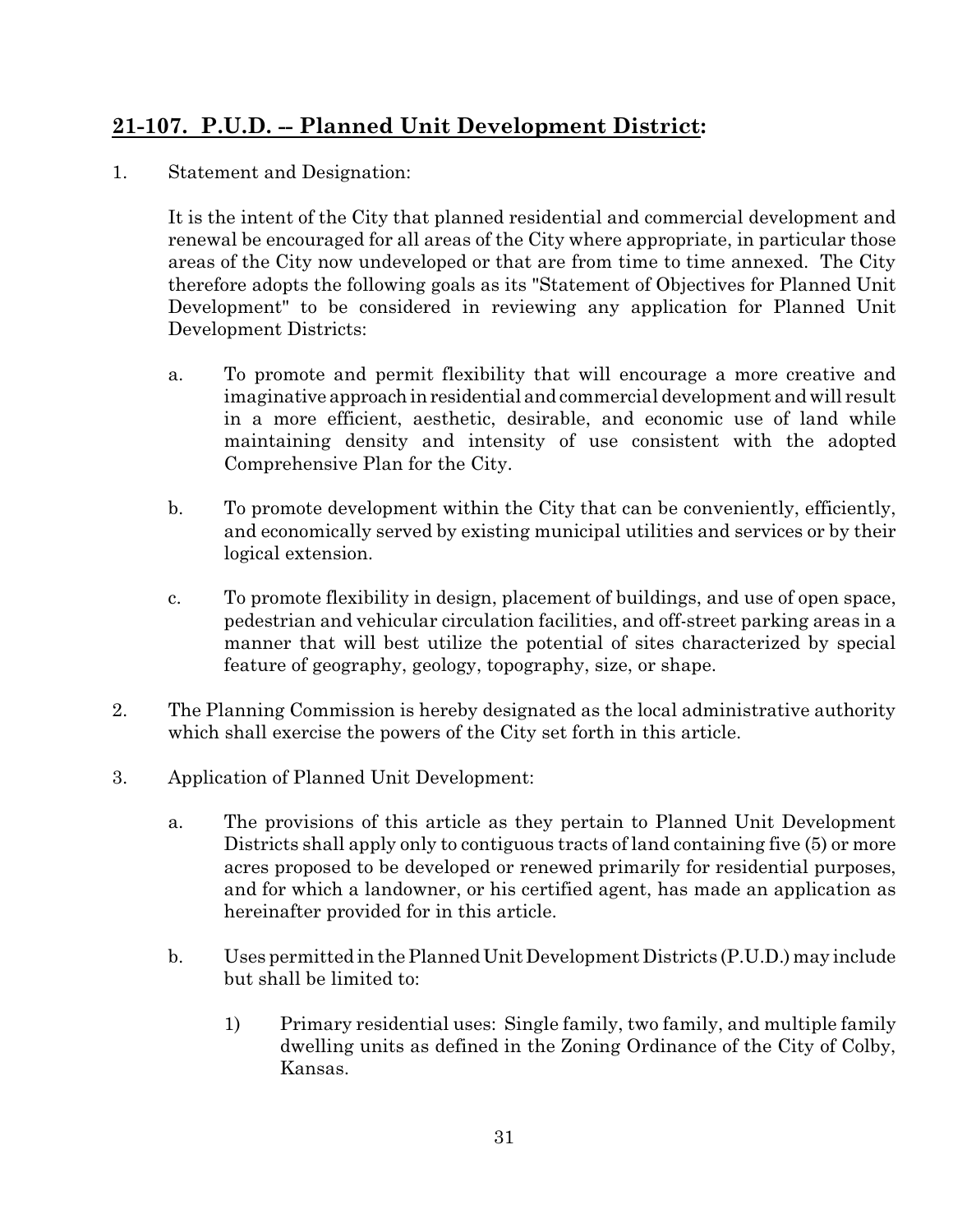## **21-107. P.U.D. -- Planned Unit Development District:**

1. Statement and Designation:

   It is the intent of the City that planned residential and commercial development and renewal be encouraged for all areas of the City where appropriate, in particular those areas of the City now undeveloped or that are from time to time annexed. The City therefore adopts the following goals as its "Statement of Objectives for Planned Unit Development" to be considered in reviewing any application for Planned Unit Development Districts:

   a. To promote and permit flexibility that will encourage a more creative and imaginative approach in residential and commercial development and will result in a more efficient, aesthetic, desirable, and economic use of land while maintaining density and intensity of use consistent with the adopted Comprehensive Plan for the City.

   b. To promote development within the City that can be conveniently, efficiently, and economically served by existing municipal utilities and services or by their logical extension.

   c. To promote flexibility in design, placement of buildings, and use of open space, pedestrian and vehicular circulation facilities, and off-street parking areas in a manner that will best utilize the potential of sites characterized by special feature of geography, geology, topography, size, or shape.

2. The Planning Commission is hereby designated as the local administrative authority which shall exercise the powers of the City set forth in this article.

3. Application of Planned Unit Development:

   a. The provisions of this article as they pertain to Planned Unit Development Districts shall apply only to contiguous tracts of land containing five (5) or more acres proposed to be developed or renewed primarily for residential purposes, and for which a landowner, or his certified agent, has made an application as hereinafter provided for in this article.

   b. Uses permitted in the Planned Unit Development Districts (P.U.D.) may include but shall be limited to:

      1) Primary residential uses: Single family, two family, and multiple family dwelling units as defined in the Zoning Ordinance of the City of Colby, Kansas.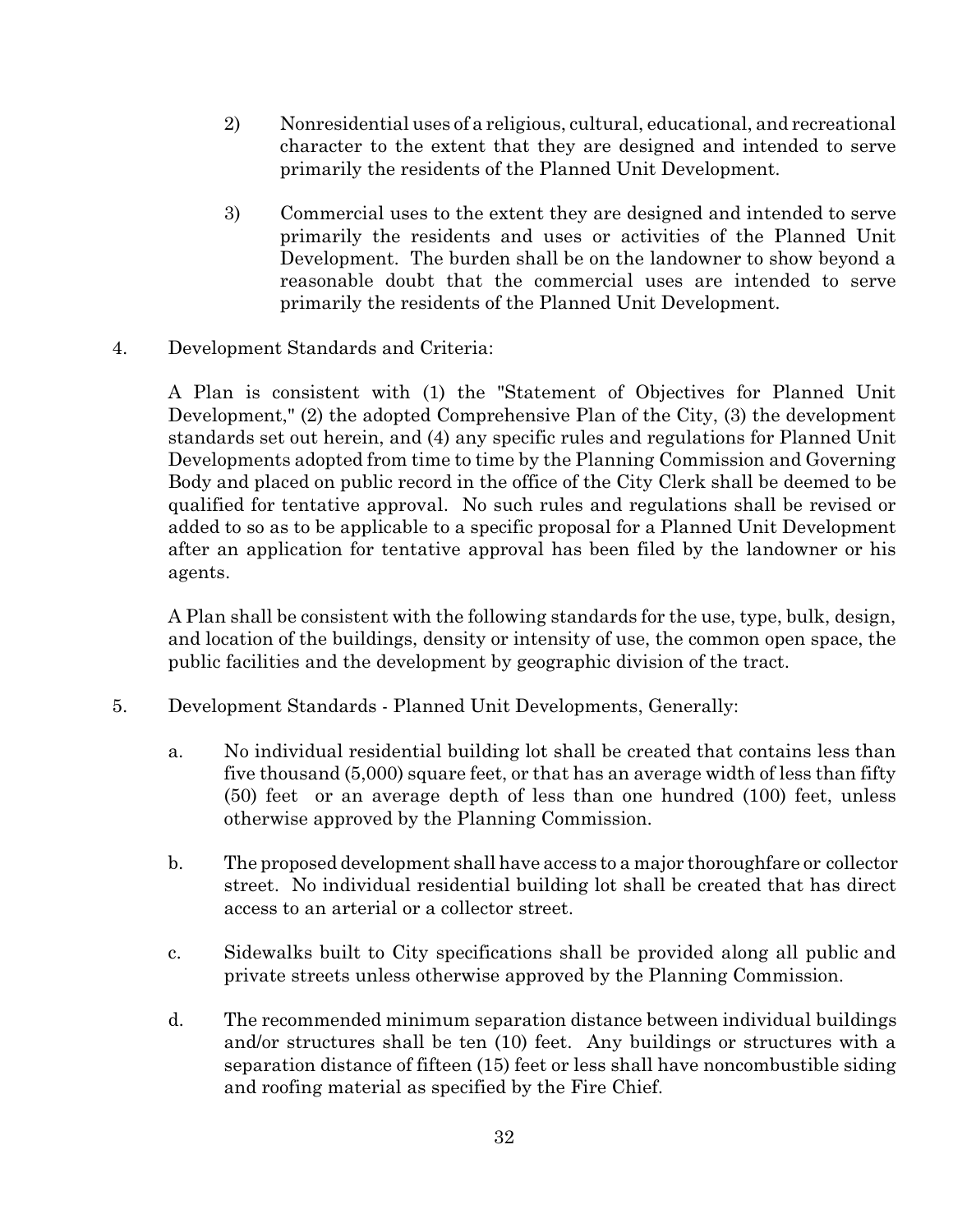2) Nonresidential uses of a religious, cultural, educational, and recreational character to the extent that they are designed and intended to serve primarily the residents of the Planned Unit Development.

3) Commercial uses to the extent they are designed and intended to serve primarily the residents and uses or activities of the Planned Unit Development. The burden shall be on the landowner to show beyond a reasonable doubt that the commercial uses are intended to serve primarily the residents of the Planned Unit Development.

4. Development Standards and Criteria:

A Plan is consistent with (1) the "Statement of Objectives for Planned Unit Development," (2) the adopted Comprehensive Plan of the City, (3) the development standards set out herein, and (4) any specific rules and regulations for Planned Unit Developments adopted from time to time by the Planning Commission and Governing Body and placed on public record in the office of the City Clerk shall be deemed to be qualified for tentative approval. No such rules and regulations shall be revised or added to so as to be applicable to a specific proposal for a Planned Unit Development after an application for tentative approval has been filed by the landowner or his agents.

A Plan shall be consistent with the following standards for the use, type, bulk, design, and location of the buildings, density or intensity of use, the common open space, the public facilities and the development by geographic division of the tract.

5. Development Standards - Planned Unit Developments, Generally:

a. No individual residential building lot shall be created that contains less than five thousand (5,000) square feet, or that has an average width of less than fifty (50) feet or an average depth of less than one hundred (100) feet, unless otherwise approved by the Planning Commission.

b. The proposed development shall have access to a major thoroughfare or collector street. No individual residential building lot shall be created that has direct access to an arterial or a collector street.

c. Sidewalks built to City specifications shall be provided along all public and private streets unless otherwise approved by the Planning Commission.

d. The recommended minimum separation distance between individual buildings and/or structures shall be ten (10) feet. Any buildings or structures with a separation distance of fifteen (15) feet or less shall have noncombustible siding and roofing material as specified by the Fire Chief.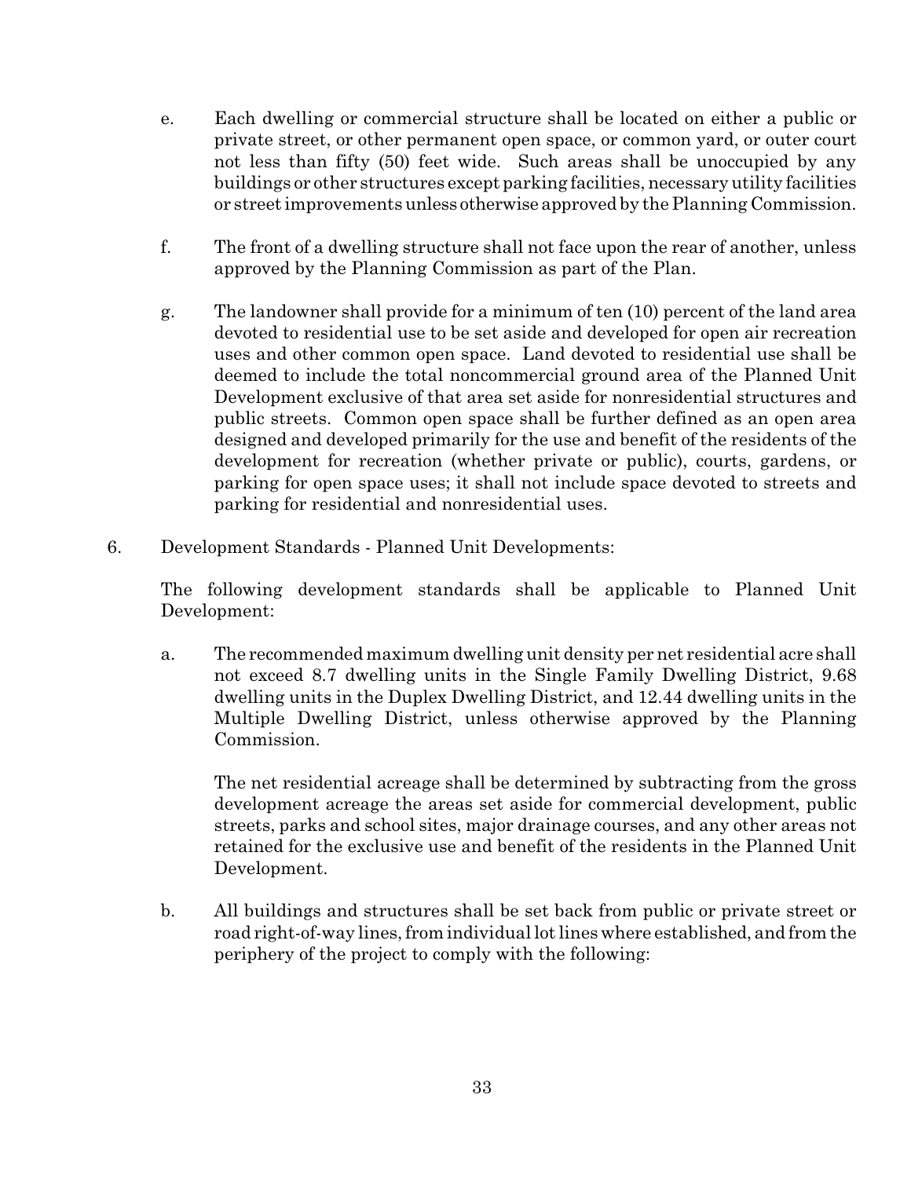e. Each dwelling or commercial structure shall be located on either a public or private street, or other permanent open space, or common yard, or outer court not less than fifty (50) feet wide. Such areas shall be unoccupied by any buildings or other structures except parking facilities, necessary utility facilities or street improvements unless otherwise approved by the Planning Commission.

f. The front of a dwelling structure shall not face upon the rear of another, unless approved by the Planning Commission as part of the Plan.

g. The landowner shall provide for a minimum of ten (10) percent of the land area devoted to residential use to be set aside and developed for open air recreation uses and other common open space. Land devoted to residential use shall be deemed to include the total noncommercial ground area of the Planned Unit Development exclusive of that area set aside for nonresidential structures and public streets. Common open space shall be further defined as an open area designed and developed primarily for the use and benefit of the residents of the development for recreation (whether private or public), courts, gardens, or parking for open space uses; it shall not include space devoted to streets and parking for residential and nonresidential uses.

6. Development Standards - Planned Unit Developments:

The following development standards shall be applicable to Planned Unit Development:

a. The recommended maximum dwelling unit density per net residential acre shall not exceed 8.7 dwelling units in the Single Family Dwelling District, 9.68 dwelling units in the Duplex Dwelling District, and 12.44 dwelling units in the Multiple Dwelling District, unless otherwise approved by the Planning Commission.

   The net residential acreage shall be determined by subtracting from the gross development acreage the areas set aside for commercial development, public streets, parks and school sites, major drainage courses, and any other areas not retained for the exclusive use and benefit of the residents in the Planned Unit Development.

b. All buildings and structures shall be set back from public or private street or road right-of-way lines, from individual lot lines where established, and from the periphery of the project to comply with the following: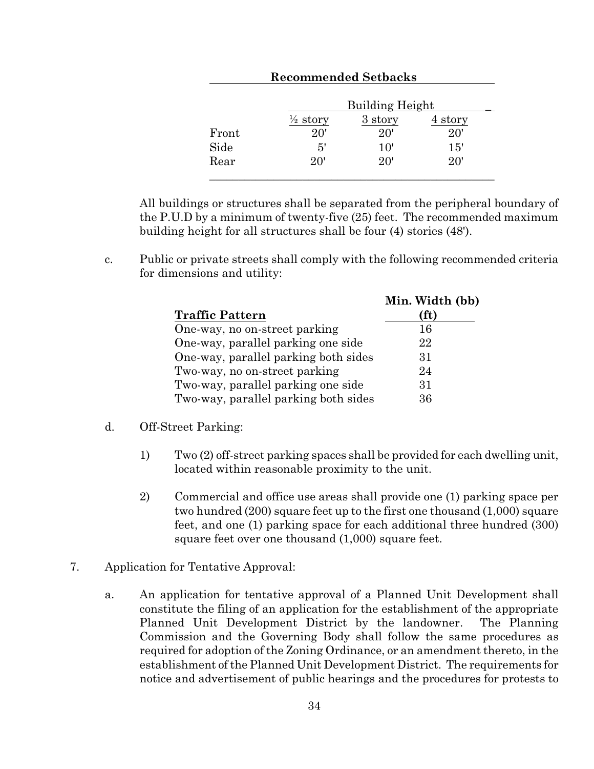**Recommended Setbacks**

| | Building Height | | |
|---|---|---|---|
| | ½ story | 3 story | 4 story |
| Front | 20' | 20' | 20' |
| Side | 5' | 10' | 15' |
| Rear | 20' | 20' | 20' |

All buildings or structures shall be separated from the peripheral boundary of the P.U.D by a minimum of twenty-five (25) feet. The recommended maximum building height for all structures shall be four (4) stories (48').

c. Public or private streets shall comply with the following recommended criteria for dimensions and utility:

| **Traffic Pattern** | **Min. Width (bb) (ft)** |
|---|---|
| One-way, no on-street parking | 16 |
| One-way, parallel parking one side | 22 |
| One-way, parallel parking both sides | 31 |
| Two-way, no on-street parking | 24 |
| Two-way, parallel parking one side | 31 |
| Two-way, parallel parking both sides | 36 |

d. Off-Street Parking:

1) Two (2) off-street parking spaces shall be provided for each dwelling unit, located within reasonable proximity to the unit.

2) Commercial and office use areas shall provide one (1) parking space per two hundred (200) square feet up to the first one thousand (1,000) square feet, and one (1) parking space for each additional three hundred (300) square feet over one thousand (1,000) square feet.

7. Application for Tentative Approval:

a. An application for tentative approval of a Planned Unit Development shall constitute the filing of an application for the establishment of the appropriate Planned Unit Development District by the landowner. The Planning Commission and the Governing Body shall follow the same procedures as required for adoption of the Zoning Ordinance, or an amendment thereto, in the establishment of the Planned Unit Development District. The requirements for notice and advertisement of public hearings and the procedures for protests to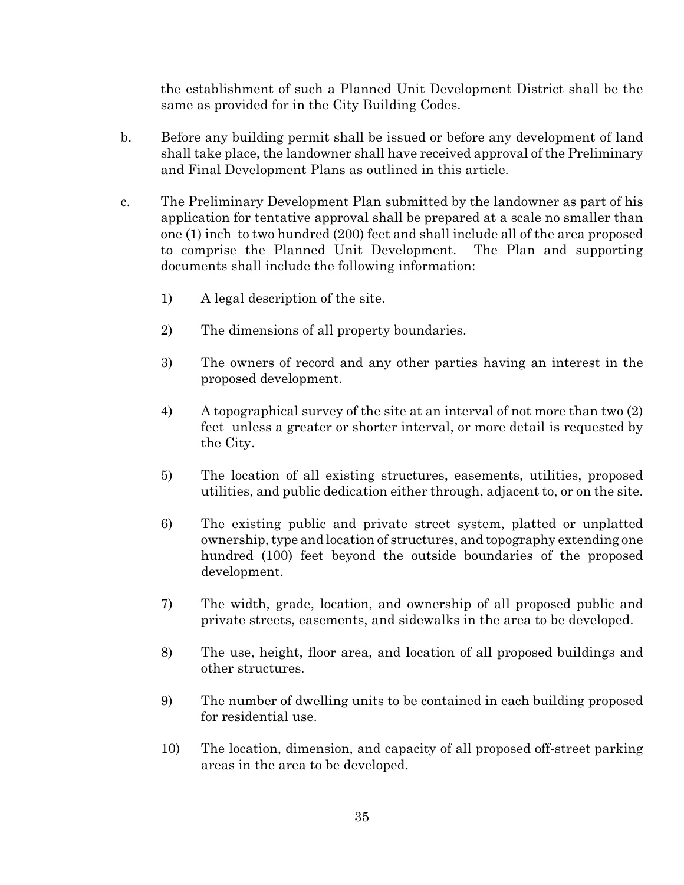the establishment of such a Planned Unit Development District shall be the same as provided for in the City Building Codes.

b. Before any building permit shall be issued or before any development of land shall take place, the landowner shall have received approval of the Preliminary and Final Development Plans as outlined in this article.

c. The Preliminary Development Plan submitted by the landowner as part of his application for tentative approval shall be prepared at a scale no smaller than one (1) inch to two hundred (200) feet and shall include all of the area proposed to comprise the Planned Unit Development. The Plan and supporting documents shall include the following information:

   1) A legal description of the site.

   2) The dimensions of all property boundaries.

   3) The owners of record and any other parties having an interest in the proposed development.

   4) A topographical survey of the site at an interval of not more than two (2) feet unless a greater or shorter interval, or more detail is requested by the City.

   5) The location of all existing structures, easements, utilities, proposed utilities, and public dedication either through, adjacent to, or on the site.

   6) The existing public and private street system, platted or unplatted ownership, type and location of structures, and topography extending one hundred (100) feet beyond the outside boundaries of the proposed development.

   7) The width, grade, location, and ownership of all proposed public and private streets, easements, and sidewalks in the area to be developed.

   8) The use, height, floor area, and location of all proposed buildings and other structures.

   9) The number of dwelling units to be contained in each building proposed for residential use.

   10) The location, dimension, and capacity of all proposed off-street parking areas in the area to be developed.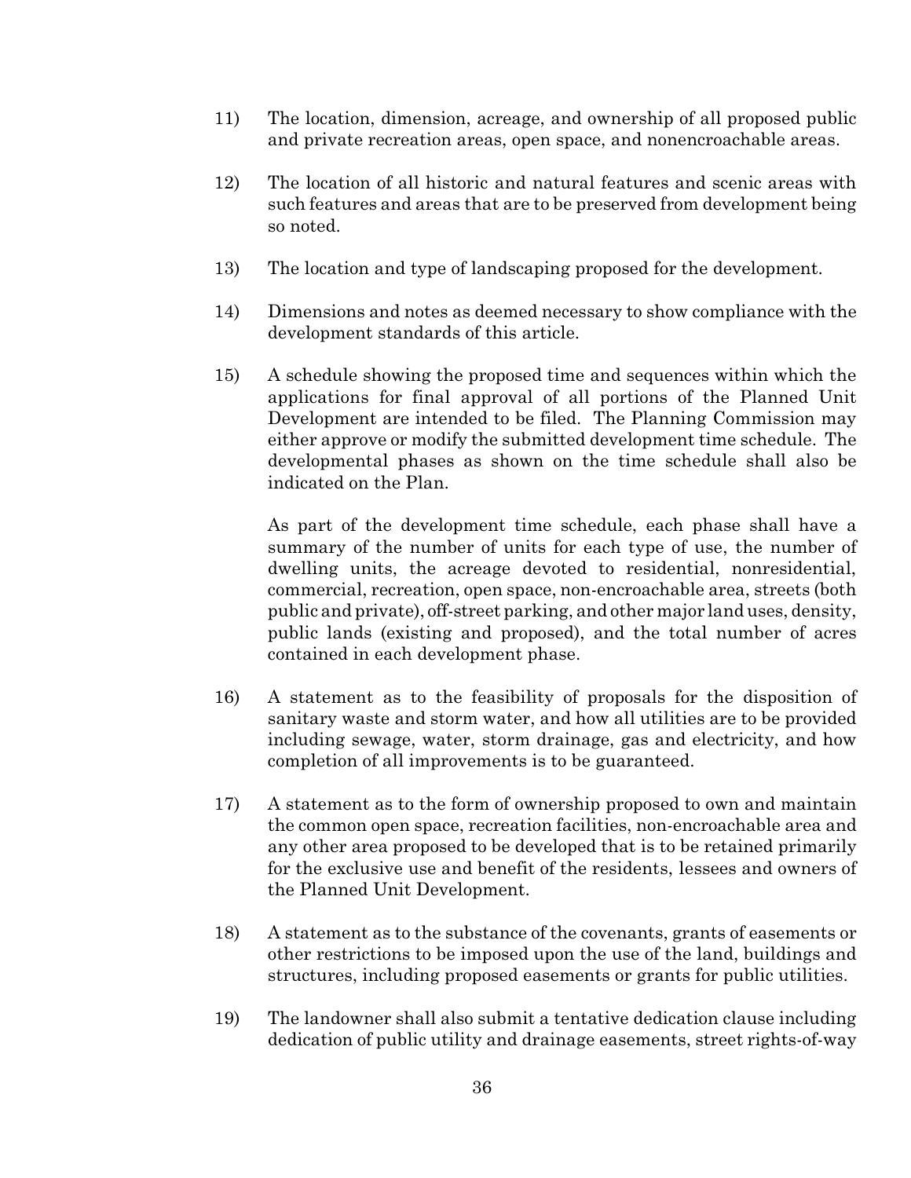11) The location, dimension, acreage, and ownership of all proposed public and private recreation areas, open space, and nonencroachable areas.

12) The location of all historic and natural features and scenic areas with such features and areas that are to be preserved from development being so noted.

13) The location and type of landscaping proposed for the development.

14) Dimensions and notes as deemed necessary to show compliance with the development standards of this article.

15) A schedule showing the proposed time and sequences within which the applications for final approval of all portions of the Planned Unit Development are intended to be filed. The Planning Commission may either approve or modify the submitted development time schedule. The developmental phases as shown on the time schedule shall also be indicated on the Plan.

    As part of the development time schedule, each phase shall have a summary of the number of units for each type of use, the number of dwelling units, the acreage devoted to residential, nonresidential, commercial, recreation, open space, non-encroachable area, streets (both public and private), off-street parking, and other major land uses, density, public lands (existing and proposed), and the total number of acres contained in each development phase.

16) A statement as to the feasibility of proposals for the disposition of sanitary waste and storm water, and how all utilities are to be provided including sewage, water, storm drainage, gas and electricity, and how completion of all improvements is to be guaranteed.

17) A statement as to the form of ownership proposed to own and maintain the common open space, recreation facilities, non-encroachable area and any other area proposed to be developed that is to be retained primarily for the exclusive use and benefit of the residents, lessees and owners of the Planned Unit Development.

18) A statement as to the substance of the covenants, grants of easements or other restrictions to be imposed upon the use of the land, buildings and structures, including proposed easements or grants for public utilities.

19) The landowner shall also submit a tentative dedication clause including dedication of public utility and drainage easements, street rights-of-way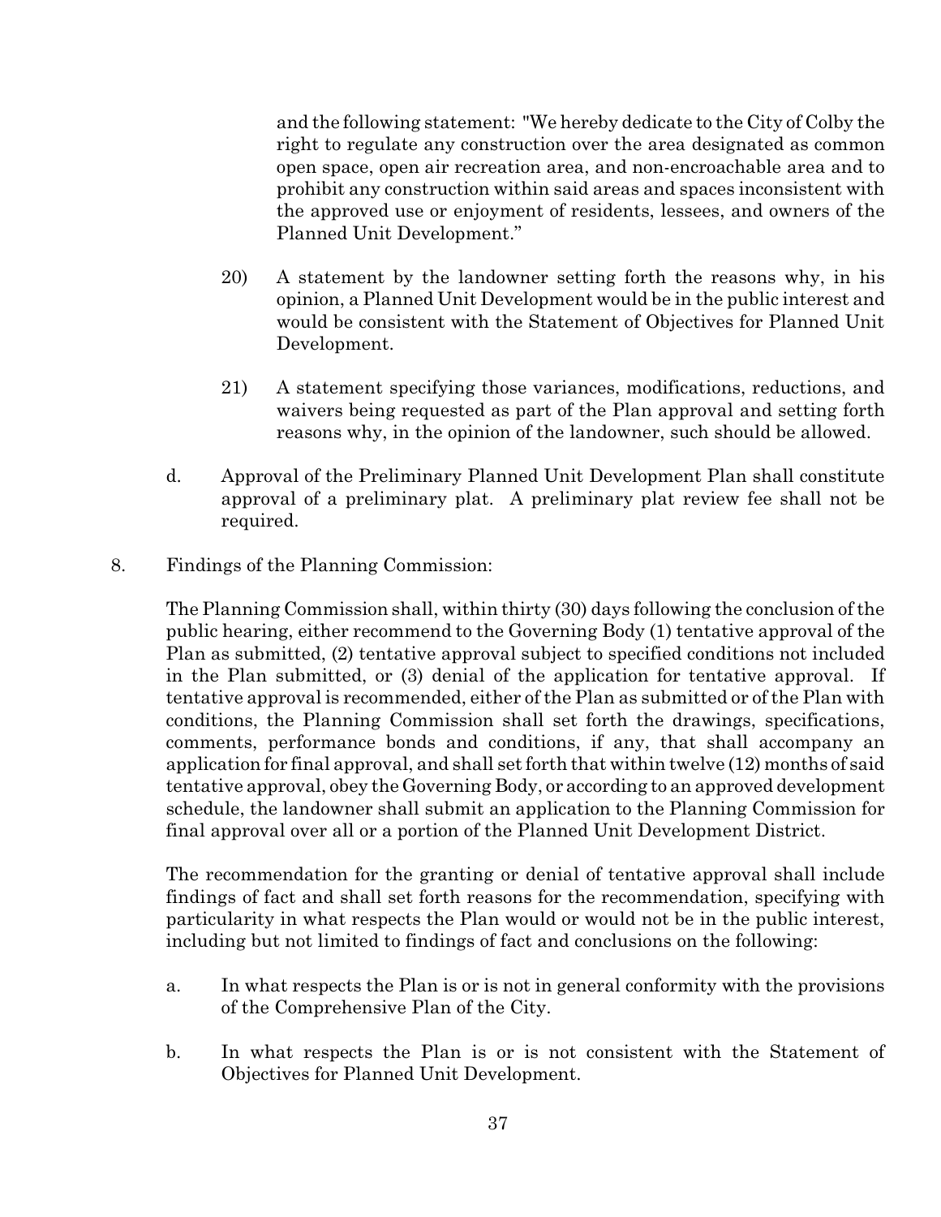and the following statement: "We hereby dedicate to the City of Colby the right to regulate any construction over the area designated as common open space, open air recreation area, and non-encroachable area and to prohibit any construction within said areas and spaces inconsistent with the approved use or enjoyment of residents, lessees, and owners of the Planned Unit Development."

20) A statement by the landowner setting forth the reasons why, in his opinion, a Planned Unit Development would be in the public interest and would be consistent with the Statement of Objectives for Planned Unit Development.

21) A statement specifying those variances, modifications, reductions, and waivers being requested as part of the Plan approval and setting forth reasons why, in the opinion of the landowner, such should be allowed.

d. Approval of the Preliminary Planned Unit Development Plan shall constitute approval of a preliminary plat. A preliminary plat review fee shall not be required.

8. Findings of the Planning Commission:

The Planning Commission shall, within thirty (30) days following the conclusion of the public hearing, either recommend to the Governing Body (1) tentative approval of the Plan as submitted, (2) tentative approval subject to specified conditions not included in the Plan submitted, or (3) denial of the application for tentative approval. If tentative approval is recommended, either of the Plan as submitted or of the Plan with conditions, the Planning Commission shall set forth the drawings, specifications, comments, performance bonds and conditions, if any, that shall accompany an application for final approval, and shall set forth that within twelve (12) months of said tentative approval, obey the Governing Body, or according to an approved development schedule, the landowner shall submit an application to the Planning Commission for final approval over all or a portion of the Planned Unit Development District.

The recommendation for the granting or denial of tentative approval shall include findings of fact and shall set forth reasons for the recommendation, specifying with particularity in what respects the Plan would or would not be in the public interest, including but not limited to findings of fact and conclusions on the following:

a. In what respects the Plan is or is not in general conformity with the provisions of the Comprehensive Plan of the City.

b. In what respects the Plan is or is not consistent with the Statement of Objectives for Planned Unit Development.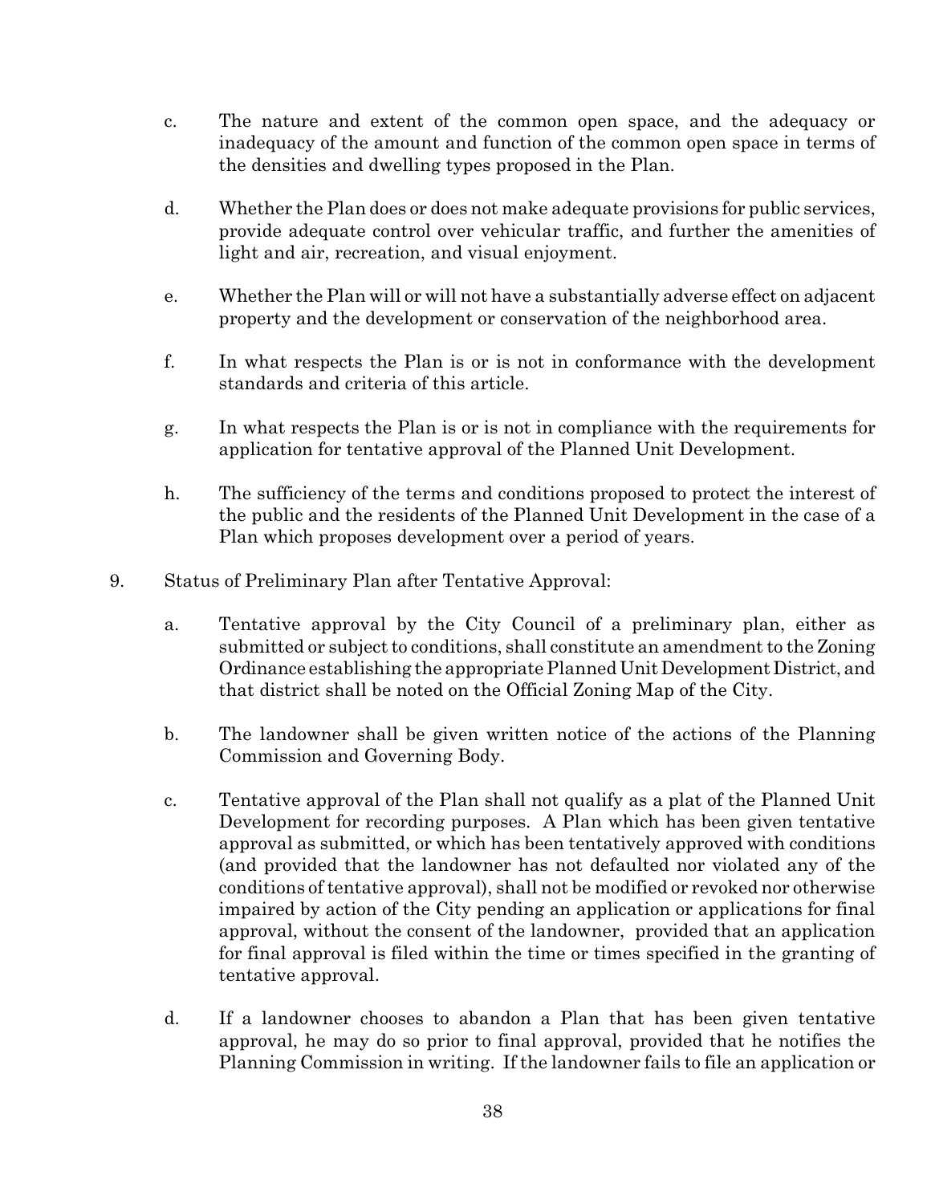c. The nature and extent of the common open space, and the adequacy or inadequacy of the amount and function of the common open space in terms of the densities and dwelling types proposed in the Plan.

d. Whether the Plan does or does not make adequate provisions for public services, provide adequate control over vehicular traffic, and further the amenities of light and air, recreation, and visual enjoyment.

e. Whether the Plan will or will not have a substantially adverse effect on adjacent property and the development or conservation of the neighborhood area.

f. In what respects the Plan is or is not in conformance with the development standards and criteria of this article.

g. In what respects the Plan is or is not in compliance with the requirements for application for tentative approval of the Planned Unit Development.

h. The sufficiency of the terms and conditions proposed to protect the interest of the public and the residents of the Planned Unit Development in the case of a Plan which proposes development over a period of years.

9. Status of Preliminary Plan after Tentative Approval:

   a. Tentative approval by the City Council of a preliminary plan, either as submitted or subject to conditions, shall constitute an amendment to the Zoning Ordinance establishing the appropriate Planned Unit Development District, and that district shall be noted on the Official Zoning Map of the City.

   b. The landowner shall be given written notice of the actions of the Planning Commission and Governing Body.

   c. Tentative approval of the Plan shall not qualify as a plat of the Planned Unit Development for recording purposes. A Plan which has been given tentative approval as submitted, or which has been tentatively approved with conditions (and provided that the landowner has not defaulted nor violated any of the conditions of tentative approval), shall not be modified or revoked nor otherwise impaired by action of the City pending an application or applications for final approval, without the consent of the landowner, provided that an application for final approval is filed within the time or times specified in the granting of tentative approval.

   d. If a landowner chooses to abandon a Plan that has been given tentative approval, he may do so prior to final approval, provided that he notifies the Planning Commission in writing. If the landowner fails to file an application or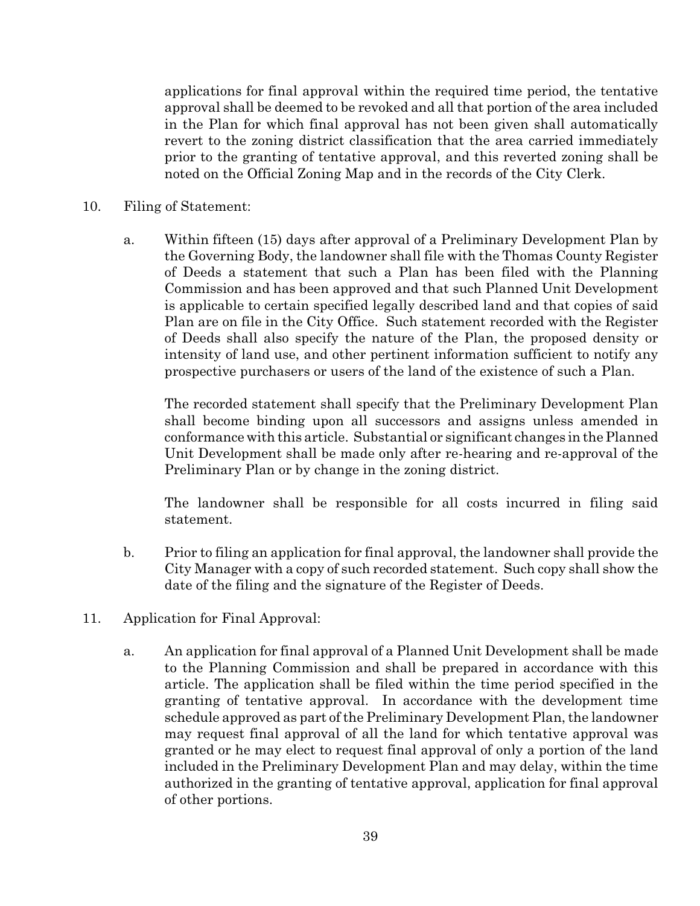applications for final approval within the required time period, the tentative approval shall be deemed to be revoked and all that portion of the area included in the Plan for which final approval has not been given shall automatically revert to the zoning district classification that the area carried immediately prior to the granting of tentative approval, and this reverted zoning shall be noted on the Official Zoning Map and in the records of the City Clerk.

10. Filing of Statement:

    a. Within fifteen (15) days after approval of a Preliminary Development Plan by the Governing Body, the landowner shall file with the Thomas County Register of Deeds a statement that such a Plan has been filed with the Planning Commission and has been approved and that such Planned Unit Development is applicable to certain specified legally described land and that copies of said Plan are on file in the City Office. Such statement recorded with the Register of Deeds shall also specify the nature of the Plan, the proposed density or intensity of land use, and other pertinent information sufficient to notify any prospective purchasers or users of the land of the existence of such a Plan.

       The recorded statement shall specify that the Preliminary Development Plan shall become binding upon all successors and assigns unless amended in conformance with this article. Substantial or significant changes in the Planned Unit Development shall be made only after re-hearing and re-approval of the Preliminary Plan or by change in the zoning district.

       The landowner shall be responsible for all costs incurred in filing said statement.

    b. Prior to filing an application for final approval, the landowner shall provide the City Manager with a copy of such recorded statement. Such copy shall show the date of the filing and the signature of the Register of Deeds.

11. Application for Final Approval:

    a. An application for final approval of a Planned Unit Development shall be made to the Planning Commission and shall be prepared in accordance with this article. The application shall be filed within the time period specified in the granting of tentative approval. In accordance with the development time schedule approved as part of the Preliminary Development Plan, the landowner may request final approval of all the land for which tentative approval was granted or he may elect to request final approval of only a portion of the land included in the Preliminary Development Plan and may delay, within the time authorized in the granting of tentative approval, application for final approval of other portions.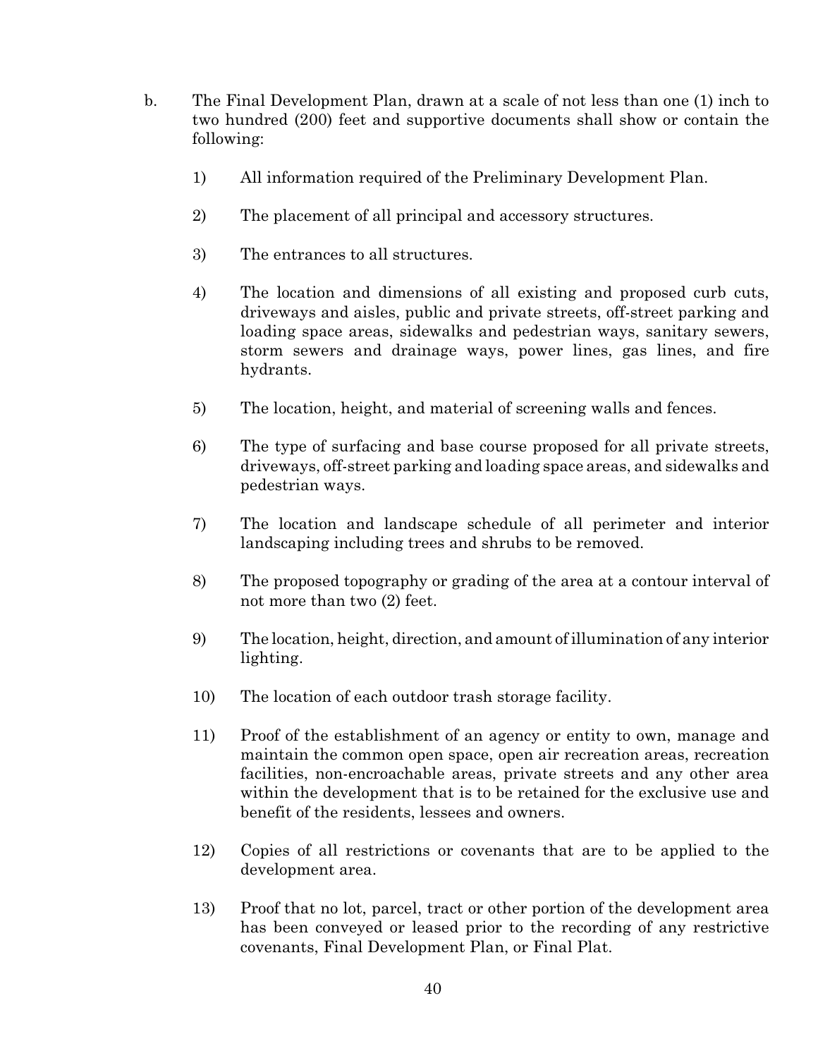b. The Final Development Plan, drawn at a scale of not less than one (1) inch to two hundred (200) feet and supportive documents shall show or contain the following:

   1) All information required of the Preliminary Development Plan.

   2) The placement of all principal and accessory structures.

   3) The entrances to all structures.

   4) The location and dimensions of all existing and proposed curb cuts, driveways and aisles, public and private streets, off-street parking and loading space areas, sidewalks and pedestrian ways, sanitary sewers, storm sewers and drainage ways, power lines, gas lines, and fire hydrants.

   5) The location, height, and material of screening walls and fences.

   6) The type of surfacing and base course proposed for all private streets, driveways, off-street parking and loading space areas, and sidewalks and pedestrian ways.

   7) The location and landscape schedule of all perimeter and interior landscaping including trees and shrubs to be removed.

   8) The proposed topography or grading of the area at a contour interval of not more than two (2) feet.

   9) The location, height, direction, and amount of illumination of any interior lighting.

   10) The location of each outdoor trash storage facility.

   11) Proof of the establishment of an agency or entity to own, manage and maintain the common open space, open air recreation areas, recreation facilities, non-encroachable areas, private streets and any other area within the development that is to be retained for the exclusive use and benefit of the residents, lessees and owners.

   12) Copies of all restrictions or covenants that are to be applied to the development area.

   13) Proof that no lot, parcel, tract or other portion of the development area has been conveyed or leased prior to the recording of any restrictive covenants, Final Development Plan, or Final Plat.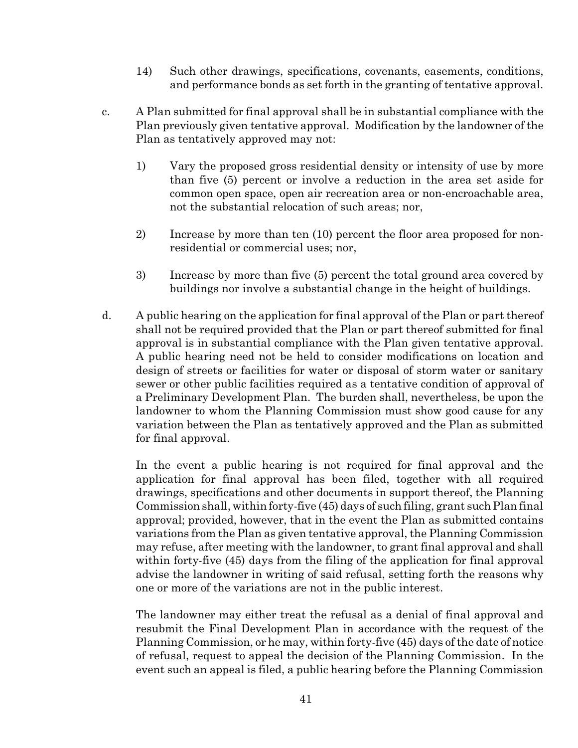14) Such other drawings, specifications, covenants, easements, conditions, and performance bonds as set forth in the granting of tentative approval.

c. A Plan submitted for final approval shall be in substantial compliance with the Plan previously given tentative approval. Modification by the landowner of the Plan as tentatively approved may not:

   1) Vary the proposed gross residential density or intensity of use by more than five (5) percent or involve a reduction in the area set aside for common open space, open air recreation area or non-encroachable area, not the substantial relocation of such areas; nor,

   2) Increase by more than ten (10) percent the floor area proposed for non-residential or commercial uses; nor,

   3) Increase by more than five (5) percent the total ground area covered by buildings nor involve a substantial change in the height of buildings.

d. A public hearing on the application for final approval of the Plan or part thereof shall not be required provided that the Plan or part thereof submitted for final approval is in substantial compliance with the Plan given tentative approval. A public hearing need not be held to consider modifications on location and design of streets or facilities for water or disposal of storm water or sanitary sewer or other public facilities required as a tentative condition of approval of a Preliminary Development Plan. The burden shall, nevertheless, be upon the landowner to whom the Planning Commission must show good cause for any variation between the Plan as tentatively approved and the Plan as submitted for final approval.

   In the event a public hearing is not required for final approval and the application for final approval has been filed, together with all required drawings, specifications and other documents in support thereof, the Planning Commission shall, within forty-five (45) days of such filing, grant such Plan final approval; provided, however, that in the event the Plan as submitted contains variations from the Plan as given tentative approval, the Planning Commission may refuse, after meeting with the landowner, to grant final approval and shall within forty-five (45) days from the filing of the application for final approval advise the landowner in writing of said refusal, setting forth the reasons why one or more of the variations are not in the public interest.

   The landowner may either treat the refusal as a denial of final approval and resubmit the Final Development Plan in accordance with the request of the Planning Commission, or he may, within forty-five (45) days of the date of notice of refusal, request to appeal the decision of the Planning Commission. In the event such an appeal is filed, a public hearing before the Planning Commission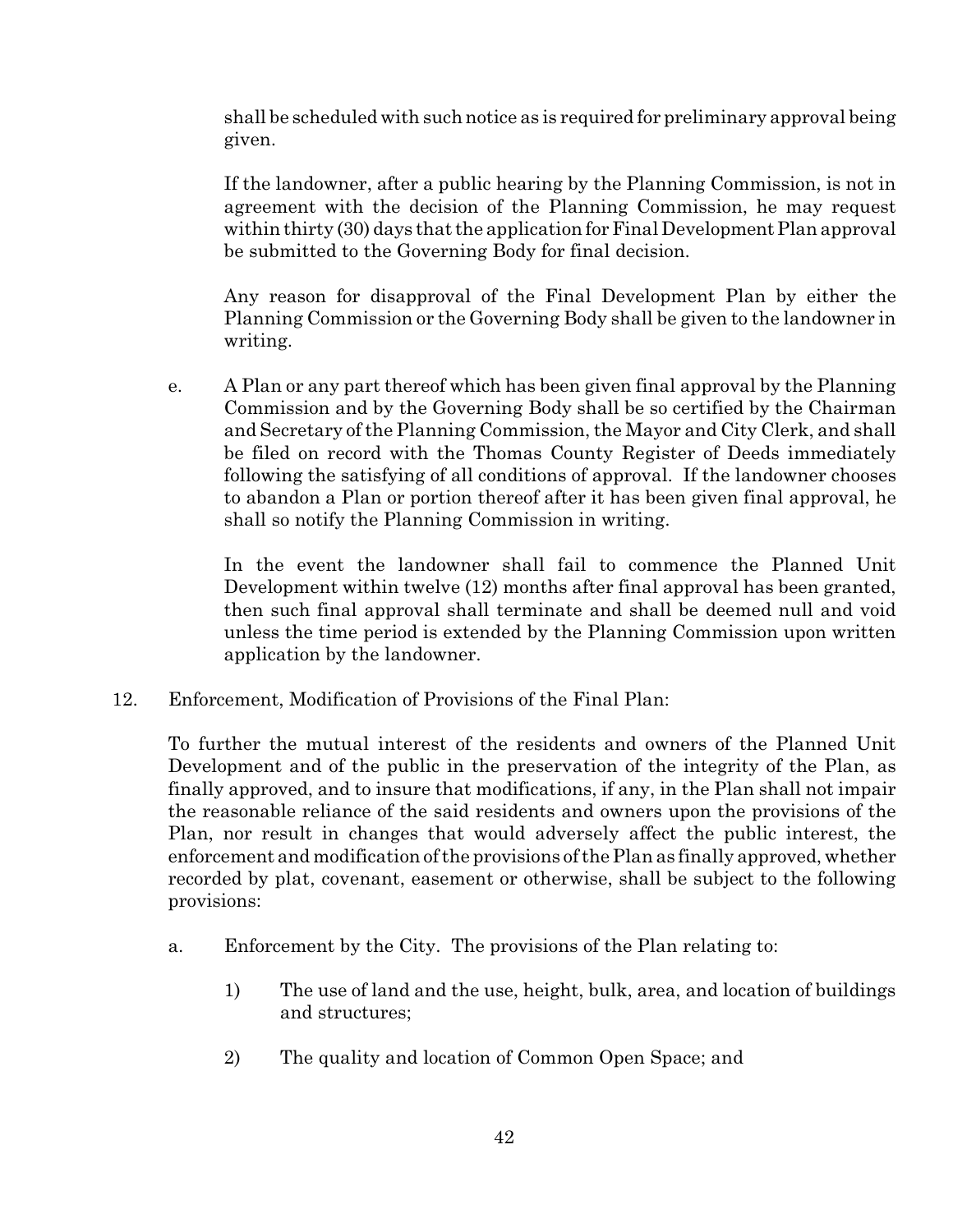shall be scheduled with such notice as is required for preliminary approval being given.

If the landowner, after a public hearing by the Planning Commission, is not in agreement with the decision of the Planning Commission, he may request within thirty (30) days that the application for Final Development Plan approval be submitted to the Governing Body for final decision.

Any reason for disapproval of the Final Development Plan by either the Planning Commission or the Governing Body shall be given to the landowner in writing.

e. A Plan or any part thereof which has been given final approval by the Planning Commission and by the Governing Body shall be so certified by the Chairman and Secretary of the Planning Commission, the Mayor and City Clerk, and shall be filed on record with the Thomas County Register of Deeds immediately following the satisfying of all conditions of approval. If the landowner chooses to abandon a Plan or portion thereof after it has been given final approval, he shall so notify the Planning Commission in writing.

In the event the landowner shall fail to commence the Planned Unit Development within twelve (12) months after final approval has been granted, then such final approval shall terminate and shall be deemed null and void unless the time period is extended by the Planning Commission upon written application by the landowner.

12. Enforcement, Modification of Provisions of the Final Plan:

To further the mutual interest of the residents and owners of the Planned Unit Development and of the public in the preservation of the integrity of the Plan, as finally approved, and to insure that modifications, if any, in the Plan shall not impair the reasonable reliance of the said residents and owners upon the provisions of the Plan, nor result in changes that would adversely affect the public interest, the enforcement and modification of the provisions of the Plan as finally approved, whether recorded by plat, covenant, easement or otherwise, shall be subject to the following provisions:

a. Enforcement by the City. The provisions of the Plan relating to:

1) The use of land and the use, height, bulk, area, and location of buildings and structures;

2) The quality and location of Common Open Space; and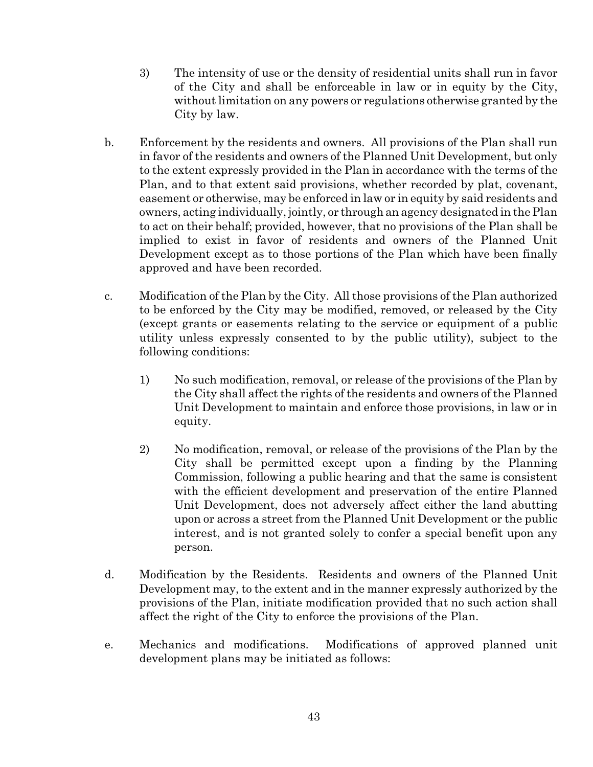3) The intensity of use or the density of residential units shall run in favor of the City and shall be enforceable in law or in equity by the City, without limitation on any powers or regulations otherwise granted by the City by law.

b. Enforcement by the residents and owners. All provisions of the Plan shall run in favor of the residents and owners of the Planned Unit Development, but only to the extent expressly provided in the Plan in accordance with the terms of the Plan, and to that extent said provisions, whether recorded by plat, covenant, easement or otherwise, may be enforced in law or in equity by said residents and owners, acting individually, jointly, or through an agency designated in the Plan to act on their behalf; provided, however, that no provisions of the Plan shall be implied to exist in favor of residents and owners of the Planned Unit Development except as to those portions of the Plan which have been finally approved and have been recorded.

c. Modification of the Plan by the City. All those provisions of the Plan authorized to be enforced by the City may be modified, removed, or released by the City (except grants or easements relating to the service or equipment of a public utility unless expressly consented to by the public utility), subject to the following conditions:

   1) No such modification, removal, or release of the provisions of the Plan by the City shall affect the rights of the residents and owners of the Planned Unit Development to maintain and enforce those provisions, in law or in equity.

   2) No modification, removal, or release of the provisions of the Plan by the City shall be permitted except upon a finding by the Planning Commission, following a public hearing and that the same is consistent with the efficient development and preservation of the entire Planned Unit Development, does not adversely affect either the land abutting upon or across a street from the Planned Unit Development or the public interest, and is not granted solely to confer a special benefit upon any person.

d. Modification by the Residents. Residents and owners of the Planned Unit Development may, to the extent and in the manner expressly authorized by the provisions of the Plan, initiate modification provided that no such action shall affect the right of the City to enforce the provisions of the Plan.

e. Mechanics and modifications. Modifications of approved planned unit development plans may be initiated as follows: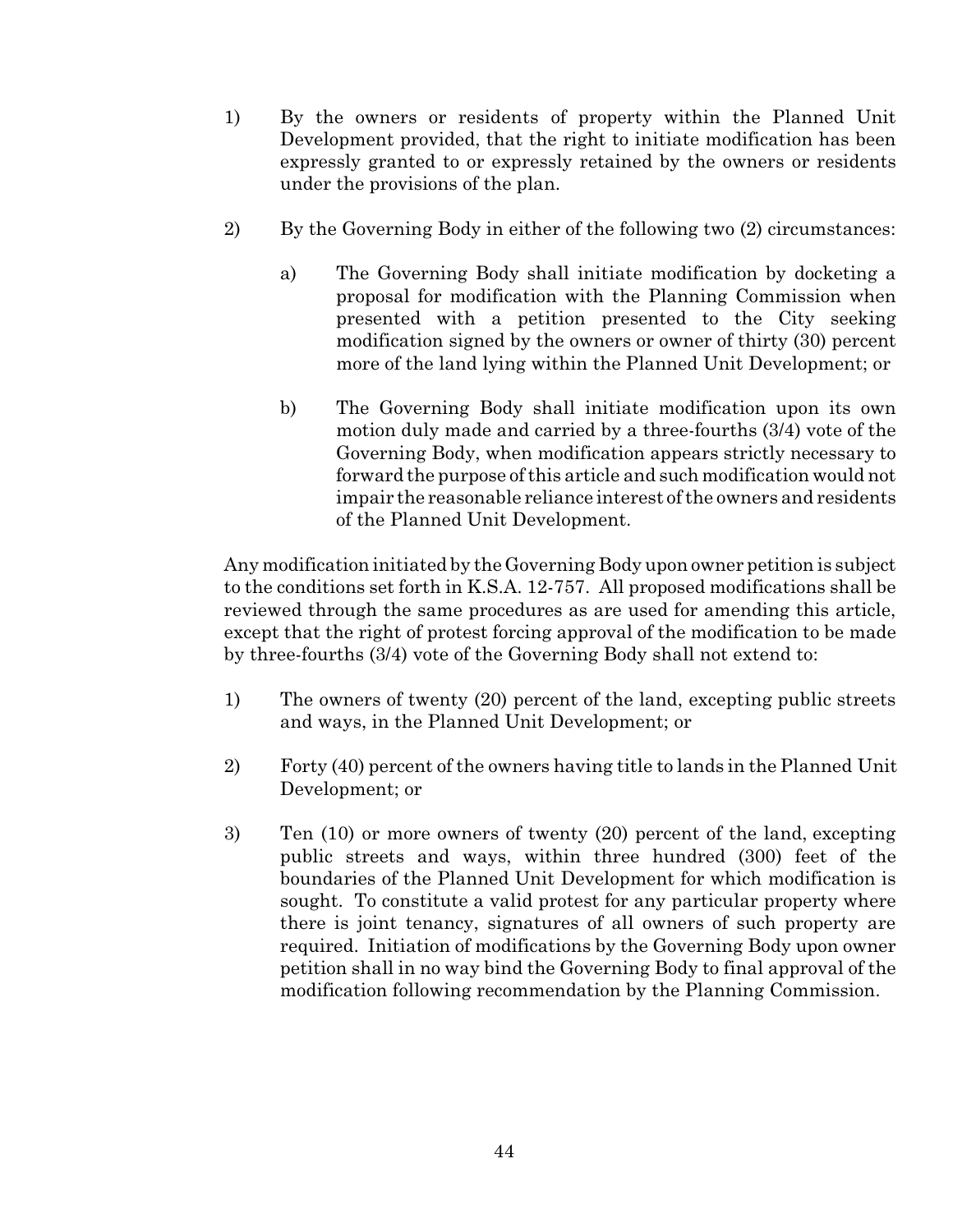1) By the owners or residents of property within the Planned Unit Development provided, that the right to initiate modification has been expressly granted to or expressly retained by the owners or residents under the provisions of the plan.

2) By the Governing Body in either of the following two (2) circumstances:

   a) The Governing Body shall initiate modification by docketing a proposal for modification with the Planning Commission when presented with a petition presented to the City seeking modification signed by the owners or owner of thirty (30) percent more of the land lying within the Planned Unit Development; or

   b) The Governing Body shall initiate modification upon its own motion duly made and carried by a three-fourths (3/4) vote of the Governing Body, when modification appears strictly necessary to forward the purpose of this article and such modification would not impair the reasonable reliance interest of the owners and residents of the Planned Unit Development.

Any modification initiated by the Governing Body upon owner petition is subject to the conditions set forth in K.S.A. 12-757. All proposed modifications shall be reviewed through the same procedures as are used for amending this article, except that the right of protest forcing approval of the modification to be made by three-fourths (3/4) vote of the Governing Body shall not extend to:

1) The owners of twenty (20) percent of the land, excepting public streets and ways, in the Planned Unit Development; or

2) Forty (40) percent of the owners having title to lands in the Planned Unit Development; or

3) Ten (10) or more owners of twenty (20) percent of the land, excepting public streets and ways, within three hundred (300) feet of the boundaries of the Planned Unit Development for which modification is sought. To constitute a valid protest for any particular property where there is joint tenancy, signatures of all owners of such property are required. Initiation of modifications by the Governing Body upon owner petition shall in no way bind the Governing Body to final approval of the modification following recommendation by the Planning Commission.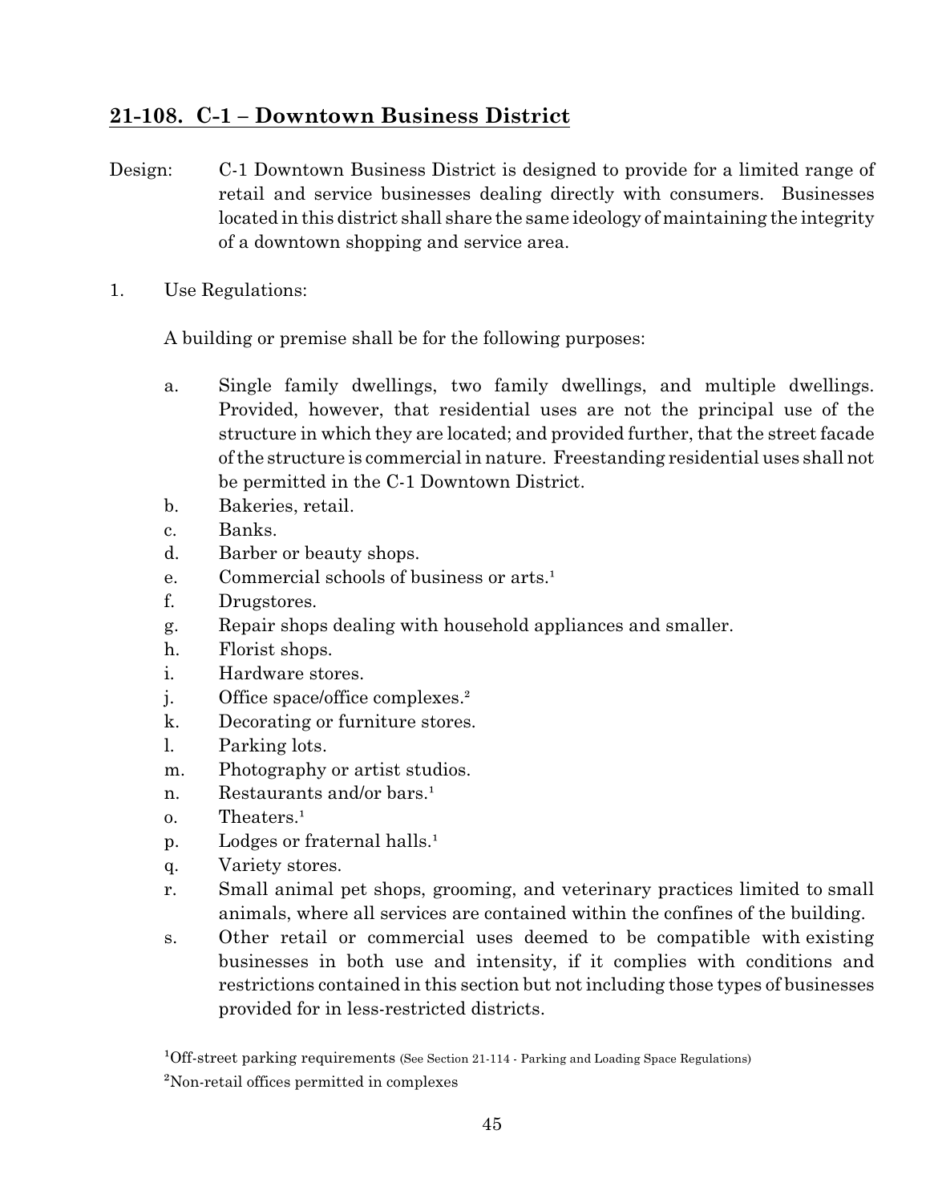## 21-108. C-1 – Downtown Business District

Design: C-1 Downtown Business District is designed to provide for a limited range of retail and service businesses dealing directly with consumers. Businesses located in this district shall share the same ideology of maintaining the integrity of a downtown shopping and service area.

1. Use Regulations:

   A building or premise shall be for the following purposes:

   a. Single family dwellings, two family dwellings, and multiple dwellings. Provided, however, that residential uses are not the principal use of the structure in which they are located; and provided further, that the street facade of the structure is commercial in nature. Freestanding residential uses shall not be permitted in the C-1 Downtown District.
   b. Bakeries, retail.
   c. Banks.
   d. Barber or beauty shops.
   e. Commercial schools of business or arts.[1]
   f. Drugstores.
   g. Repair shops dealing with household appliances and smaller.
   h. Florist shops.
   i. Hardware stores.
   j. Office space/office complexes.[2]
   k. Decorating or furniture stores.
   l. Parking lots.
   m. Photography or artist studios.
   n. Restaurants and/or bars.[1]
   o. Theaters.[1]
   p. Lodges or fraternal halls.[1]
   q. Variety stores.
   r. Small animal pet shops, grooming, and veterinary practices limited to small animals, where all services are contained within the confines of the building.
   s. Other retail or commercial uses deemed to be compatible with existing businesses in both use and intensity, if it complies with conditions and restrictions contained in this section but not including those types of businesses provided for in less-restricted districts.

[1]Off-street parking requirements (See Section 21-114 - Parking and Loading Space Regulations)

[2]Non-retail offices permitted in complexes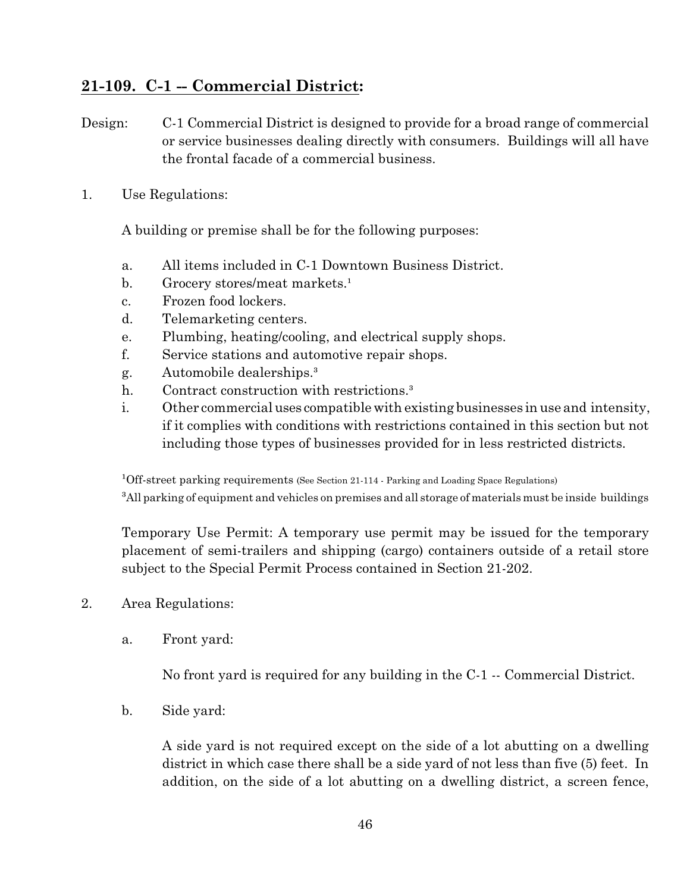## 21-109. C-1 -- Commercial District:

Design: C-1 Commercial District is designed to provide for a broad range of commercial or service businesses dealing directly with consumers. Buildings will all have the frontal facade of a commercial business.

1. Use Regulations:

   A building or premise shall be for the following purposes:

   a. All items included in C-1 Downtown Business District.
   b. Grocery stores/meat markets.[1]
   c. Frozen food lockers.
   d. Telemarketing centers.
   e. Plumbing, heating/cooling, and electrical supply shops.
   f. Service stations and automotive repair shops.
   g. Automobile dealerships.[3]
   h. Contract construction with restrictions.[3]
   i. Other commercial uses compatible with existing businesses in use and intensity, if it complies with conditions with restrictions contained in this section but not including those types of businesses provided for in less restricted districts.

   [1]Off-street parking requirements (See Section 21-114 - Parking and Loading Space Regulations)

   [3]All parking of equipment and vehicles on premises and all storage of materials must be inside buildings

   Temporary Use Permit: A temporary use permit may be issued for the temporary placement of semi-trailers and shipping (cargo) containers outside of a retail store subject to the Special Permit Process contained in Section 21-202.

2. Area Regulations:

   a. Front yard:

      No front yard is required for any building in the C-1 -- Commercial District.

   b. Side yard:

      A side yard is not required except on the side of a lot abutting on a dwelling district in which case there shall be a side yard of not less than five (5) feet. In addition, on the side of a lot abutting on a dwelling district, a screen fence,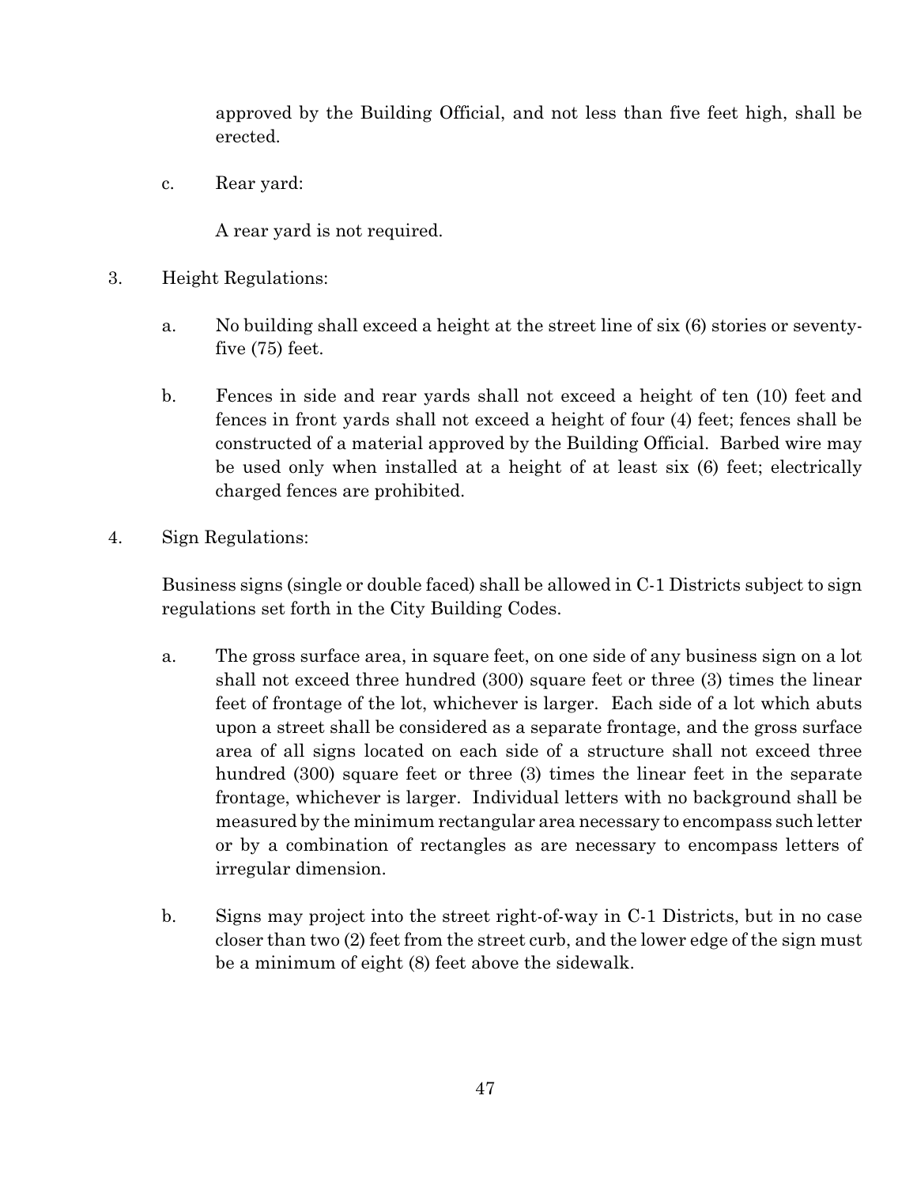approved by the Building Official, and not less than five feet high, shall be erected.

c. Rear yard:

   A rear yard is not required.

3. Height Regulations:

   a. No building shall exceed a height at the street line of six (6) stories or seventy-five (75) feet.

   b. Fences in side and rear yards shall not exceed a height of ten (10) feet and fences in front yards shall not exceed a height of four (4) feet; fences shall be constructed of a material approved by the Building Official. Barbed wire may be used only when installed at a height of at least six (6) feet; electrically charged fences are prohibited.

4. Sign Regulations:

   Business signs (single or double faced) shall be allowed in C-1 Districts subject to sign regulations set forth in the City Building Codes.

   a. The gross surface area, in square feet, on one side of any business sign on a lot shall not exceed three hundred (300) square feet or three (3) times the linear feet of frontage of the lot, whichever is larger. Each side of a lot which abuts upon a street shall be considered as a separate frontage, and the gross surface area of all signs located on each side of a structure shall not exceed three hundred (300) square feet or three (3) times the linear feet in the separate frontage, whichever is larger. Individual letters with no background shall be measured by the minimum rectangular area necessary to encompass such letter or by a combination of rectangles as are necessary to encompass letters of irregular dimension.

   b. Signs may project into the street right-of-way in C-1 Districts, but in no case closer than two (2) feet from the street curb, and the lower edge of the sign must be a minimum of eight (8) feet above the sidewalk.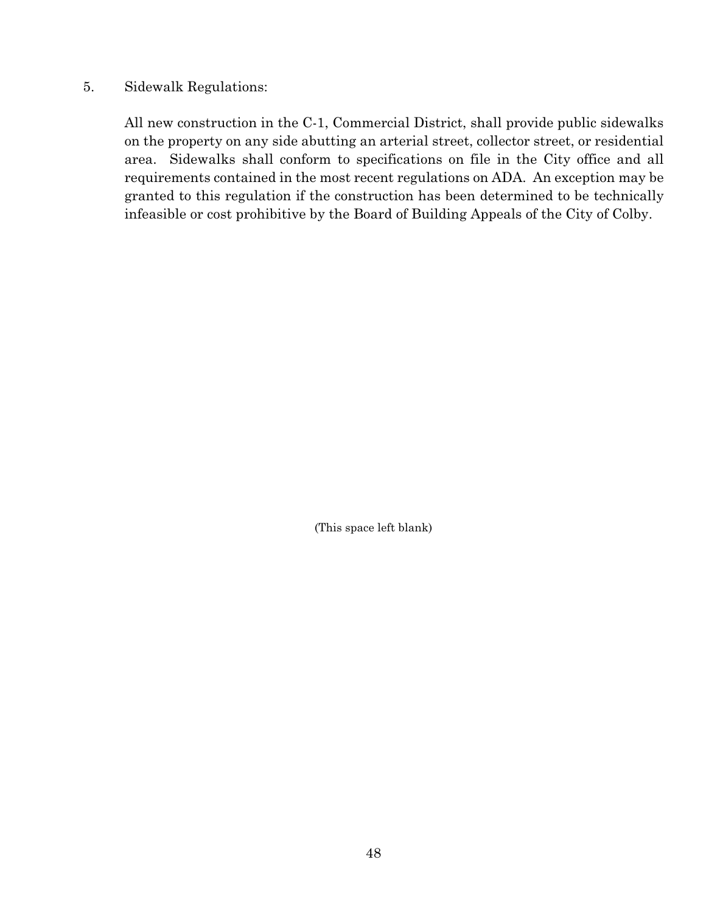5. Sidewalk Regulations:

All new construction in the C-1, Commercial District, shall provide public sidewalks on the property on any side abutting an arterial street, collector street, or residential area. Sidewalks shall conform to specifications on file in the City office and all requirements contained in the most recent regulations on ADA. An exception may be granted to this regulation if the construction has been determined to be technically infeasible or cost prohibitive by the Board of Building Appeals of the City of Colby.

(This space left blank)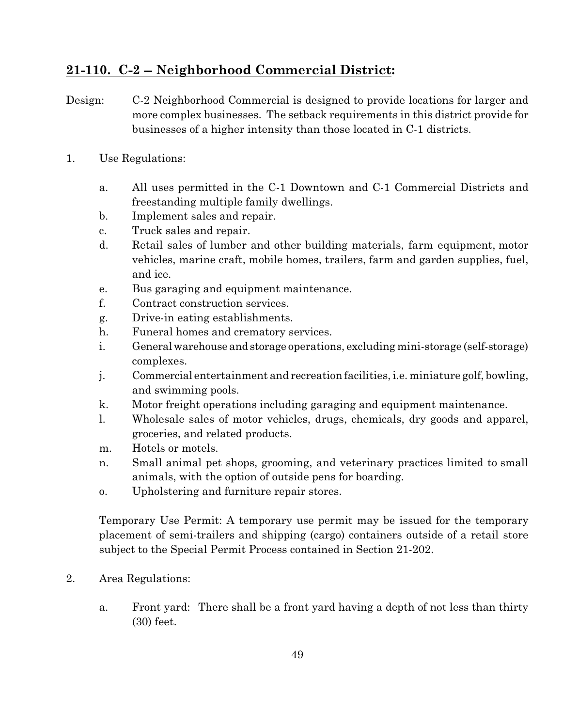## 21-110. C-2 -- Neighborhood Commercial District:

Design: C-2 Neighborhood Commercial is designed to provide locations for larger and more complex businesses. The setback requirements in this district provide for businesses of a higher intensity than those located in C-1 districts.

1. Use Regulations:

   a. All uses permitted in the C-1 Downtown and C-1 Commercial Districts and freestanding multiple family dwellings.
   b. Implement sales and repair.
   c. Truck sales and repair.
   d. Retail sales of lumber and other building materials, farm equipment, motor vehicles, marine craft, mobile homes, trailers, farm and garden supplies, fuel, and ice.
   e. Bus garaging and equipment maintenance.
   f. Contract construction services.
   g. Drive-in eating establishments.
   h. Funeral homes and crematory services.
   i. General warehouse and storage operations, excluding mini-storage (self-storage) complexes.
   j. Commercial entertainment and recreation facilities, i.e. miniature golf, bowling, and swimming pools.
   k. Motor freight operations including garaging and equipment maintenance.
   l. Wholesale sales of motor vehicles, drugs, chemicals, dry goods and apparel, groceries, and related products.
   m. Hotels or motels.
   n. Small animal pet shops, grooming, and veterinary practices limited to small animals, with the option of outside pens for boarding.
   o. Upholstering and furniture repair stores.

   Temporary Use Permit: A temporary use permit may be issued for the temporary placement of semi-trailers and shipping (cargo) containers outside of a retail store subject to the Special Permit Process contained in Section 21-202.

2. Area Regulations:

   a. Front yard: There shall be a front yard having a depth of not less than thirty (30) feet.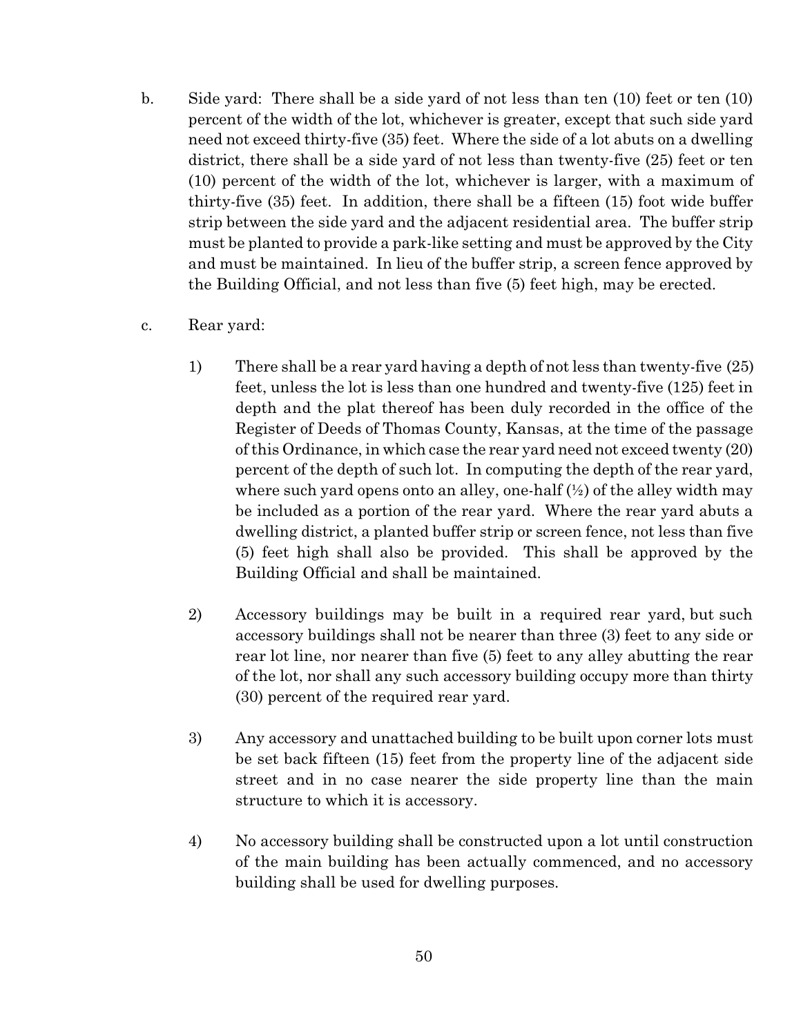b. Side yard: There shall be a side yard of not less than ten (10) feet or ten (10) percent of the width of the lot, whichever is greater, except that such side yard need not exceed thirty-five (35) feet. Where the side of a lot abuts on a dwelling district, there shall be a side yard of not less than twenty-five (25) feet or ten (10) percent of the width of the lot, whichever is larger, with a maximum of thirty-five (35) feet. In addition, there shall be a fifteen (15) foot wide buffer strip between the side yard and the adjacent residential area. The buffer strip must be planted to provide a park-like setting and must be approved by the City and must be maintained. In lieu of the buffer strip, a screen fence approved by the Building Official, and not less than five (5) feet high, may be erected.

c. Rear yard:

   1) There shall be a rear yard having a depth of not less than twenty-five (25) feet, unless the lot is less than one hundred and twenty-five (125) feet in depth and the plat thereof has been duly recorded in the office of the Register of Deeds of Thomas County, Kansas, at the time of the passage of this Ordinance, in which case the rear yard need not exceed twenty (20) percent of the depth of such lot. In computing the depth of the rear yard, where such yard opens onto an alley, one-half (½) of the alley width may be included as a portion of the rear yard. Where the rear yard abuts a dwelling district, a planted buffer strip or screen fence, not less than five (5) feet high shall also be provided. This shall be approved by the Building Official and shall be maintained.

   2) Accessory buildings may be built in a required rear yard, but such accessory buildings shall not be nearer than three (3) feet to any side or rear lot line, nor nearer than five (5) feet to any alley abutting the rear of the lot, nor shall any such accessory building occupy more than thirty (30) percent of the required rear yard.

   3) Any accessory and unattached building to be built upon corner lots must be set back fifteen (15) feet from the property line of the adjacent side street and in no case nearer the side property line than the main structure to which it is accessory.

   4) No accessory building shall be constructed upon a lot until construction of the main building has been actually commenced, and no accessory building shall be used for dwelling purposes.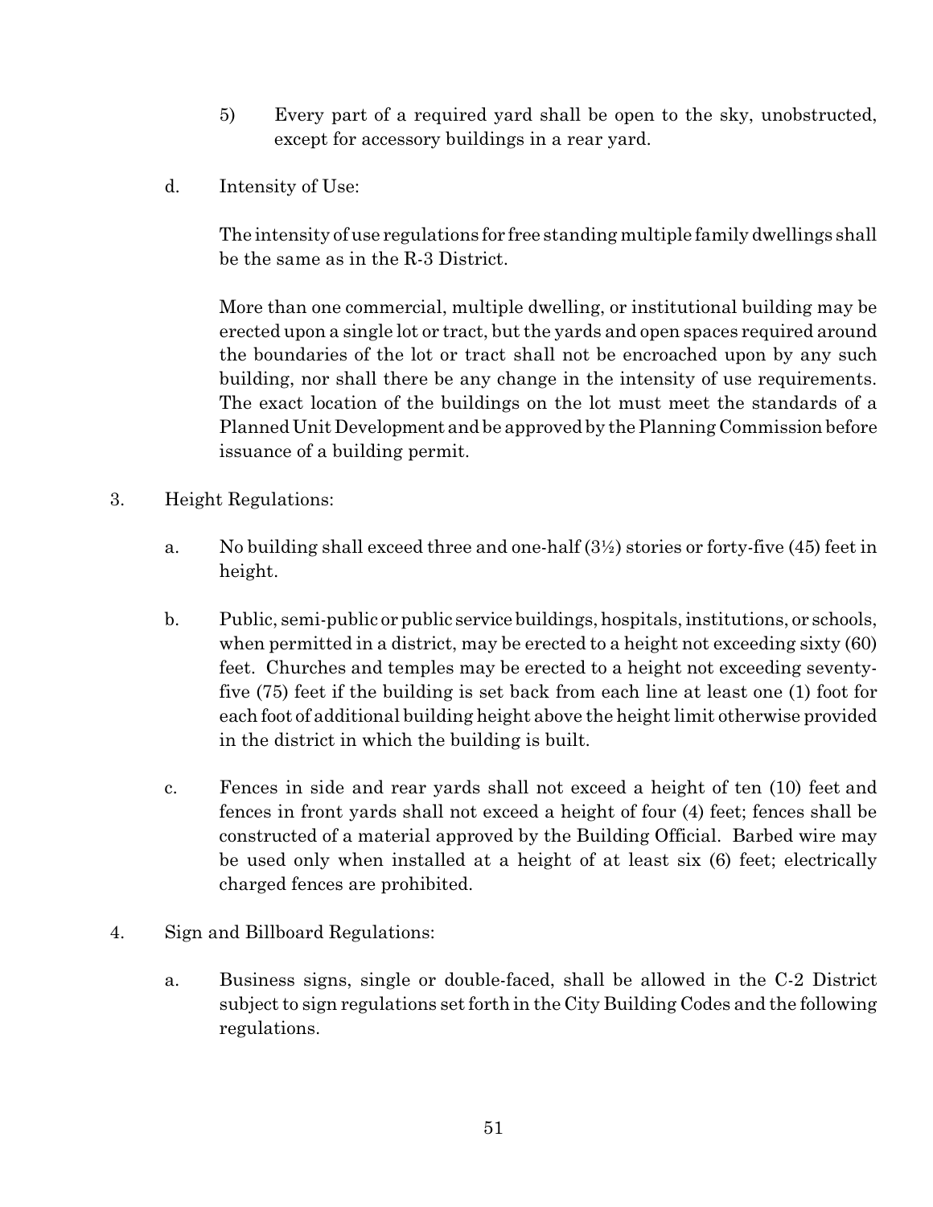5) Every part of a required yard shall be open to the sky, unobstructed, except for accessory buildings in a rear yard.

d. Intensity of Use:

The intensity of use regulations for free standing multiple family dwellings shall be the same as in the R-3 District.

More than one commercial, multiple dwelling, or institutional building may be erected upon a single lot or tract, but the yards and open spaces required around the boundaries of the lot or tract shall not be encroached upon by any such building, nor shall there be any change in the intensity of use requirements. The exact location of the buildings on the lot must meet the standards of a Planned Unit Development and be approved by the Planning Commission before issuance of a building permit.

3. Height Regulations:

a. No building shall exceed three and one-half (3½) stories or forty-five (45) feet in height.

b. Public, semi-public or public service buildings, hospitals, institutions, or schools, when permitted in a district, may be erected to a height not exceeding sixty (60) feet. Churches and temples may be erected to a height not exceeding seventy-five (75) feet if the building is set back from each line at least one (1) foot for each foot of additional building height above the height limit otherwise provided in the district in which the building is built.

c. Fences in side and rear yards shall not exceed a height of ten (10) feet and fences in front yards shall not exceed a height of four (4) feet; fences shall be constructed of a material approved by the Building Official. Barbed wire may be used only when installed at a height of at least six (6) feet; electrically charged fences are prohibited.

4. Sign and Billboard Regulations:

a. Business signs, single or double-faced, shall be allowed in the C-2 District subject to sign regulations set forth in the City Building Codes and the following regulations.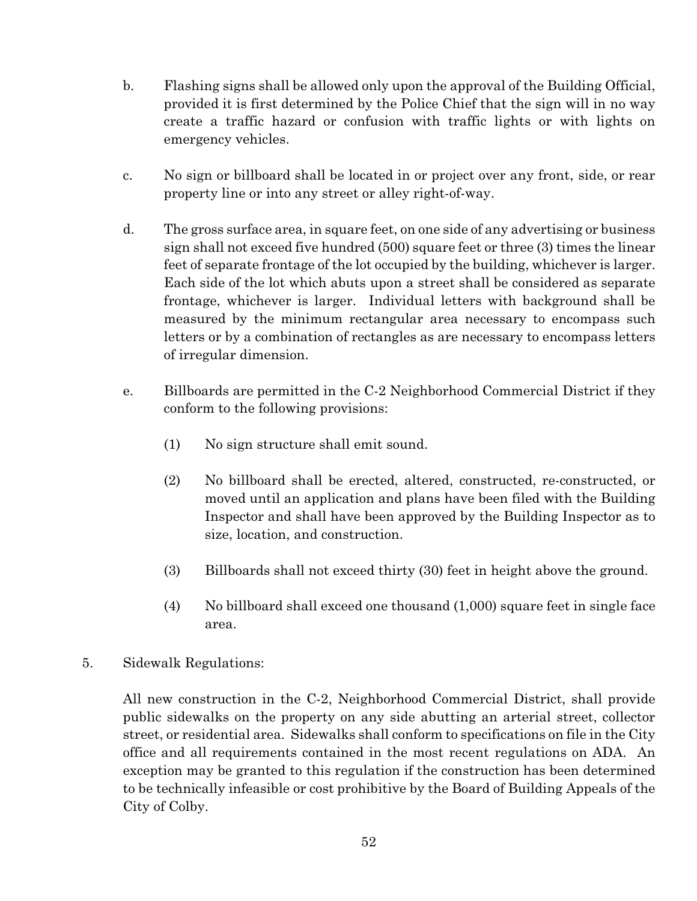b. Flashing signs shall be allowed only upon the approval of the Building Official, provided it is first determined by the Police Chief that the sign will in no way create a traffic hazard or confusion with traffic lights or with lights on emergency vehicles.

c. No sign or billboard shall be located in or project over any front, side, or rear property line or into any street or alley right-of-way.

d. The gross surface area, in square feet, on one side of any advertising or business sign shall not exceed five hundred (500) square feet or three (3) times the linear feet of separate frontage of the lot occupied by the building, whichever is larger. Each side of the lot which abuts upon a street shall be considered as separate frontage, whichever is larger. Individual letters with background shall be measured by the minimum rectangular area necessary to encompass such letters or by a combination of rectangles as are necessary to encompass letters of irregular dimension.

e. Billboards are permitted in the C-2 Neighborhood Commercial District if they conform to the following provisions:

   (1) No sign structure shall emit sound.

   (2) No billboard shall be erected, altered, constructed, re-constructed, or moved until an application and plans have been filed with the Building Inspector and shall have been approved by the Building Inspector as to size, location, and construction.

   (3) Billboards shall not exceed thirty (30) feet in height above the ground.

   (4) No billboard shall exceed one thousand (1,000) square feet in single face area.

5. Sidewalk Regulations:

All new construction in the C-2, Neighborhood Commercial District, shall provide public sidewalks on the property on any side abutting an arterial street, collector street, or residential area. Sidewalks shall conform to specifications on file in the City office and all requirements contained in the most recent regulations on ADA. An exception may be granted to this regulation if the construction has been determined to be technically infeasible or cost prohibitive by the Board of Building Appeals of the City of Colby.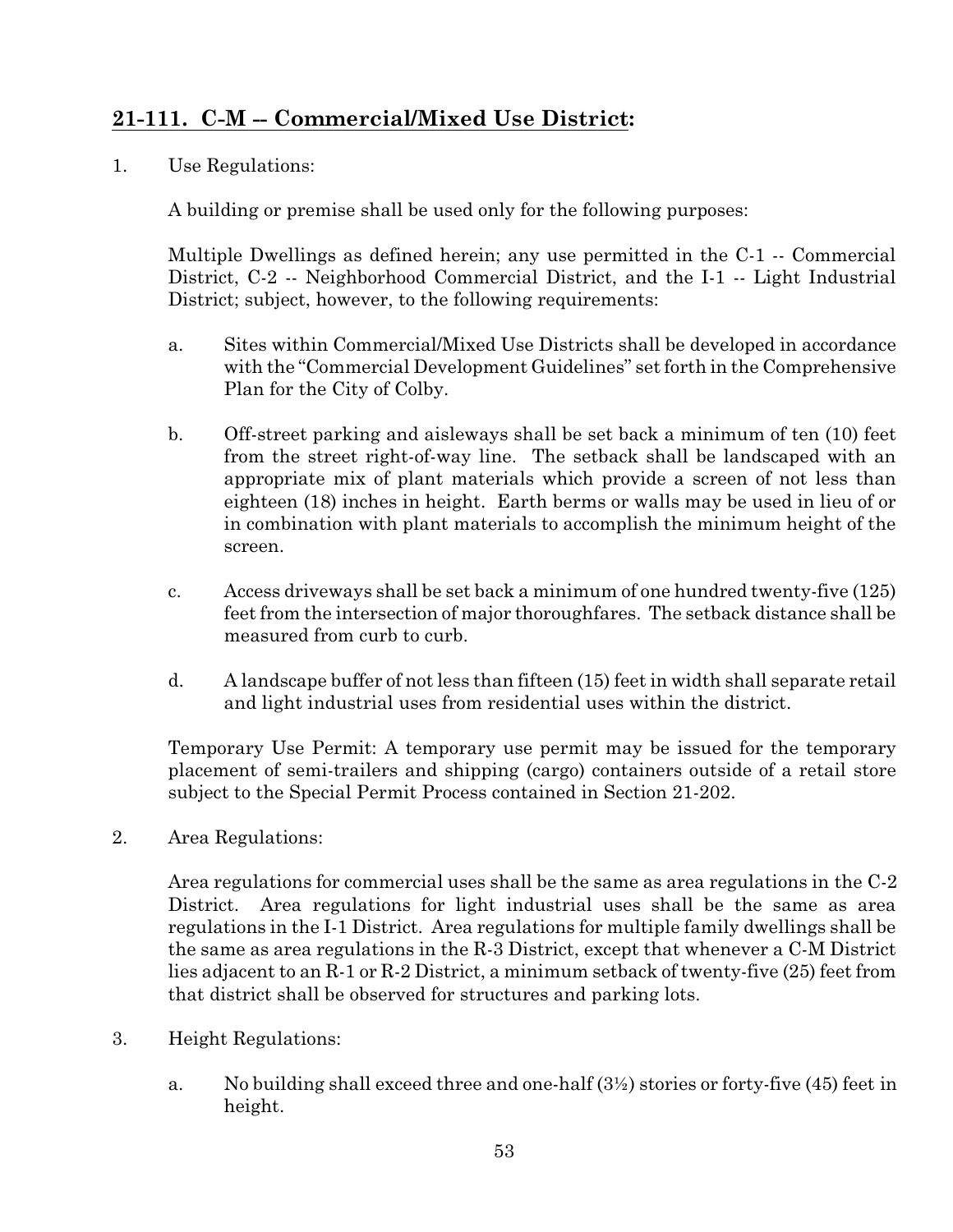## **21-111. C-M -- Commercial/Mixed Use District:**

1. Use Regulations:

   A building or premise shall be used only for the following purposes:

   Multiple Dwellings as defined herein; any use permitted in the C-1 -- Commercial District, C-2 -- Neighborhood Commercial District, and the I-1 -- Light Industrial District; subject, however, to the following requirements:

   a. Sites within Commercial/Mixed Use Districts shall be developed in accordance with the "Commercial Development Guidelines" set forth in the Comprehensive Plan for the City of Colby.

   b. Off-street parking and aisleways shall be set back a minimum of ten (10) feet from the street right-of-way line. The setback shall be landscaped with an appropriate mix of plant materials which provide a screen of not less than eighteen (18) inches in height. Earth berms or walls may be used in lieu of or in combination with plant materials to accomplish the minimum height of the screen.

   c. Access driveways shall be set back a minimum of one hundred twenty-five (125) feet from the intersection of major thoroughfares. The setback distance shall be measured from curb to curb.

   d. A landscape buffer of not less than fifteen (15) feet in width shall separate retail and light industrial uses from residential uses within the district.

   Temporary Use Permit: A temporary use permit may be issued for the temporary placement of semi-trailers and shipping (cargo) containers outside of a retail store subject to the Special Permit Process contained in Section 21-202.

2. Area Regulations:

   Area regulations for commercial uses shall be the same as area regulations in the C-2 District. Area regulations for light industrial uses shall be the same as area regulations in the I-1 District. Area regulations for multiple family dwellings shall be the same as area regulations in the R-3 District, except that whenever a C-M District lies adjacent to an R-1 or R-2 District, a minimum setback of twenty-five (25) feet from that district shall be observed for structures and parking lots.

3. Height Regulations:

   a. No building shall exceed three and one-half (3½) stories or forty-five (45) feet in height.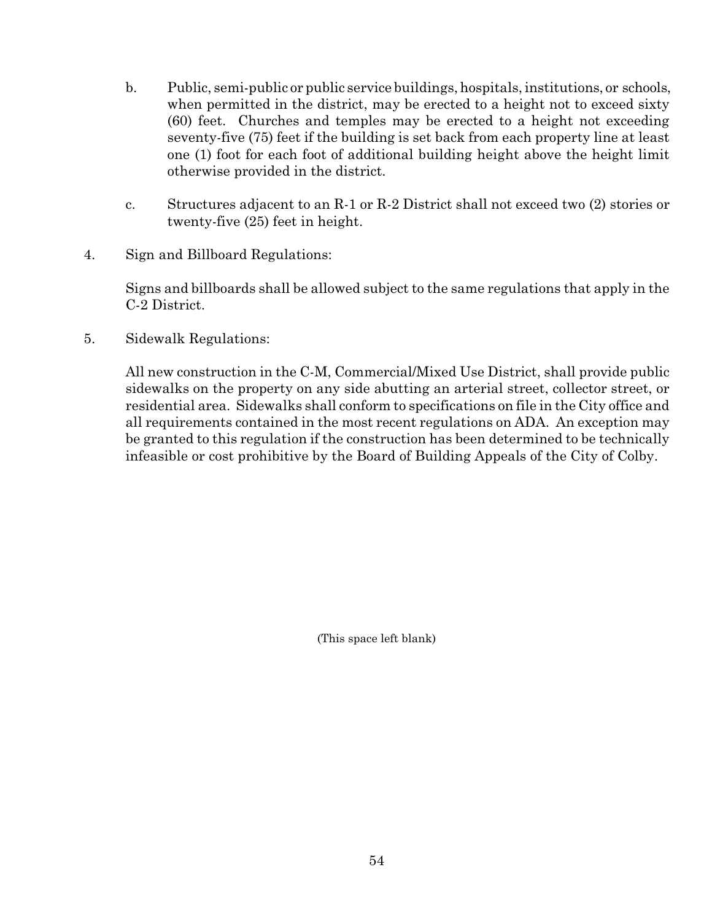b. Public, semi-public or public service buildings, hospitals, institutions, or schools, when permitted in the district, may be erected to a height not to exceed sixty (60) feet. Churches and temples may be erected to a height not exceeding seventy-five (75) feet if the building is set back from each property line at least one (1) foot for each foot of additional building height above the height limit otherwise provided in the district.

c. Structures adjacent to an R-1 or R-2 District shall not exceed two (2) stories or twenty-five (25) feet in height.

4. Sign and Billboard Regulations:

   Signs and billboards shall be allowed subject to the same regulations that apply in the C-2 District.

5. Sidewalk Regulations:

   All new construction in the C-M, Commercial/Mixed Use District, shall provide public sidewalks on the property on any side abutting an arterial street, collector street, or residential area. Sidewalks shall conform to specifications on file in the City office and all requirements contained in the most recent regulations on ADA. An exception may be granted to this regulation if the construction has been determined to be technically infeasible or cost prohibitive by the Board of Building Appeals of the City of Colby.

(This space left blank)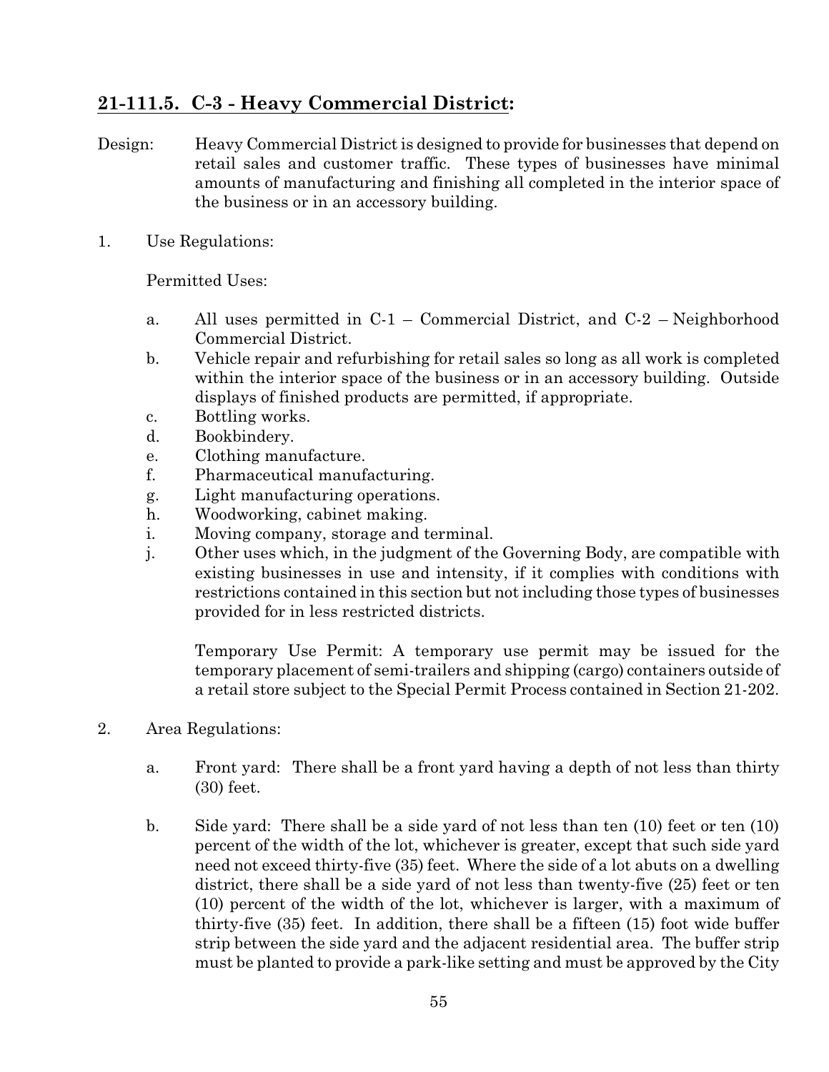## 21-111.5. C-3 - Heavy Commercial District:

Design: Heavy Commercial District is designed to provide for businesses that depend on retail sales and customer traffic. These types of businesses have minimal amounts of manufacturing and finishing all completed in the interior space of the business or in an accessory building.

1. Use Regulations:

   Permitted Uses:

   a. All uses permitted in C-1 – Commercial District, and C-2 – Neighborhood Commercial District.
   b. Vehicle repair and refurbishing for retail sales so long as all work is completed within the interior space of the business or in an accessory building. Outside displays of finished products are permitted, if appropriate.
   c. Bottling works.
   d. Bookbindery.
   e. Clothing manufacture.
   f. Pharmaceutical manufacturing.
   g. Light manufacturing operations.
   h. Woodworking, cabinet making.
   i. Moving company, storage and terminal.
   j. Other uses which, in the judgment of the Governing Body, are compatible with existing businesses in use and intensity, if it complies with conditions with restrictions contained in this section but not including those types of businesses provided for in less restricted districts.

   Temporary Use Permit: A temporary use permit may be issued for the temporary placement of semi-trailers and shipping (cargo) containers outside of a retail store subject to the Special Permit Process contained in Section 21-202.

2. Area Regulations:

   a. Front yard: There shall be a front yard having a depth of not less than thirty (30) feet.

   b. Side yard: There shall be a side yard of not less than ten (10) feet or ten (10) percent of the width of the lot, whichever is greater, except that such side yard need not exceed thirty-five (35) feet. Where the side of a lot abuts on a dwelling district, there shall be a side yard of not less than twenty-five (25) feet or ten (10) percent of the width of the lot, whichever is larger, with a maximum of thirty-five (35) feet. In addition, there shall be a fifteen (15) foot wide buffer strip between the side yard and the adjacent residential area. The buffer strip must be planted to provide a park-like setting and must be approved by the City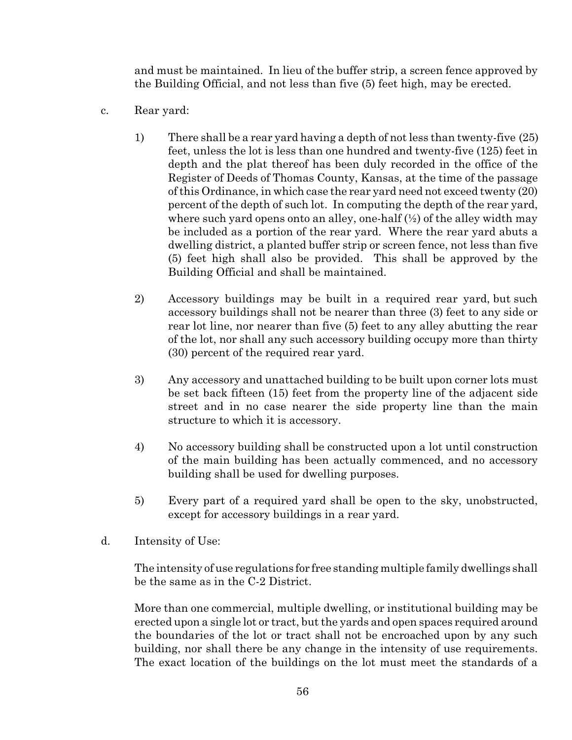and must be maintained. In lieu of the buffer strip, a screen fence approved by the Building Official, and not less than five (5) feet high, may be erected.

c. Rear yard:

1) There shall be a rear yard having a depth of not less than twenty-five (25) feet, unless the lot is less than one hundred and twenty-five (125) feet in depth and the plat thereof has been duly recorded in the office of the Register of Deeds of Thomas County, Kansas, at the time of the passage of this Ordinance, in which case the rear yard need not exceed twenty (20) percent of the depth of such lot. In computing the depth of the rear yard, where such yard opens onto an alley, one-half (½) of the alley width may be included as a portion of the rear yard. Where the rear yard abuts a dwelling district, a planted buffer strip or screen fence, not less than five (5) feet high shall also be provided. This shall be approved by the Building Official and shall be maintained.

2) Accessory buildings may be built in a required rear yard, but such accessory buildings shall not be nearer than three (3) feet to any side or rear lot line, nor nearer than five (5) feet to any alley abutting the rear of the lot, nor shall any such accessory building occupy more than thirty (30) percent of the required rear yard.

3) Any accessory and unattached building to be built upon corner lots must be set back fifteen (15) feet from the property line of the adjacent side street and in no case nearer the side property line than the main structure to which it is accessory.

4) No accessory building shall be constructed upon a lot until construction of the main building has been actually commenced, and no accessory building shall be used for dwelling purposes.

5) Every part of a required yard shall be open to the sky, unobstructed, except for accessory buildings in a rear yard.

d. Intensity of Use:

The intensity of use regulations for free standing multiple family dwellings shall be the same as in the C-2 District.

More than one commercial, multiple dwelling, or institutional building may be erected upon a single lot or tract, but the yards and open spaces required around the boundaries of the lot or tract shall not be encroached upon by any such building, nor shall there be any change in the intensity of use requirements. The exact location of the buildings on the lot must meet the standards of a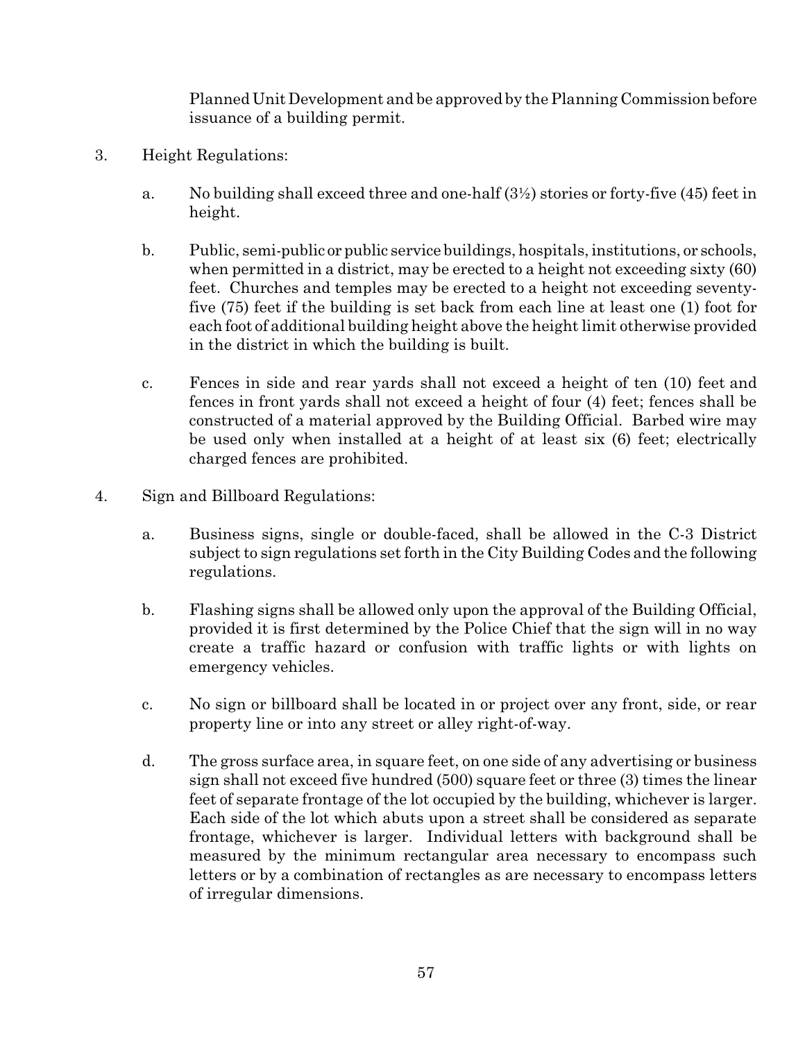Planned Unit Development and be approved by the Planning Commission before issuance of a building permit.

3. Height Regulations:

   a. No building shall exceed three and one-half (3½) stories or forty-five (45) feet in height.

   b. Public, semi-public or public service buildings, hospitals, institutions, or schools, when permitted in a district, may be erected to a height not exceeding sixty (60) feet. Churches and temples may be erected to a height not exceeding seventy-five (75) feet if the building is set back from each line at least one (1) foot for each foot of additional building height above the height limit otherwise provided in the district in which the building is built.

   c. Fences in side and rear yards shall not exceed a height of ten (10) feet and fences in front yards shall not exceed a height of four (4) feet; fences shall be constructed of a material approved by the Building Official. Barbed wire may be used only when installed at a height of at least six (6) feet; electrically charged fences are prohibited.

4. Sign and Billboard Regulations:

   a. Business signs, single or double-faced, shall be allowed in the C-3 District subject to sign regulations set forth in the City Building Codes and the following regulations.

   b. Flashing signs shall be allowed only upon the approval of the Building Official, provided it is first determined by the Police Chief that the sign will in no way create a traffic hazard or confusion with traffic lights or with lights on emergency vehicles.

   c. No sign or billboard shall be located in or project over any front, side, or rear property line or into any street or alley right-of-way.

   d. The gross surface area, in square feet, on one side of any advertising or business sign shall not exceed five hundred (500) square feet or three (3) times the linear feet of separate frontage of the lot occupied by the building, whichever is larger. Each side of the lot which abuts upon a street shall be considered as separate frontage, whichever is larger. Individual letters with background shall be measured by the minimum rectangular area necessary to encompass such letters or by a combination of rectangles as are necessary to encompass letters of irregular dimensions.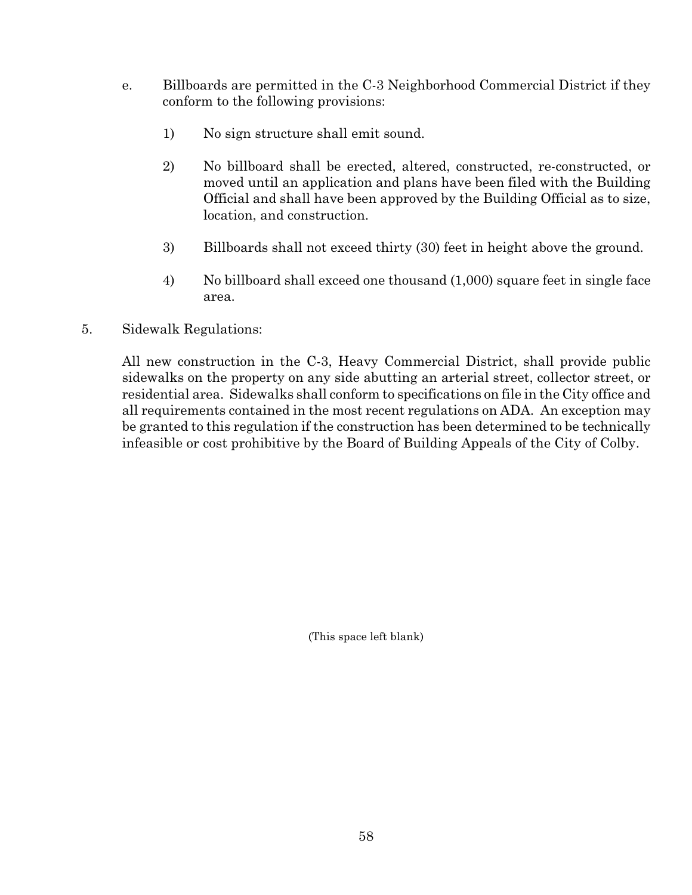e. Billboards are permitted in the C-3 Neighborhood Commercial District if they conform to the following provisions:

   1) No sign structure shall emit sound.

   2) No billboard shall be erected, altered, constructed, re-constructed, or moved until an application and plans have been filed with the Building Official and shall have been approved by the Building Official as to size, location, and construction.

   3) Billboards shall not exceed thirty (30) feet in height above the ground.

   4) No billboard shall exceed one thousand (1,000) square feet in single face area.

5. Sidewalk Regulations:

   All new construction in the C-3, Heavy Commercial District, shall provide public sidewalks on the property on any side abutting an arterial street, collector street, or residential area. Sidewalks shall conform to specifications on file in the City office and all requirements contained in the most recent regulations on ADA. An exception may be granted to this regulation if the construction has been determined to be technically infeasible or cost prohibitive by the Board of Building Appeals of the City of Colby.

(This space left blank)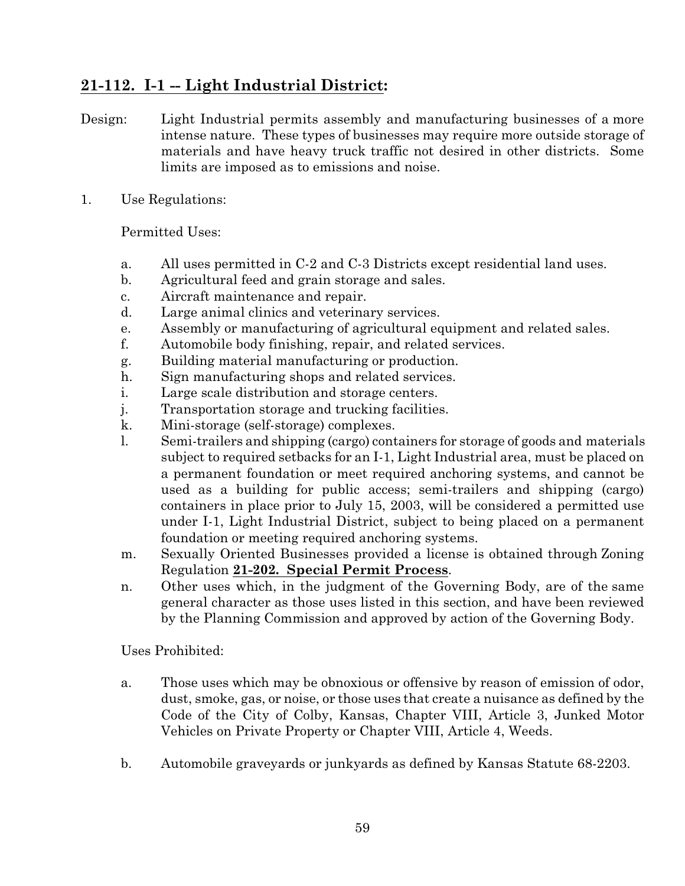## 21-112. I-1 -- Light Industrial District:

Design: Light Industrial permits assembly and manufacturing businesses of a more intense nature. These types of businesses may require more outside storage of materials and have heavy truck traffic not desired in other districts. Some limits are imposed as to emissions and noise.

1. Use Regulations:

   Permitted Uses:

   a. All uses permitted in C-2 and C-3 Districts except residential land uses.
   b. Agricultural feed and grain storage and sales.
   c. Aircraft maintenance and repair.
   d. Large animal clinics and veterinary services.
   e. Assembly or manufacturing of agricultural equipment and related sales.
   f. Automobile body finishing, repair, and related services.
   g. Building material manufacturing or production.
   h. Sign manufacturing shops and related services.
   i. Large scale distribution and storage centers.
   j. Transportation storage and trucking facilities.
   k. Mini-storage (self-storage) complexes.
   l. Semi-trailers and shipping (cargo) containers for storage of goods and materials subject to required setbacks for an I-1, Light Industrial area, must be placed on a permanent foundation or meet required anchoring systems, and cannot be used as a building for public access; semi-trailers and shipping (cargo) containers in place prior to July 15, 2003, will be considered a permitted use under I-1, Light Industrial District, subject to being placed on a permanent foundation or meeting required anchoring systems.
   m. Sexually Oriented Businesses provided a license is obtained through Zoning Regulation **21-202. Special Permit Process**.
   n. Other uses which, in the judgment of the Governing Body, are of the same general character as those uses listed in this section, and have been reviewed by the Planning Commission and approved by action of the Governing Body.

   Uses Prohibited:

   a. Those uses which may be obnoxious or offensive by reason of emission of odor, dust, smoke, gas, or noise, or those uses that create a nuisance as defined by the Code of the City of Colby, Kansas, Chapter VIII, Article 3, Junked Motor Vehicles on Private Property or Chapter VIII, Article 4, Weeds.

   b. Automobile graveyards or junkyards as defined by Kansas Statute 68-2203.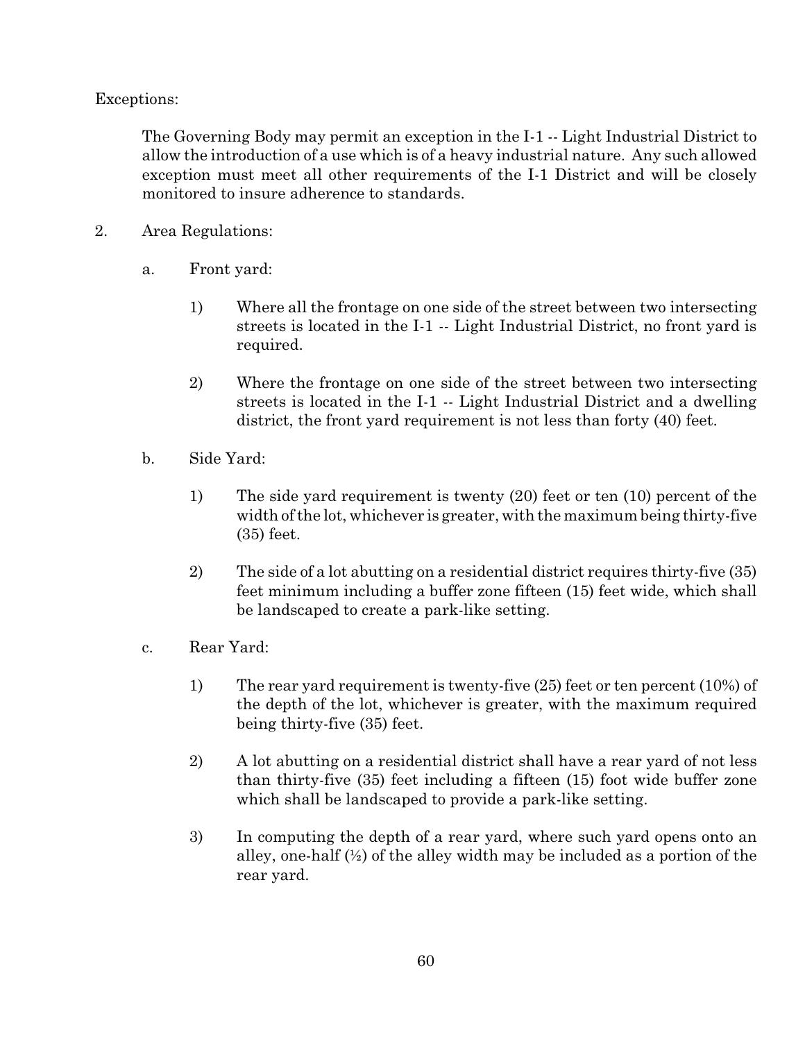Exceptions:

The Governing Body may permit an exception in the I-1 -- Light Industrial District to allow the introduction of a use which is of a heavy industrial nature. Any such allowed exception must meet all other requirements of the I-1 District and will be closely monitored to insure adherence to standards.

2. Area Regulations:

   a. Front yard:

      1) Where all the frontage on one side of the street between two intersecting streets is located in the I-1 -- Light Industrial District, no front yard is required.

      2) Where the frontage on one side of the street between two intersecting streets is located in the I-1 -- Light Industrial District and a dwelling district, the front yard requirement is not less than forty (40) feet.

   b. Side Yard:

      1) The side yard requirement is twenty (20) feet or ten (10) percent of the width of the lot, whichever is greater, with the maximum being thirty-five (35) feet.

      2) The side of a lot abutting on a residential district requires thirty-five (35) feet minimum including a buffer zone fifteen (15) feet wide, which shall be landscaped to create a park-like setting.

   c. Rear Yard:

      1) The rear yard requirement is twenty-five (25) feet or ten percent (10%) of the depth of the lot, whichever is greater, with the maximum required being thirty-five (35) feet.

      2) A lot abutting on a residential district shall have a rear yard of not less than thirty-five (35) feet including a fifteen (15) foot wide buffer zone which shall be landscaped to provide a park-like setting.

      3) In computing the depth of a rear yard, where such yard opens onto an alley, one-half (½) of the alley width may be included as a portion of the rear yard.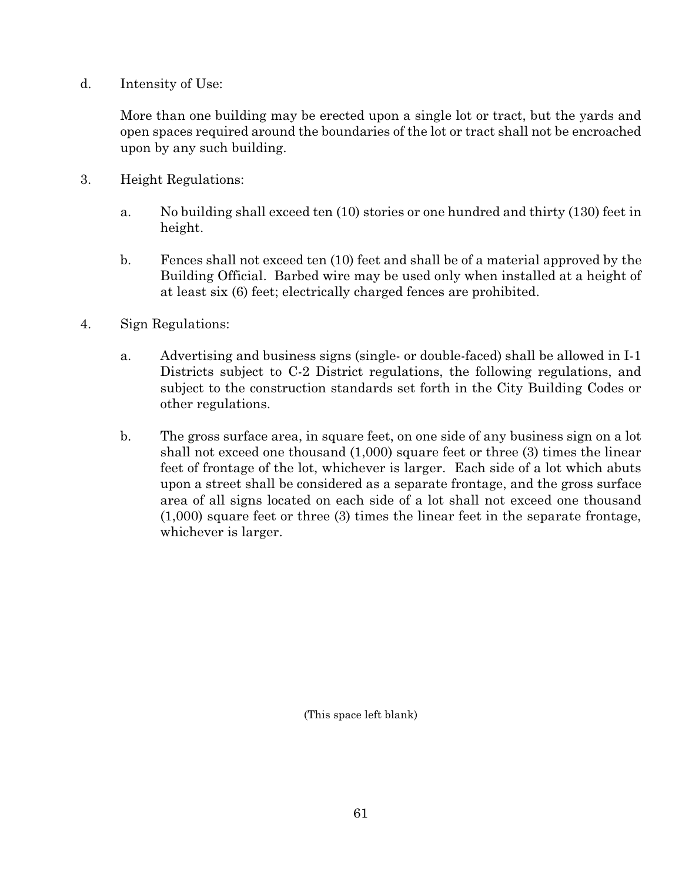d. Intensity of Use:

   More than one building may be erected upon a single lot or tract, but the yards and open spaces required around the boundaries of the lot or tract shall not be encroached upon by any such building.

3. Height Regulations:

   a. No building shall exceed ten (10) stories or one hundred and thirty (130) feet in height.

   b. Fences shall not exceed ten (10) feet and shall be of a material approved by the Building Official. Barbed wire may be used only when installed at a height of at least six (6) feet; electrically charged fences are prohibited.

4. Sign Regulations:

   a. Advertising and business signs (single- or double-faced) shall be allowed in I-1 Districts subject to C-2 District regulations, the following regulations, and subject to the construction standards set forth in the City Building Codes or other regulations.

   b. The gross surface area, in square feet, on one side of any business sign on a lot shall not exceed one thousand (1,000) square feet or three (3) times the linear feet of frontage of the lot, whichever is larger. Each side of a lot which abuts upon a street shall be considered as a separate frontage, and the gross surface area of all signs located on each side of a lot shall not exceed one thousand (1,000) square feet or three (3) times the linear feet in the separate frontage, whichever is larger.

(This space left blank)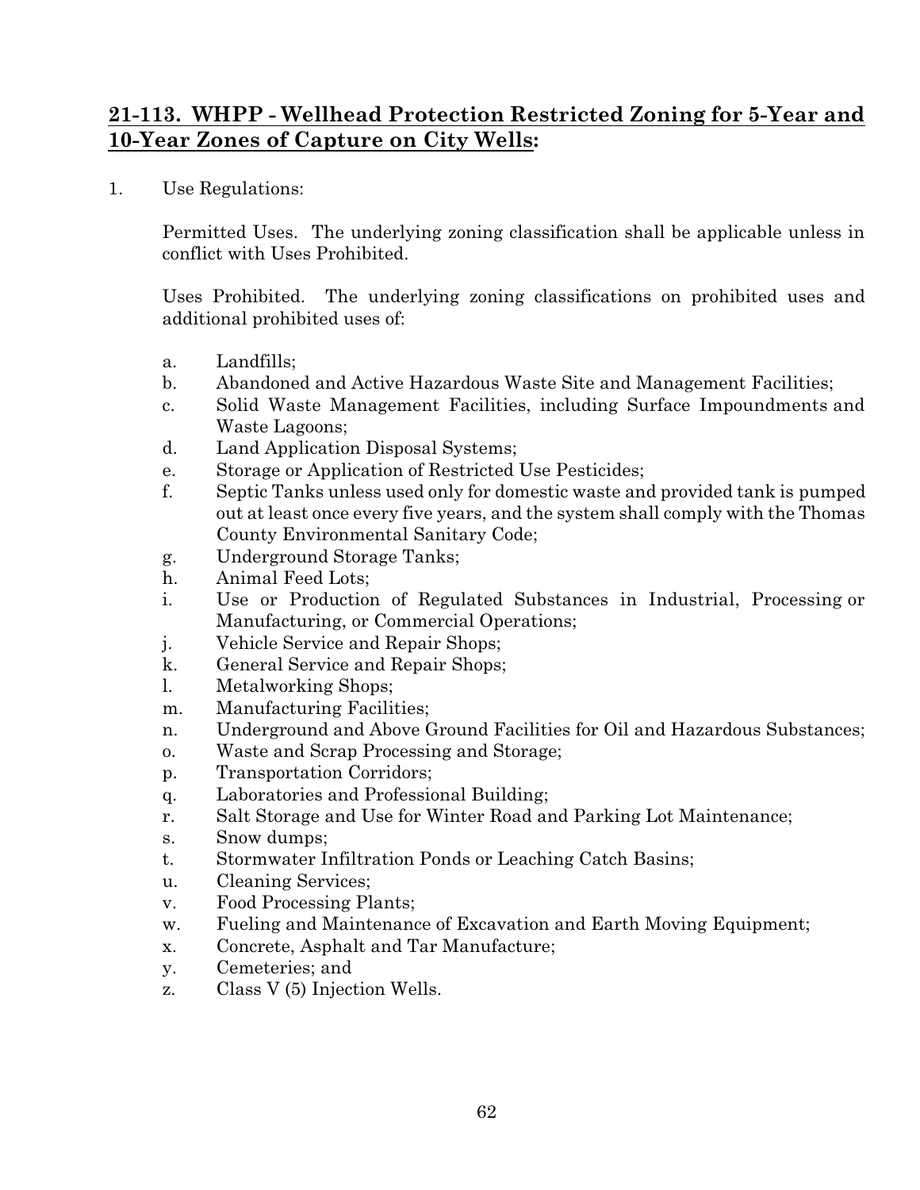## 21-113. WHPP - Wellhead Protection Restricted Zoning for 5-Year and 10-Year Zones of Capture on City Wells:

1. Use Regulations:

   Permitted Uses. The underlying zoning classification shall be applicable unless in conflict with Uses Prohibited.

   Uses Prohibited. The underlying zoning classifications on prohibited uses and additional prohibited uses of:

   a. Landfills;
   b. Abandoned and Active Hazardous Waste Site and Management Facilities;
   c. Solid Waste Management Facilities, including Surface Impoundments and Waste Lagoons;
   d. Land Application Disposal Systems;
   e. Storage or Application of Restricted Use Pesticides;
   f. Septic Tanks unless used only for domestic waste and provided tank is pumped out at least once every five years, and the system shall comply with the Thomas County Environmental Sanitary Code;
   g. Underground Storage Tanks;
   h. Animal Feed Lots;
   i. Use or Production of Regulated Substances in Industrial, Processing or Manufacturing, or Commercial Operations;
   j. Vehicle Service and Repair Shops;
   k. General Service and Repair Shops;
   l. Metalworking Shops;
   m. Manufacturing Facilities;
   n. Underground and Above Ground Facilities for Oil and Hazardous Substances;
   o. Waste and Scrap Processing and Storage;
   p. Transportation Corridors;
   q. Laboratories and Professional Building;
   r. Salt Storage and Use for Winter Road and Parking Lot Maintenance;
   s. Snow dumps;
   t. Stormwater Infiltration Ponds or Leaching Catch Basins;
   u. Cleaning Services;
   v. Food Processing Plants;
   w. Fueling and Maintenance of Excavation and Earth Moving Equipment;
   x. Concrete, Asphalt and Tar Manufacture;
   y. Cemeteries; and
   z. Class V (5) Injection Wells.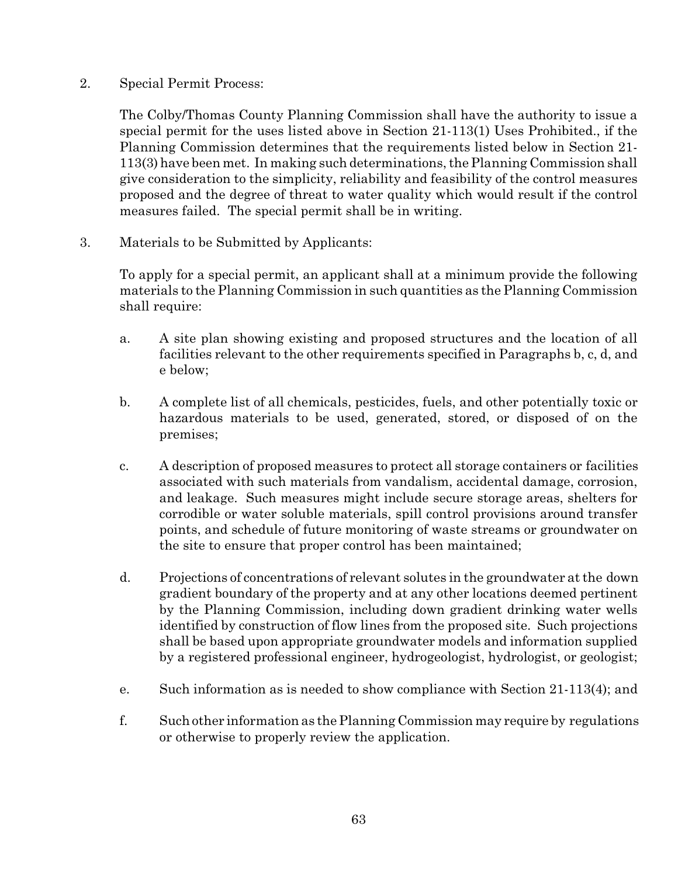2. Special Permit Process:

   The Colby/Thomas County Planning Commission shall have the authority to issue a special permit for the uses listed above in Section 21-113(1) Uses Prohibited., if the Planning Commission determines that the requirements listed below in Section 21-113(3) have been met. In making such determinations, the Planning Commission shall give consideration to the simplicity, reliability and feasibility of the control measures proposed and the degree of threat to water quality which would result if the control measures failed. The special permit shall be in writing.

3. Materials to be Submitted by Applicants:

   To apply for a special permit, an applicant shall at a minimum provide the following materials to the Planning Commission in such quantities as the Planning Commission shall require:

   a. A site plan showing existing and proposed structures and the location of all facilities relevant to the other requirements specified in Paragraphs b, c, d, and e below;

   b. A complete list of all chemicals, pesticides, fuels, and other potentially toxic or hazardous materials to be used, generated, stored, or disposed of on the premises;

   c. A description of proposed measures to protect all storage containers or facilities associated with such materials from vandalism, accidental damage, corrosion, and leakage. Such measures might include secure storage areas, shelters for corrodible or water soluble materials, spill control provisions around transfer points, and schedule of future monitoring of waste streams or groundwater on the site to ensure that proper control has been maintained;

   d. Projections of concentrations of relevant solutes in the groundwater at the down gradient boundary of the property and at any other locations deemed pertinent by the Planning Commission, including down gradient drinking water wells identified by construction of flow lines from the proposed site. Such projections shall be based upon appropriate groundwater models and information supplied by a registered professional engineer, hydrogeologist, hydrologist, or geologist;

   e. Such information as is needed to show compliance with Section 21-113(4); and

   f. Such other information as the Planning Commission may require by regulations or otherwise to properly review the application.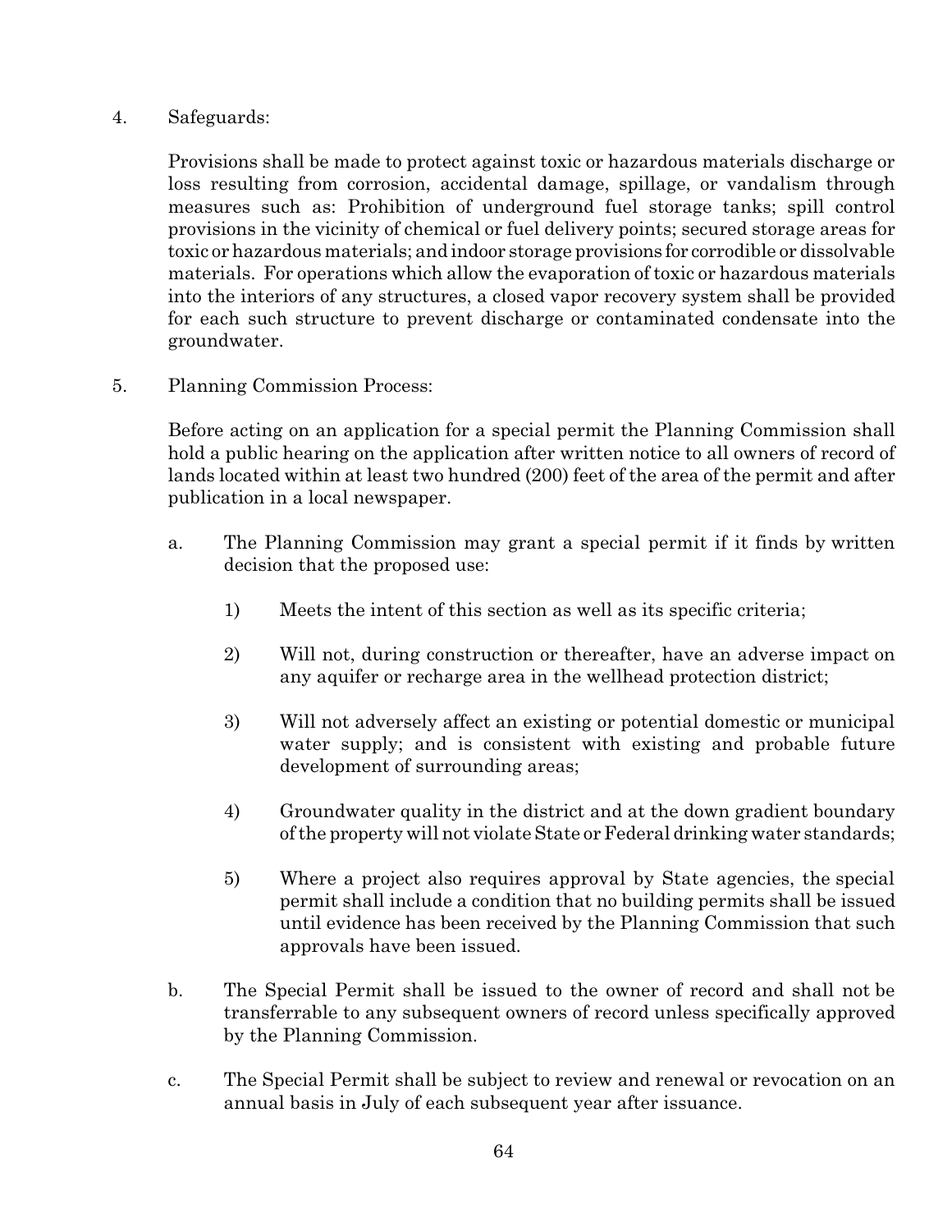4. Safeguards:

   Provisions shall be made to protect against toxic or hazardous materials discharge or loss resulting from corrosion, accidental damage, spillage, or vandalism through measures such as: Prohibition of underground fuel storage tanks; spill control provisions in the vicinity of chemical or fuel delivery points; secured storage areas for toxic or hazardous materials; and indoor storage provisions for corrodible or dissolvable materials. For operations which allow the evaporation of toxic or hazardous materials into the interiors of any structures, a closed vapor recovery system shall be provided for each such structure to prevent discharge or contaminated condensate into the groundwater.

5. Planning Commission Process:

   Before acting on an application for a special permit the Planning Commission shall hold a public hearing on the application after written notice to all owners of record of lands located within at least two hundred (200) feet of the area of the permit and after publication in a local newspaper.

   a. The Planning Commission may grant a special permit if it finds by written decision that the proposed use:

      1) Meets the intent of this section as well as its specific criteria;

      2) Will not, during construction or thereafter, have an adverse impact on any aquifer or recharge area in the wellhead protection district;

      3) Will not adversely affect an existing or potential domestic or municipal water supply; and is consistent with existing and probable future development of surrounding areas;

      4) Groundwater quality in the district and at the down gradient boundary of the property will not violate State or Federal drinking water standards;

      5) Where a project also requires approval by State agencies, the special permit shall include a condition that no building permits shall be issued until evidence has been received by the Planning Commission that such approvals have been issued.

   b. The Special Permit shall be issued to the owner of record and shall not be transferrable to any subsequent owners of record unless specifically approved by the Planning Commission.

   c. The Special Permit shall be subject to review and renewal or revocation on an annual basis in July of each subsequent year after issuance.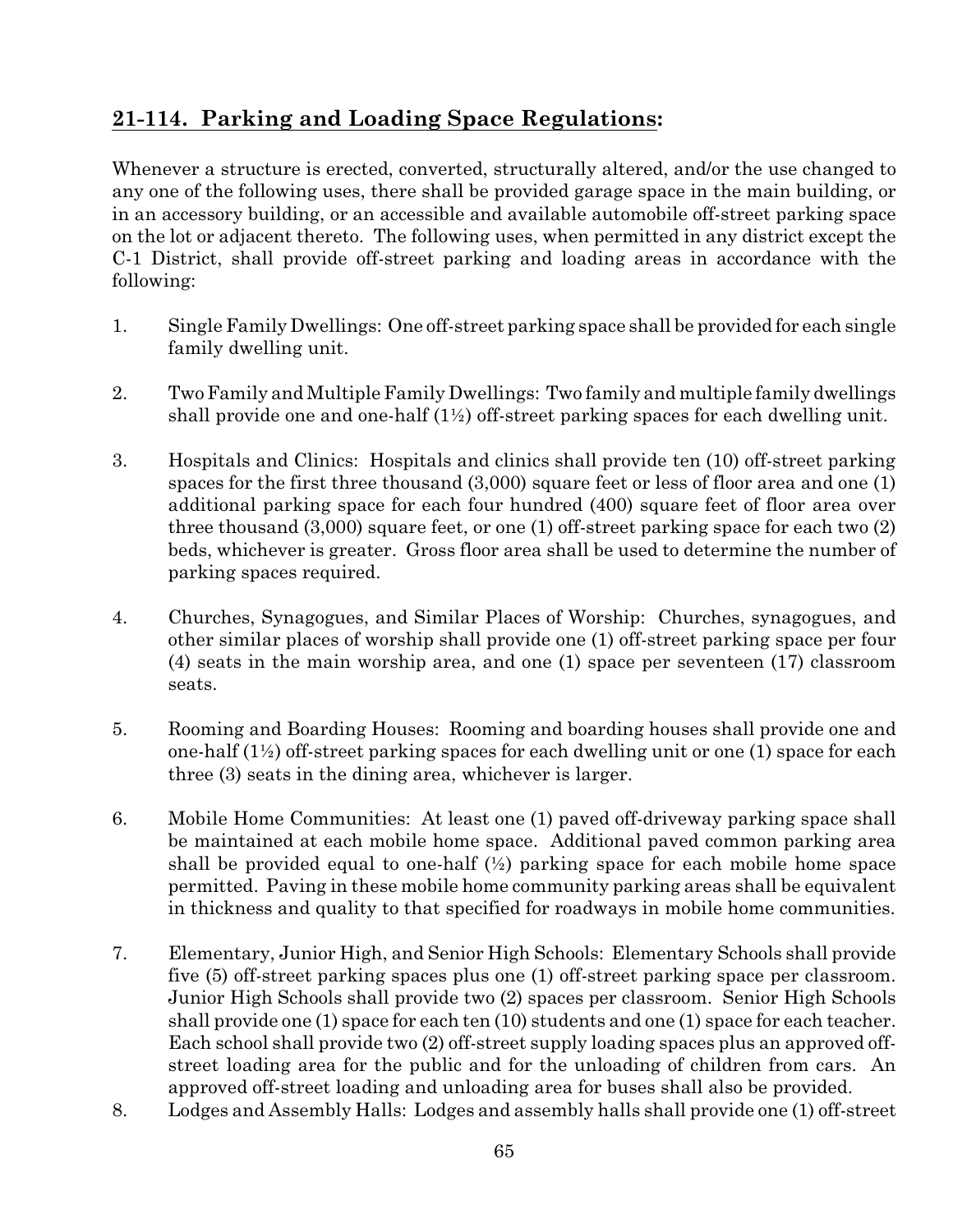## **21-114. Parking and Loading Space Regulations:**

Whenever a structure is erected, converted, structurally altered, and/or the use changed to any one of the following uses, there shall be provided garage space in the main building, or in an accessory building, or an accessible and available automobile off-street parking space on the lot or adjacent thereto. The following uses, when permitted in any district except the C-1 District, shall provide off-street parking and loading areas in accordance with the following:

1. Single Family Dwellings: One off-street parking space shall be provided for each single family dwelling unit.

2. Two Family and Multiple Family Dwellings: Two family and multiple family dwellings shall provide one and one-half (1½) off-street parking spaces for each dwelling unit.

3. Hospitals and Clinics: Hospitals and clinics shall provide ten (10) off-street parking spaces for the first three thousand (3,000) square feet or less of floor area and one (1) additional parking space for each four hundred (400) square feet of floor area over three thousand (3,000) square feet, or one (1) off-street parking space for each two (2) beds, whichever is greater. Gross floor area shall be used to determine the number of parking spaces required.

4. Churches, Synagogues, and Similar Places of Worship: Churches, synagogues, and other similar places of worship shall provide one (1) off-street parking space per four (4) seats in the main worship area, and one (1) space per seventeen (17) classroom seats.

5. Rooming and Boarding Houses: Rooming and boarding houses shall provide one and one-half (1½) off-street parking spaces for each dwelling unit or one (1) space for each three (3) seats in the dining area, whichever is larger.

6. Mobile Home Communities: At least one (1) paved off-driveway parking space shall be maintained at each mobile home space. Additional paved common parking area shall be provided equal to one-half (½) parking space for each mobile home space permitted. Paving in these mobile home community parking areas shall be equivalent in thickness and quality to that specified for roadways in mobile home communities.

7. Elementary, Junior High, and Senior High Schools: Elementary Schools shall provide five (5) off-street parking spaces plus one (1) off-street parking space per classroom. Junior High Schools shall provide two (2) spaces per classroom. Senior High Schools shall provide one (1) space for each ten (10) students and one (1) space for each teacher. Each school shall provide two (2) off-street supply loading spaces plus an approved off-street loading area for the public and for the unloading of children from cars. An approved off-street loading and unloading area for buses shall also be provided.

8. Lodges and Assembly Halls: Lodges and assembly halls shall provide one (1) off-street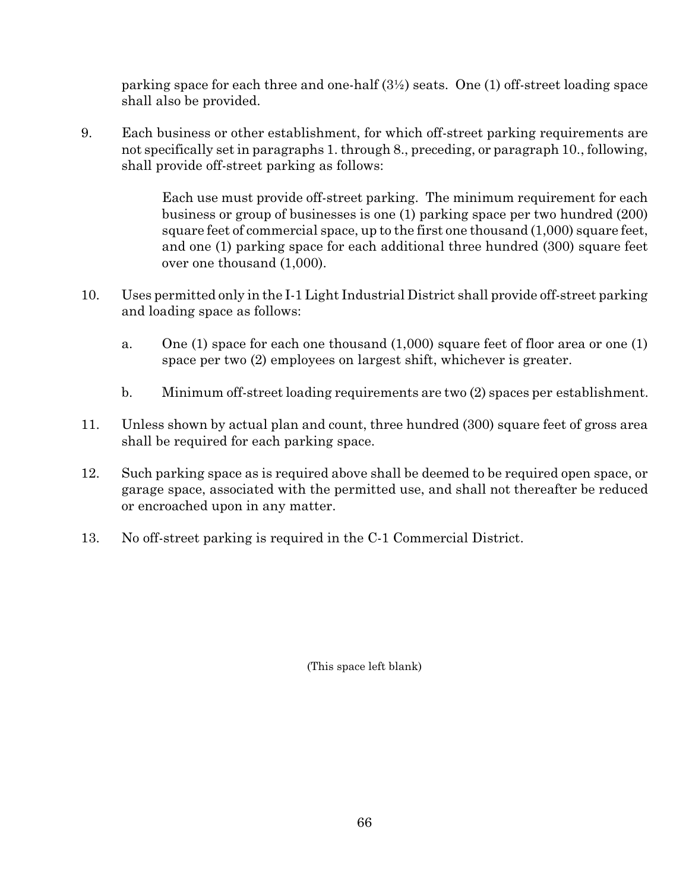parking space for each three and one-half (3½) seats. One (1) off-street loading space shall also be provided.

9. Each business or other establishment, for which off-street parking requirements are not specifically set in paragraphs 1. through 8., preceding, or paragraph 10., following, shall provide off-street parking as follows:

   Each use must provide off-street parking. The minimum requirement for each business or group of businesses is one (1) parking space per two hundred (200) square feet of commercial space, up to the first one thousand (1,000) square feet, and one (1) parking space for each additional three hundred (300) square feet over one thousand (1,000).

10. Uses permitted only in the I-1 Light Industrial District shall provide off-street parking and loading space as follows:

    a. One (1) space for each one thousand (1,000) square feet of floor area or one (1) space per two (2) employees on largest shift, whichever is greater.

    b. Minimum off-street loading requirements are two (2) spaces per establishment.

11. Unless shown by actual plan and count, three hundred (300) square feet of gross area shall be required for each parking space.

12. Such parking space as is required above shall be deemed to be required open space, or garage space, associated with the permitted use, and shall not thereafter be reduced or encroached upon in any matter.

13. No off-street parking is required in the C-1 Commercial District.

(This space left blank)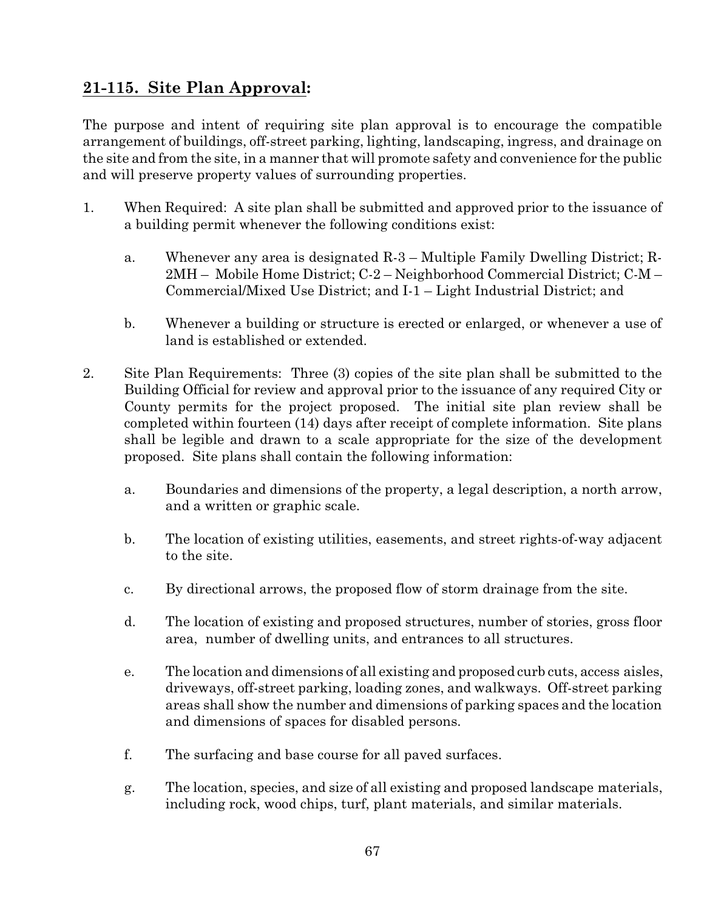## **21-115. Site Plan Approval:**

The purpose and intent of requiring site plan approval is to encourage the compatible arrangement of buildings, off-street parking, lighting, landscaping, ingress, and drainage on the site and from the site, in a manner that will promote safety and convenience for the public and will preserve property values of surrounding properties.

1. When Required: A site plan shall be submitted and approved prior to the issuance of a building permit whenever the following conditions exist:

   a. Whenever any area is designated R-3 – Multiple Family Dwelling District; R-2MH – Mobile Home District; C-2 – Neighborhood Commercial District; C-M – Commercial/Mixed Use District; and I-1 – Light Industrial District; and

   b. Whenever a building or structure is erected or enlarged, or whenever a use of land is established or extended.

2. Site Plan Requirements: Three (3) copies of the site plan shall be submitted to the Building Official for review and approval prior to the issuance of any required City or County permits for the project proposed. The initial site plan review shall be completed within fourteen (14) days after receipt of complete information. Site plans shall be legible and drawn to a scale appropriate for the size of the development proposed. Site plans shall contain the following information:

   a. Boundaries and dimensions of the property, a legal description, a north arrow, and a written or graphic scale.

   b. The location of existing utilities, easements, and street rights-of-way adjacent to the site.

   c. By directional arrows, the proposed flow of storm drainage from the site.

   d. The location of existing and proposed structures, number of stories, gross floor area, number of dwelling units, and entrances to all structures.

   e. The location and dimensions of all existing and proposed curb cuts, access aisles, driveways, off-street parking, loading zones, and walkways. Off-street parking areas shall show the number and dimensions of parking spaces and the location and dimensions of spaces for disabled persons.

   f. The surfacing and base course for all paved surfaces.

   g. The location, species, and size of all existing and proposed landscape materials, including rock, wood chips, turf, plant materials, and similar materials.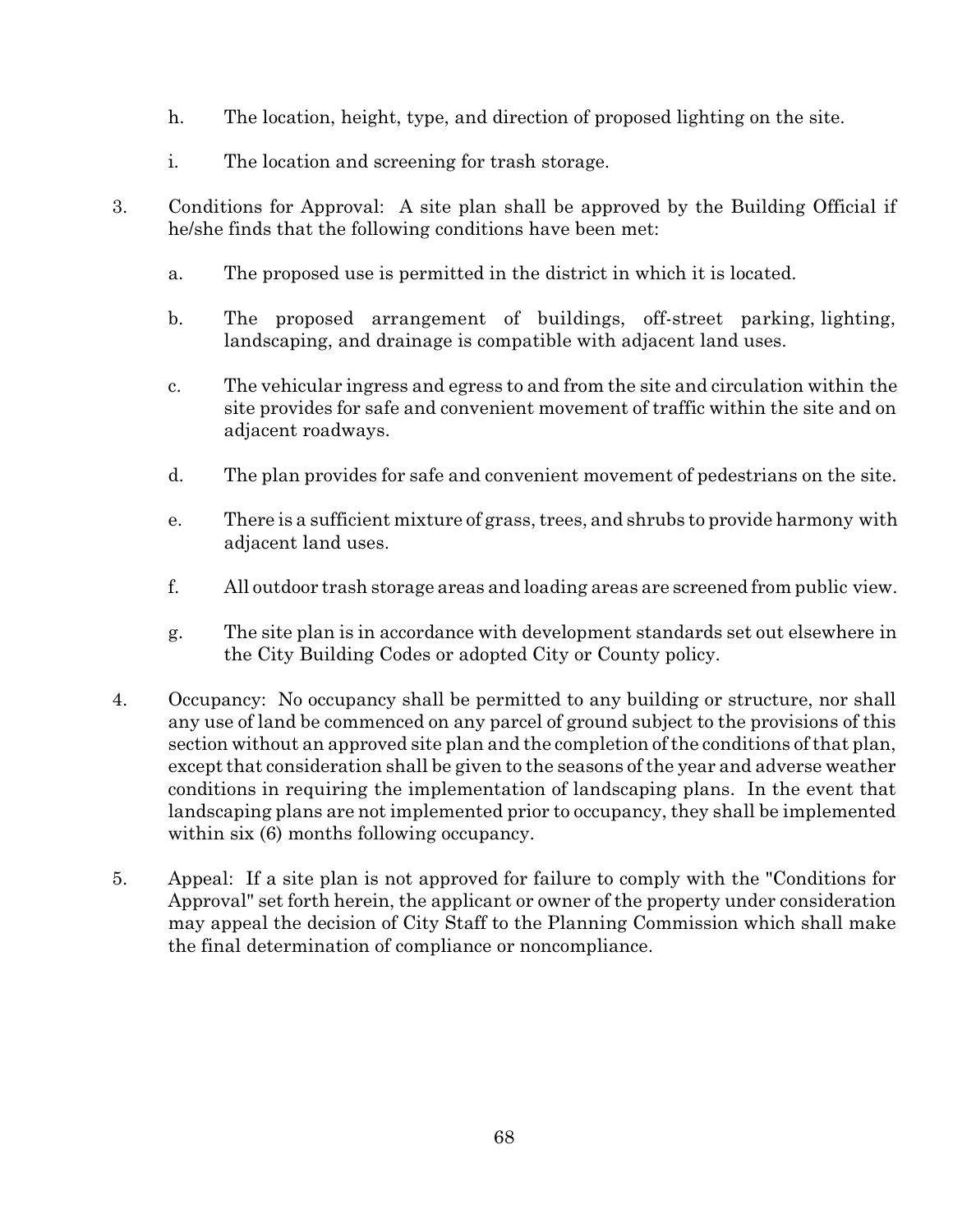h. The location, height, type, and direction of proposed lighting on the site.

i. The location and screening for trash storage.

3. Conditions for Approval: A site plan shall be approved by the Building Official if he/she finds that the following conditions have been met:

   a. The proposed use is permitted in the district in which it is located.

   b. The proposed arrangement of buildings, off-street parking, lighting, landscaping, and drainage is compatible with adjacent land uses.

   c. The vehicular ingress and egress to and from the site and circulation within the site provides for safe and convenient movement of traffic within the site and on adjacent roadways.

   d. The plan provides for safe and convenient movement of pedestrians on the site.

   e. There is a sufficient mixture of grass, trees, and shrubs to provide harmony with adjacent land uses.

   f. All outdoor trash storage areas and loading areas are screened from public view.

   g. The site plan is in accordance with development standards set out elsewhere in the City Building Codes or adopted City or County policy.

4. Occupancy: No occupancy shall be permitted to any building or structure, nor shall any use of land be commenced on any parcel of ground subject to the provisions of this section without an approved site plan and the completion of the conditions of that plan, except that consideration shall be given to the seasons of the year and adverse weather conditions in requiring the implementation of landscaping plans. In the event that landscaping plans are not implemented prior to occupancy, they shall be implemented within six (6) months following occupancy.

5. Appeal: If a site plan is not approved for failure to comply with the "Conditions for Approval" set forth herein, the applicant or owner of the property under consideration may appeal the decision of City Staff to the Planning Commission which shall make the final determination of compliance or noncompliance.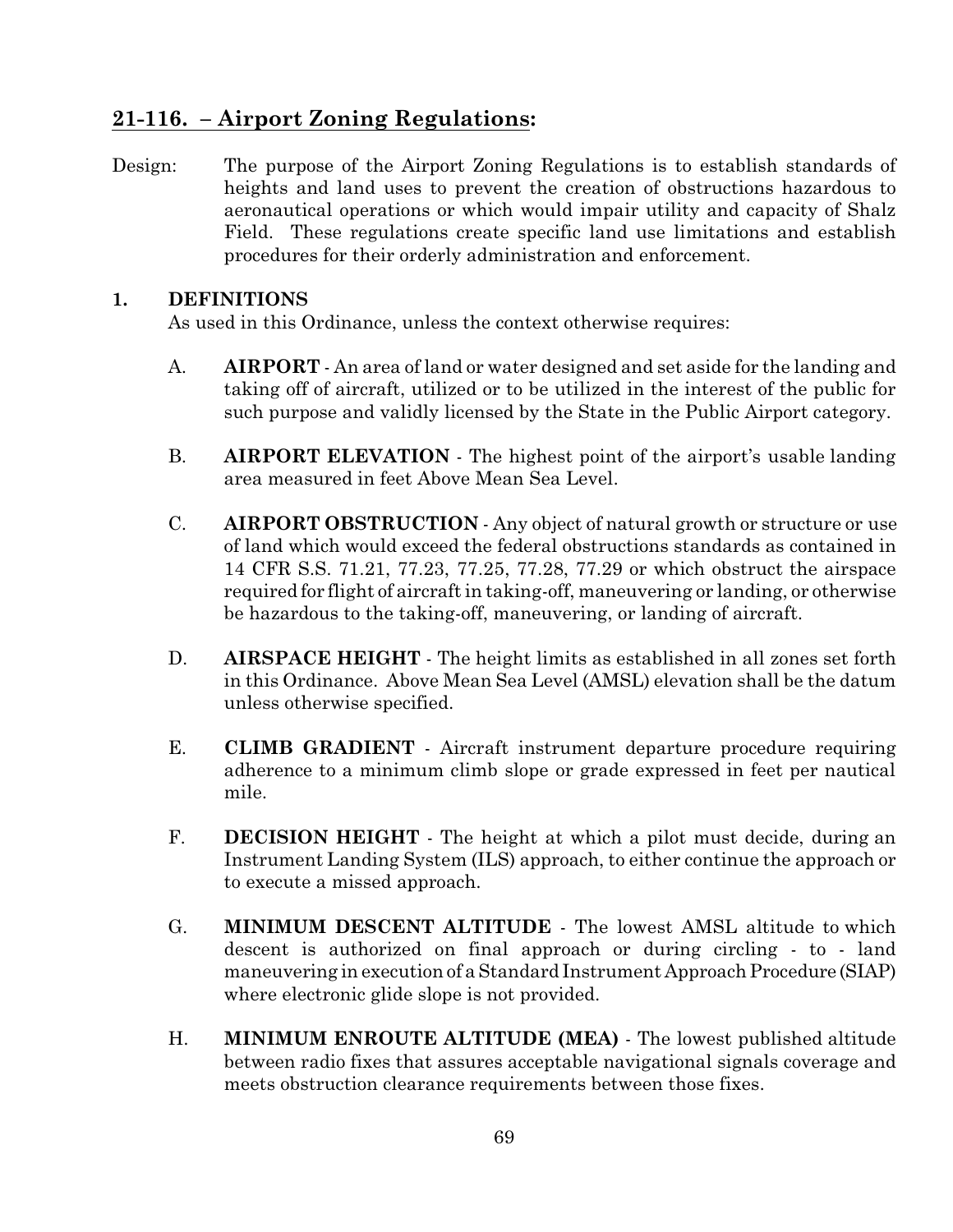## 21-116. – Airport Zoning Regulations:

Design: The purpose of the Airport Zoning Regulations is to establish standards of heights and land uses to prevent the creation of obstructions hazardous to aeronautical operations or which would impair utility and capacity of Shalz Field. These regulations create specific land use limitations and establish procedures for their orderly administration and enforcement.

### 1. DEFINITIONS

As used in this Ordinance, unless the context otherwise requires:

A. **AIRPORT** - An area of land or water designed and set aside for the landing and taking off of aircraft, utilized or to be utilized in the interest of the public for such purpose and validly licensed by the State in the Public Airport category.

B. **AIRPORT ELEVATION** - The highest point of the airport's usable landing area measured in feet Above Mean Sea Level.

C. **AIRPORT OBSTRUCTION** - Any object of natural growth or structure or use of land which would exceed the federal obstructions standards as contained in 14 CFR S.S. 71.21, 77.23, 77.25, 77.28, 77.29 or which obstruct the airspace required for flight of aircraft in taking-off, maneuvering or landing, or otherwise be hazardous to the taking-off, maneuvering, or landing of aircraft.

D. **AIRSPACE HEIGHT** - The height limits as established in all zones set forth in this Ordinance. Above Mean Sea Level (AMSL) elevation shall be the datum unless otherwise specified.

E. **CLIMB GRADIENT** - Aircraft instrument departure procedure requiring adherence to a minimum climb slope or grade expressed in feet per nautical mile.

F. **DECISION HEIGHT** - The height at which a pilot must decide, during an Instrument Landing System (ILS) approach, to either continue the approach or to execute a missed approach.

G. **MINIMUM DESCENT ALTITUDE** - The lowest AMSL altitude to which descent is authorized on final approach or during circling - to - land maneuvering in execution of a Standard Instrument Approach Procedure (SIAP) where electronic glide slope is not provided.

H. **MINIMUM ENROUTE ALTITUDE (MEA)** - The lowest published altitude between radio fixes that assures acceptable navigational signals coverage and meets obstruction clearance requirements between those fixes.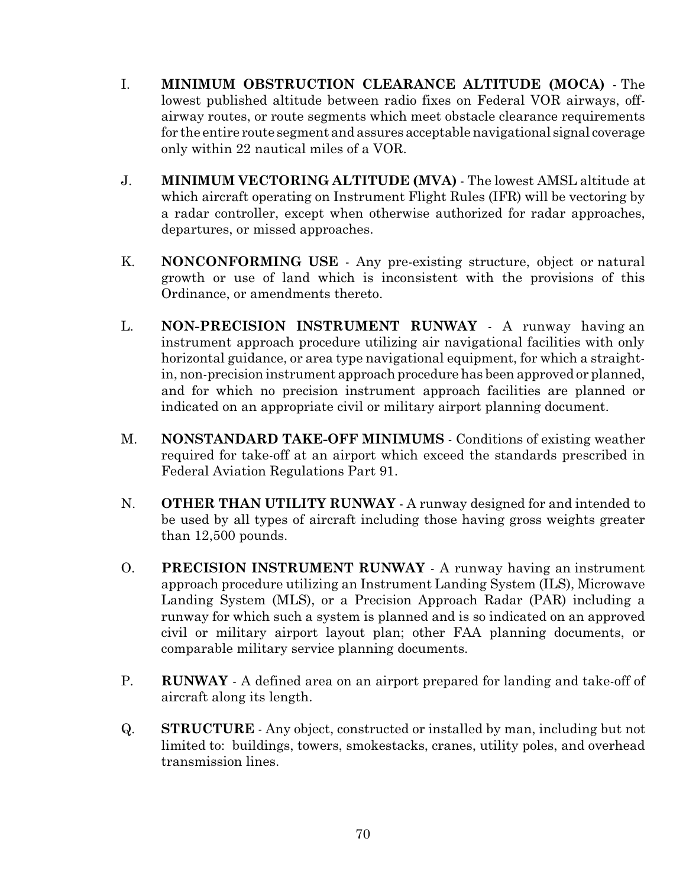I. **MINIMUM OBSTRUCTION CLEARANCE ALTITUDE (MOCA)** - The lowest published altitude between radio fixes on Federal VOR airways, off-airway routes, or route segments which meet obstacle clearance requirements for the entire route segment and assures acceptable navigational signal coverage only within 22 nautical miles of a VOR.

J. **MINIMUM VECTORING ALTITUDE (MVA)** - The lowest AMSL altitude at which aircraft operating on Instrument Flight Rules (IFR) will be vectoring by a radar controller, except when otherwise authorized for radar approaches, departures, or missed approaches.

K. **NONCONFORMING USE** - Any pre-existing structure, object or natural growth or use of land which is inconsistent with the provisions of this Ordinance, or amendments thereto.

L. **NON-PRECISION INSTRUMENT RUNWAY** - A runway having an instrument approach procedure utilizing air navigational facilities with only horizontal guidance, or area type navigational equipment, for which a straight-in, non-precision instrument approach procedure has been approved or planned, and for which no precision instrument approach facilities are planned or indicated on an appropriate civil or military airport planning document.

M. **NONSTANDARD TAKE-OFF MINIMUMS** - Conditions of existing weather required for take-off at an airport which exceed the standards prescribed in Federal Aviation Regulations Part 91.

N. **OTHER THAN UTILITY RUNWAY** - A runway designed for and intended to be used by all types of aircraft including those having gross weights greater than 12,500 pounds.

O. **PRECISION INSTRUMENT RUNWAY** - A runway having an instrument approach procedure utilizing an Instrument Landing System (ILS), Microwave Landing System (MLS), or a Precision Approach Radar (PAR) including a runway for which such a system is planned and is so indicated on an approved civil or military airport layout plan; other FAA planning documents, or comparable military service planning documents.

P. **RUNWAY** - A defined area on an airport prepared for landing and take-off of aircraft along its length.

Q. **STRUCTURE** - Any object, constructed or installed by man, including but not limited to: buildings, towers, smokestacks, cranes, utility poles, and overhead transmission lines.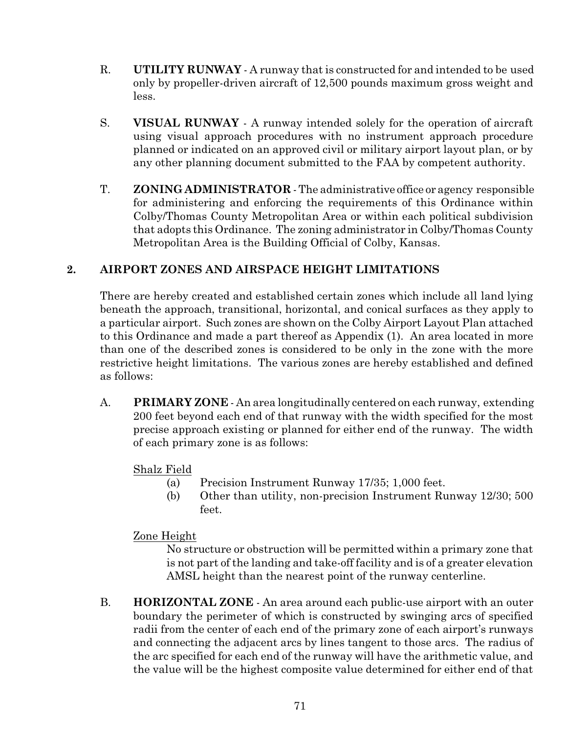R. **UTILITY RUNWAY** - A runway that is constructed for and intended to be used only by propeller-driven aircraft of 12,500 pounds maximum gross weight and less.

S. **VISUAL RUNWAY** - A runway intended solely for the operation of aircraft using visual approach procedures with no instrument approach procedure planned or indicated on an approved civil or military airport layout plan, or by any other planning document submitted to the FAA by competent authority.

T. **ZONING ADMINISTRATOR** - The administrative office or agency responsible for administering and enforcing the requirements of this Ordinance within Colby/Thomas County Metropolitan Area or within each political subdivision that adopts this Ordinance. The zoning administrator in Colby/Thomas County Metropolitan Area is the Building Official of Colby, Kansas.

## 2. AIRPORT ZONES AND AIRSPACE HEIGHT LIMITATIONS

There are hereby created and established certain zones which include all land lying beneath the approach, transitional, horizontal, and conical surfaces as they apply to a particular airport. Such zones are shown on the Colby Airport Layout Plan attached to this Ordinance and made a part thereof as Appendix (1). An area located in more than one of the described zones is considered to be only in the zone with the more restrictive height limitations. The various zones are hereby established and defined as follows:

A. **PRIMARY ZONE** - An area longitudinally centered on each runway, extending 200 feet beyond each end of that runway with the width specified for the most precise approach existing or planned for either end of the runway. The width of each primary zone is as follows:

Shalz Field

- (a) Precision Instrument Runway 17/35; 1,000 feet.
- (b) Other than utility, non-precision Instrument Runway 12/30; 500 feet.

Zone Height

No structure or obstruction will be permitted within a primary zone that is not part of the landing and take-off facility and is of a greater elevation AMSL height than the nearest point of the runway centerline.

B. **HORIZONTAL ZONE** - An area around each public-use airport with an outer boundary the perimeter of which is constructed by swinging arcs of specified radii from the center of each end of the primary zone of each airport's runways and connecting the adjacent arcs by lines tangent to those arcs. The radius of the arc specified for each end of the runway will have the arithmetic value, and the value will be the highest composite value determined for either end of that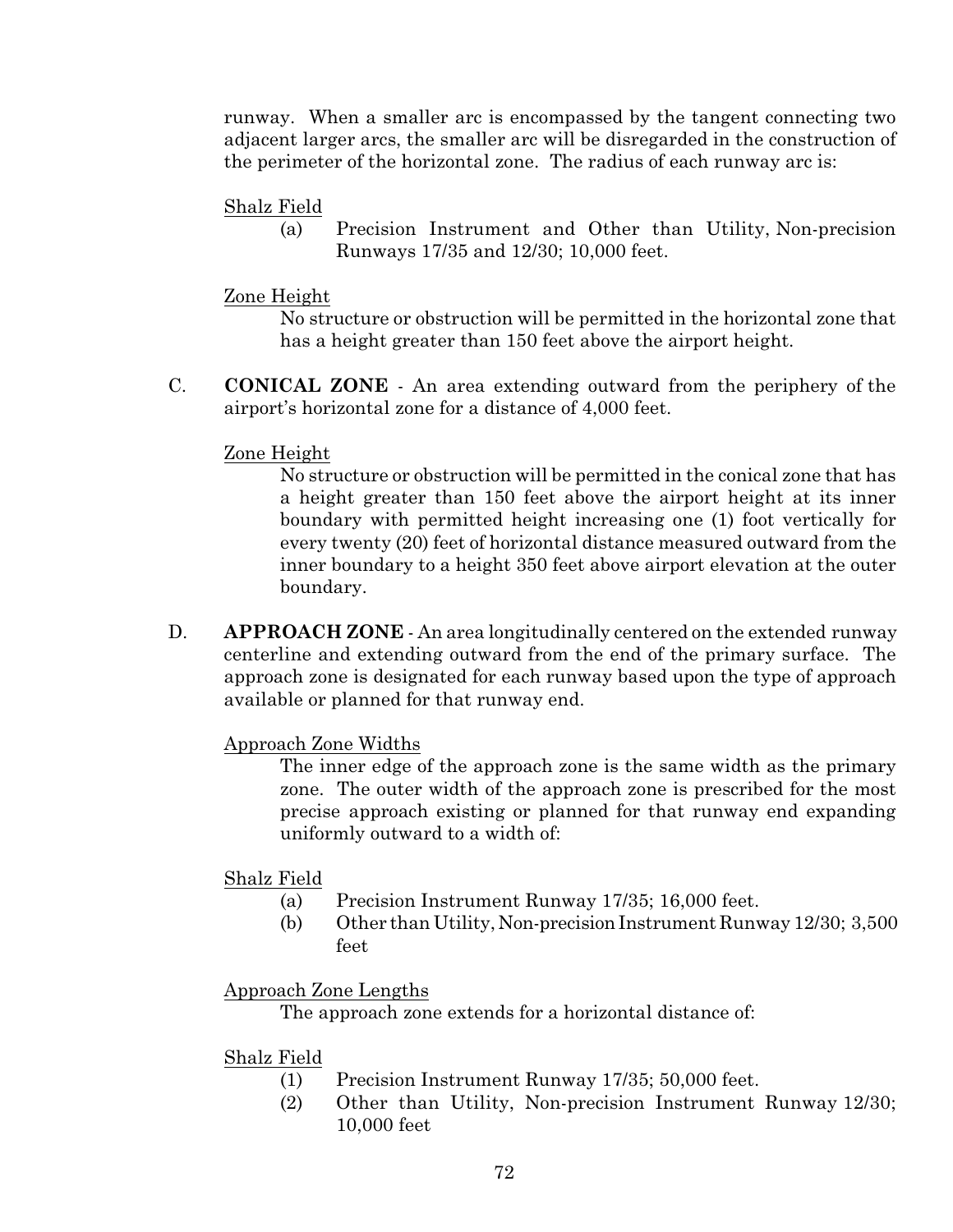runway. When a smaller arc is encompassed by the tangent connecting two adjacent larger arcs, the smaller arc will be disregarded in the construction of the perimeter of the horizontal zone. The radius of each runway arc is:

Shalz Field

(a) Precision Instrument and Other than Utility, Non-precision Runways 17/35 and 12/30; 10,000 feet.

Zone Height

No structure or obstruction will be permitted in the horizontal zone that has a height greater than 150 feet above the airport height.

C. **CONICAL ZONE** - An area extending outward from the periphery of the airport's horizontal zone for a distance of 4,000 feet.

Zone Height

No structure or obstruction will be permitted in the conical zone that has a height greater than 150 feet above the airport height at its inner boundary with permitted height increasing one (1) foot vertically for every twenty (20) feet of horizontal distance measured outward from the inner boundary to a height 350 feet above airport elevation at the outer boundary.

D. **APPROACH ZONE** - An area longitudinally centered on the extended runway centerline and extending outward from the end of the primary surface. The approach zone is designated for each runway based upon the type of approach available or planned for that runway end.

Approach Zone Widths

The inner edge of the approach zone is the same width as the primary zone. The outer width of the approach zone is prescribed for the most precise approach existing or planned for that runway end expanding uniformly outward to a width of:

Shalz Field

(a) Precision Instrument Runway 17/35; 16,000 feet.
(b) Other than Utility, Non-precision Instrument Runway 12/30; 3,500 feet

Approach Zone Lengths

The approach zone extends for a horizontal distance of:

Shalz Field

(1) Precision Instrument Runway 17/35; 50,000 feet.
(2) Other than Utility, Non-precision Instrument Runway 12/30; 10,000 feet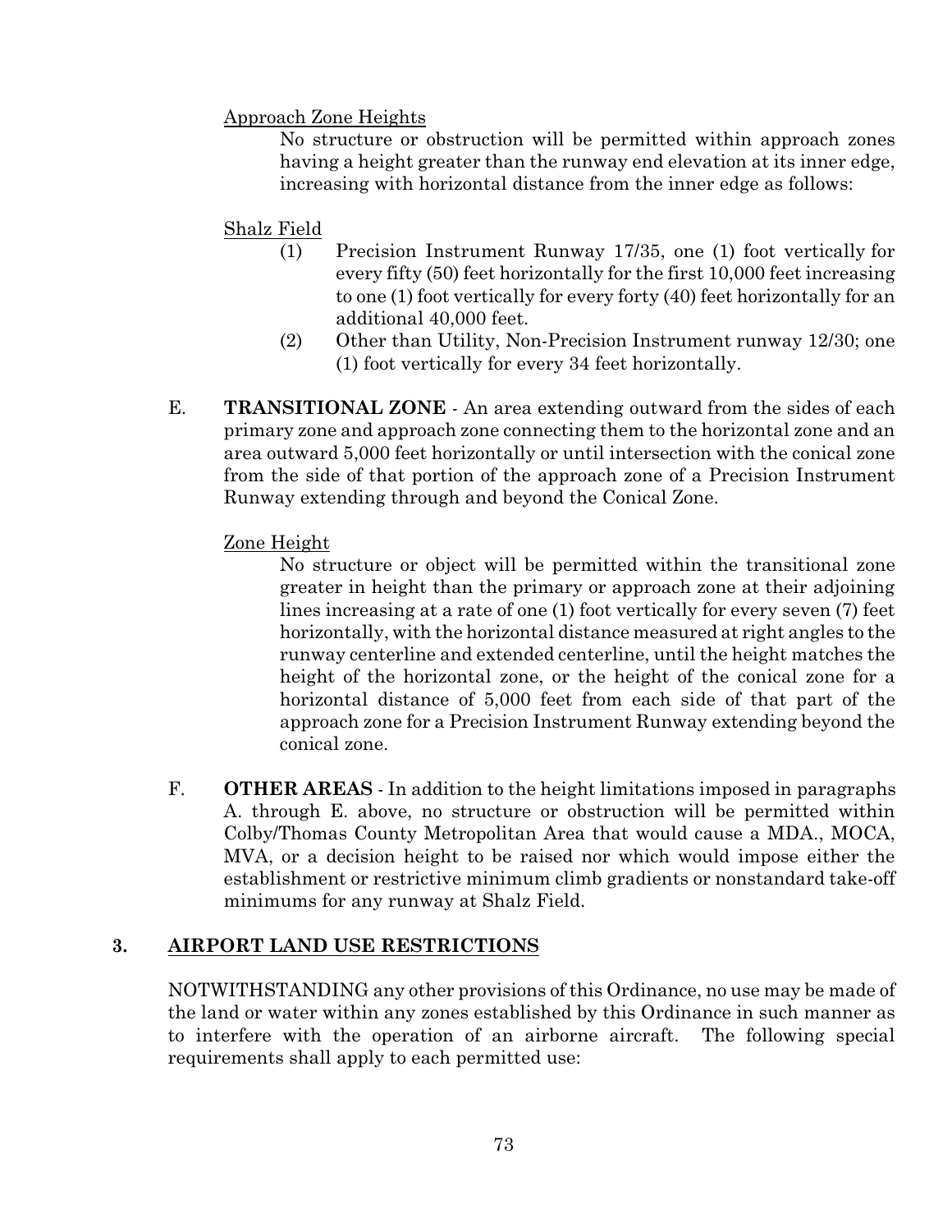Approach Zone Heights

No structure or obstruction will be permitted within approach zones having a height greater than the runway end elevation at its inner edge, increasing with horizontal distance from the inner edge as follows:

Shalz Field

(1) Precision Instrument Runway 17/35, one (1) foot vertically for every fifty (50) feet horizontally for the first 10,000 feet increasing to one (1) foot vertically for every forty (40) feet horizontally for an additional 40,000 feet.

(2) Other than Utility, Non-Precision Instrument runway 12/30; one (1) foot vertically for every 34 feet horizontally.

E. **TRANSITIONAL ZONE** - An area extending outward from the sides of each primary zone and approach zone connecting them to the horizontal zone and an area outward 5,000 feet horizontally or until intersection with the conical zone from the side of that portion of the approach zone of a Precision Instrument Runway extending through and beyond the Conical Zone.

Zone Height

No structure or object will be permitted within the transitional zone greater in height than the primary or approach zone at their adjoining lines increasing at a rate of one (1) foot vertically for every seven (7) feet horizontally, with the horizontal distance measured at right angles to the runway centerline and extended centerline, until the height matches the height of the horizontal zone, or the height of the conical zone for a horizontal distance of 5,000 feet from each side of that part of the approach zone for a Precision Instrument Runway extending beyond the conical zone.

F. **OTHER AREAS** - In addition to the height limitations imposed in paragraphs A. through E. above, no structure or obstruction will be permitted within Colby/Thomas County Metropolitan Area that would cause a MDA., MOCA, MVA, or a decision height to be raised nor which would impose either the establishment or restrictive minimum climb gradients or nonstandard take-off minimums for any runway at Shalz Field.

## 3. AIRPORT LAND USE RESTRICTIONS

NOTWITHSTANDING any other provisions of this Ordinance, no use may be made of the land or water within any zones established by this Ordinance in such manner as to interfere with the operation of an airborne aircraft. The following special requirements shall apply to each permitted use: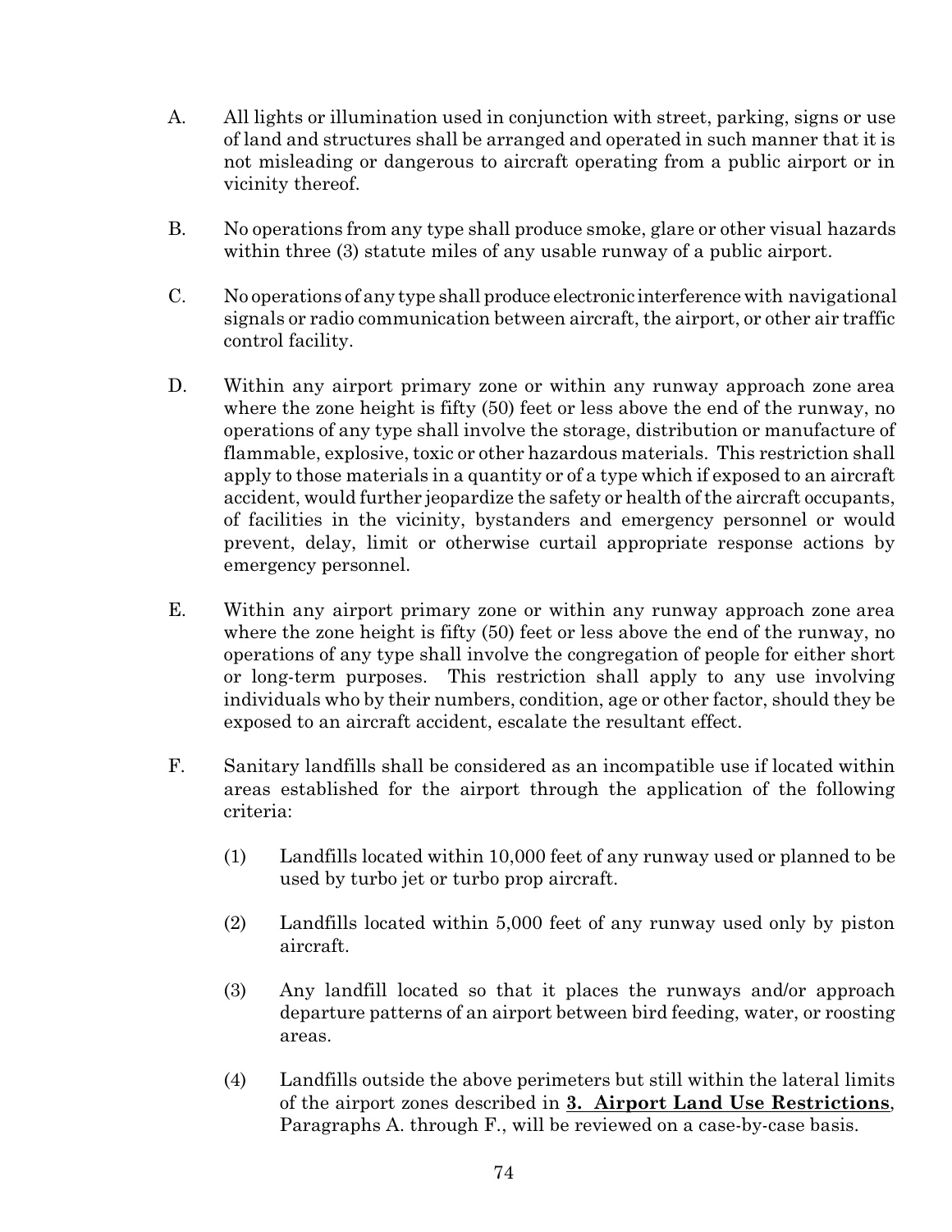A. All lights or illumination used in conjunction with street, parking, signs or use of land and structures shall be arranged and operated in such manner that it is not misleading or dangerous to aircraft operating from a public airport or in vicinity thereof.

B. No operations from any type shall produce smoke, glare or other visual hazards within three (3) statute miles of any usable runway of a public airport.

C. No operations of any type shall produce electronic interference with navigational signals or radio communication between aircraft, the airport, or other air traffic control facility.

D. Within any airport primary zone or within any runway approach zone area where the zone height is fifty (50) feet or less above the end of the runway, no operations of any type shall involve the storage, distribution or manufacture of flammable, explosive, toxic or other hazardous materials. This restriction shall apply to those materials in a quantity or of a type which if exposed to an aircraft accident, would further jeopardize the safety or health of the aircraft occupants, of facilities in the vicinity, bystanders and emergency personnel or would prevent, delay, limit or otherwise curtail appropriate response actions by emergency personnel.

E. Within any airport primary zone or within any runway approach zone area where the zone height is fifty (50) feet or less above the end of the runway, no operations of any type shall involve the congregation of people for either short or long-term purposes. This restriction shall apply to any use involving individuals who by their numbers, condition, age or other factor, should they be exposed to an aircraft accident, escalate the resultant effect.

F. Sanitary landfills shall be considered as an incompatible use if located within areas established for the airport through the application of the following criteria:

   (1) Landfills located within 10,000 feet of any runway used or planned to be used by turbo jet or turbo prop aircraft.

   (2) Landfills located within 5,000 feet of any runway used only by piston aircraft.

   (3) Any landfill located so that it places the runways and/or approach departure patterns of an airport between bird feeding, water, or roosting areas.

   (4) Landfills outside the above perimeters but still within the lateral limits of the airport zones described in **3. Airport Land Use Restrictions**, Paragraphs A. through F., will be reviewed on a case-by-case basis.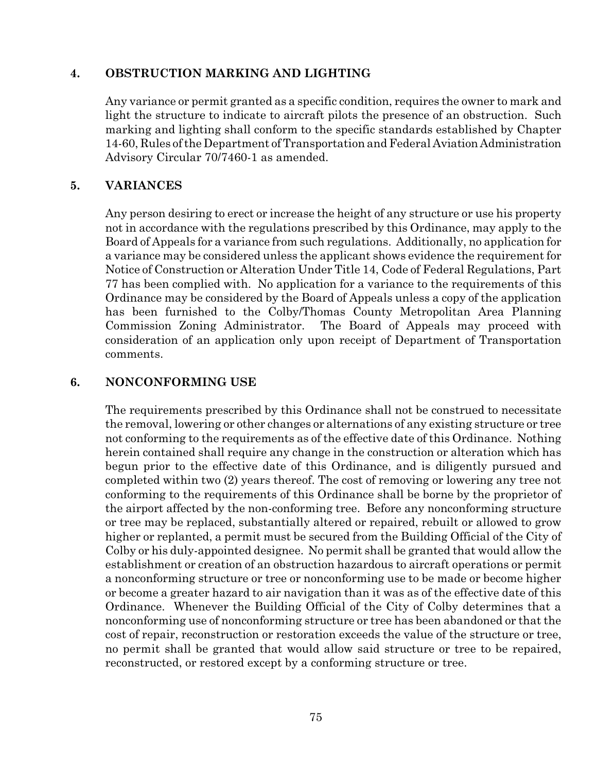## 4. OBSTRUCTION MARKING AND LIGHTING

Any variance or permit granted as a specific condition, requires the owner to mark and light the structure to indicate to aircraft pilots the presence of an obstruction. Such marking and lighting shall conform to the specific standards established by Chapter 14-60, Rules of the Department of Transportation and Federal Aviation Administration Advisory Circular 70/7460-1 as amended.

## 5. VARIANCES

Any person desiring to erect or increase the height of any structure or use his property not in accordance with the regulations prescribed by this Ordinance, may apply to the Board of Appeals for a variance from such regulations. Additionally, no application for a variance may be considered unless the applicant shows evidence the requirement for Notice of Construction or Alteration Under Title 14, Code of Federal Regulations, Part 77 has been complied with. No application for a variance to the requirements of this Ordinance may be considered by the Board of Appeals unless a copy of the application has been furnished to the Colby/Thomas County Metropolitan Area Planning Commission Zoning Administrator. The Board of Appeals may proceed with consideration of an application only upon receipt of Department of Transportation comments.

## 6. NONCONFORMING USE

The requirements prescribed by this Ordinance shall not be construed to necessitate the removal, lowering or other changes or alternations of any existing structure or tree not conforming to the requirements as of the effective date of this Ordinance. Nothing herein contained shall require any change in the construction or alteration which has begun prior to the effective date of this Ordinance, and is diligently pursued and completed within two (2) years thereof. The cost of removing or lowering any tree not conforming to the requirements of this Ordinance shall be borne by the proprietor of the airport affected by the non-conforming tree. Before any nonconforming structure or tree may be replaced, substantially altered or repaired, rebuilt or allowed to grow higher or replanted, a permit must be secured from the Building Official of the City of Colby or his duly-appointed designee. No permit shall be granted that would allow the establishment or creation of an obstruction hazardous to aircraft operations or permit a nonconforming structure or tree or nonconforming use to be made or become higher or become a greater hazard to air navigation than it was as of the effective date of this Ordinance. Whenever the Building Official of the City of Colby determines that a nonconforming use of nonconforming structure or tree has been abandoned or that the cost of repair, reconstruction or restoration exceeds the value of the structure or tree, no permit shall be granted that would allow said structure or tree to be repaired, reconstructed, or restored except by a conforming structure or tree.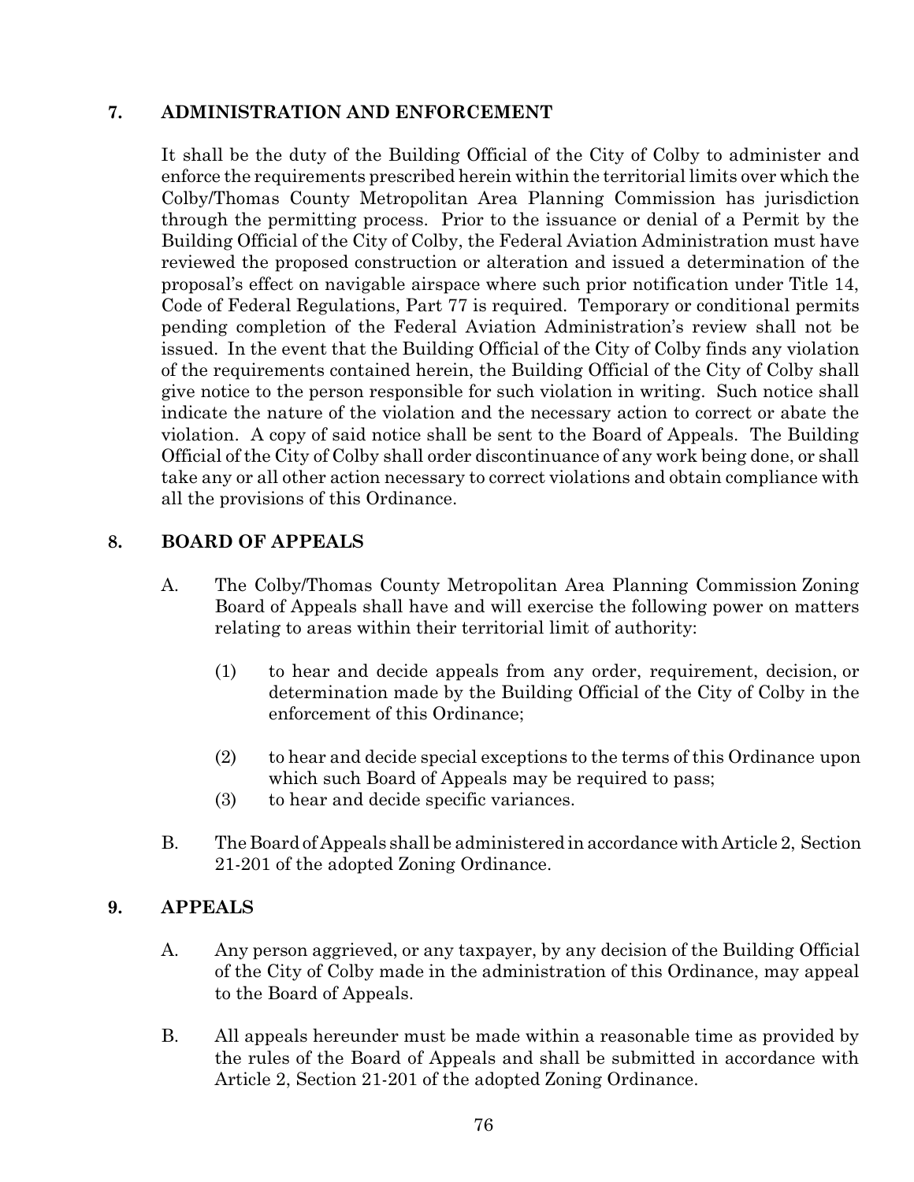## 7. ADMINISTRATION AND ENFORCEMENT

It shall be the duty of the Building Official of the City of Colby to administer and enforce the requirements prescribed herein within the territorial limits over which the Colby/Thomas County Metropolitan Area Planning Commission has jurisdiction through the permitting process. Prior to the issuance or denial of a Permit by the Building Official of the City of Colby, the Federal Aviation Administration must have reviewed the proposed construction or alteration and issued a determination of the proposal's effect on navigable airspace where such prior notification under Title 14, Code of Federal Regulations, Part 77 is required. Temporary or conditional permits pending completion of the Federal Aviation Administration's review shall not be issued. In the event that the Building Official of the City of Colby finds any violation of the requirements contained herein, the Building Official of the City of Colby shall give notice to the person responsible for such violation in writing. Such notice shall indicate the nature of the violation and the necessary action to correct or abate the violation. A copy of said notice shall be sent to the Board of Appeals. The Building Official of the City of Colby shall order discontinuance of any work being done, or shall take any or all other action necessary to correct violations and obtain compliance with all the provisions of this Ordinance.

## 8. BOARD OF APPEALS

A. The Colby/Thomas County Metropolitan Area Planning Commission Zoning Board of Appeals shall have and will exercise the following power on matters relating to areas within their territorial limit of authority:

   (1) to hear and decide appeals from any order, requirement, decision, or determination made by the Building Official of the City of Colby in the enforcement of this Ordinance;

   (2) to hear and decide special exceptions to the terms of this Ordinance upon which such Board of Appeals may be required to pass;

   (3) to hear and decide specific variances.

B. The Board of Appeals shall be administered in accordance with Article 2, Section 21-201 of the adopted Zoning Ordinance.

## 9. APPEALS

A. Any person aggrieved, or any taxpayer, by any decision of the Building Official of the City of Colby made in the administration of this Ordinance, may appeal to the Board of Appeals.

B. All appeals hereunder must be made within a reasonable time as provided by the rules of the Board of Appeals and shall be submitted in accordance with Article 2, Section 21-201 of the adopted Zoning Ordinance.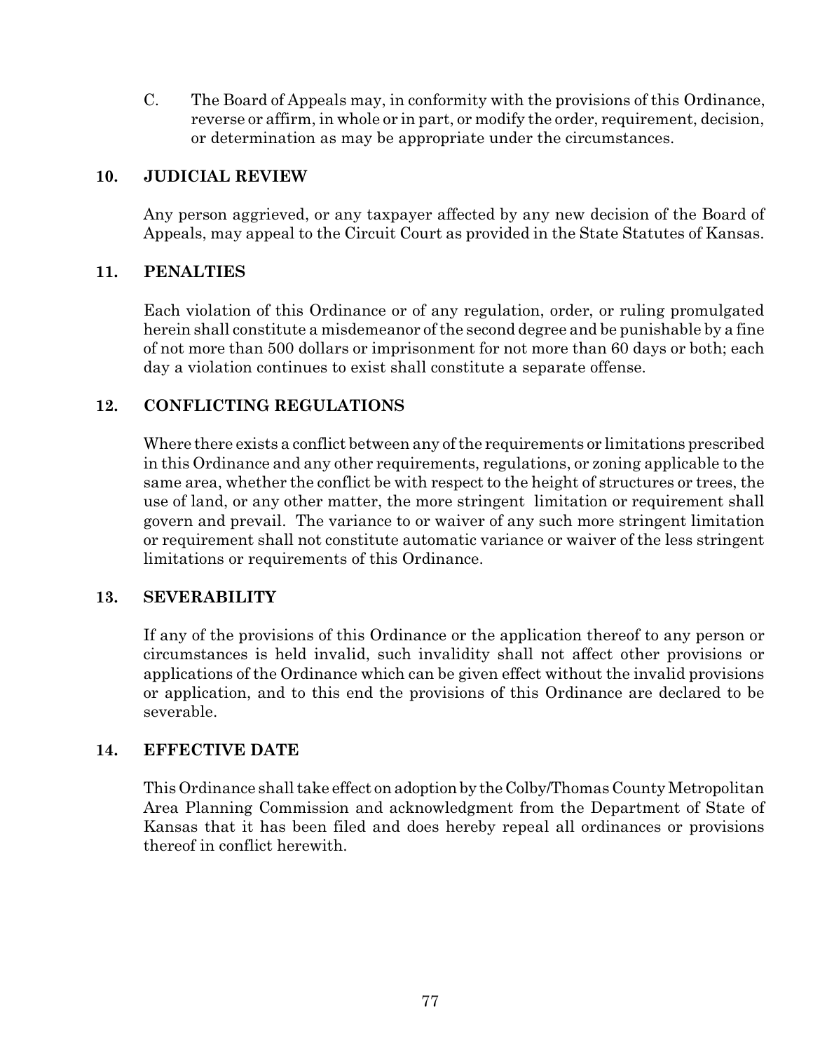C. The Board of Appeals may, in conformity with the provisions of this Ordinance, reverse or affirm, in whole or in part, or modify the order, requirement, decision, or determination as may be appropriate under the circumstances.

## 10. JUDICIAL REVIEW

Any person aggrieved, or any taxpayer affected by any new decision of the Board of Appeals, may appeal to the Circuit Court as provided in the State Statutes of Kansas.

## 11. PENALTIES

Each violation of this Ordinance or of any regulation, order, or ruling promulgated herein shall constitute a misdemeanor of the second degree and be punishable by a fine of not more than 500 dollars or imprisonment for not more than 60 days or both; each day a violation continues to exist shall constitute a separate offense.

## 12. CONFLICTING REGULATIONS

Where there exists a conflict between any of the requirements or limitations prescribed in this Ordinance and any other requirements, regulations, or zoning applicable to the same area, whether the conflict be with respect to the height of structures or trees, the use of land, or any other matter, the more stringent limitation or requirement shall govern and prevail. The variance to or waiver of any such more stringent limitation or requirement shall not constitute automatic variance or waiver of the less stringent limitations or requirements of this Ordinance.

## 13. SEVERABILITY

If any of the provisions of this Ordinance or the application thereof to any person or circumstances is held invalid, such invalidity shall not affect other provisions or applications of the Ordinance which can be given effect without the invalid provisions or application, and to this end the provisions of this Ordinance are declared to be severable.

## 14. EFFECTIVE DATE

This Ordinance shall take effect on adoption by the Colby/Thomas County Metropolitan Area Planning Commission and acknowledgment from the Department of State of Kansas that it has been filed and does hereby repeal all ordinances or provisions thereof in conflict herewith.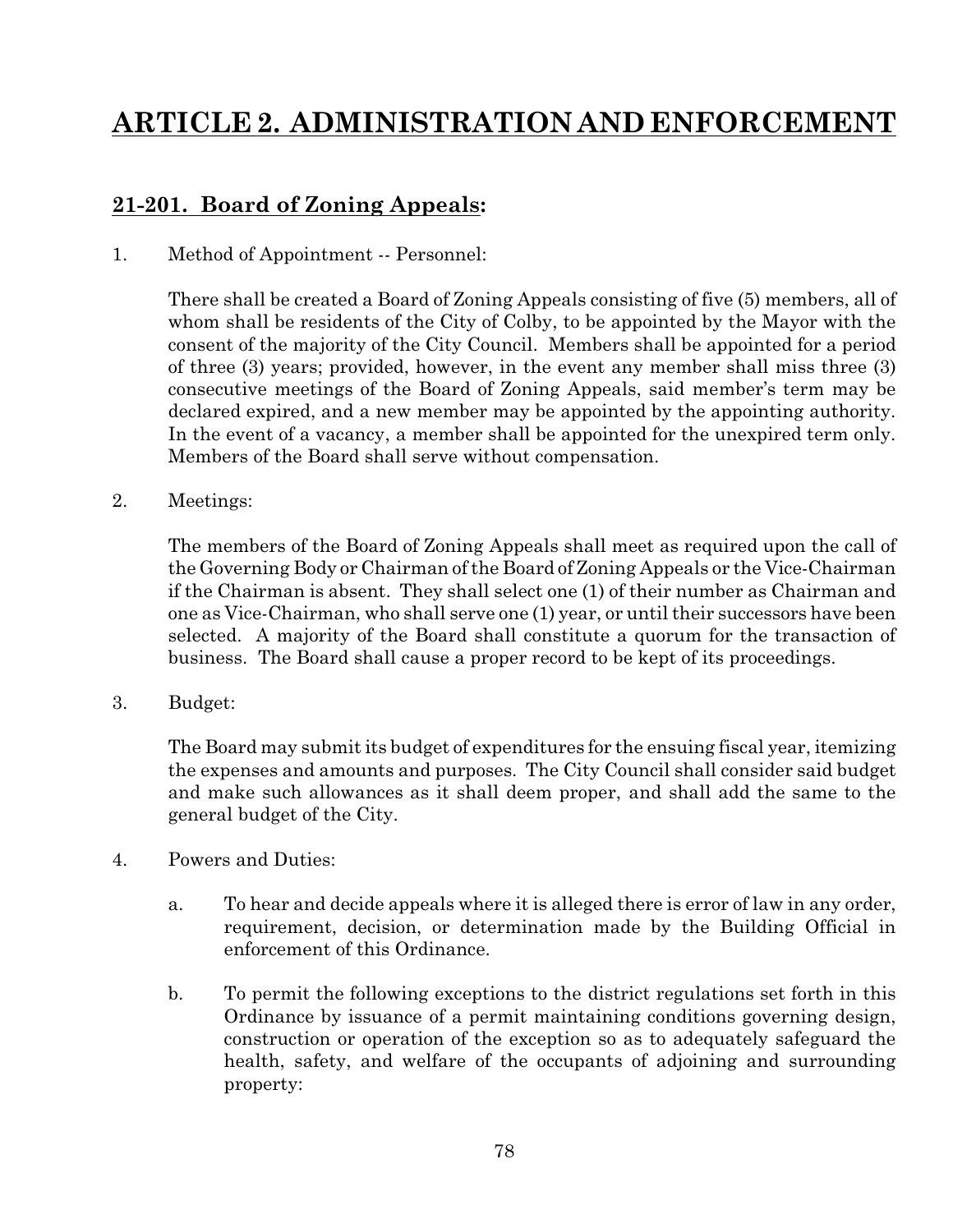# ARTICLE 2. ADMINISTRATION AND ENFORCEMENT

## 21-201. Board of Zoning Appeals:

1. Method of Appointment -- Personnel:

   There shall be created a Board of Zoning Appeals consisting of five (5) members, all of whom shall be residents of the City of Colby, to be appointed by the Mayor with the consent of the majority of the City Council. Members shall be appointed for a period of three (3) years; provided, however, in the event any member shall miss three (3) consecutive meetings of the Board of Zoning Appeals, said member's term may be declared expired, and a new member may be appointed by the appointing authority. In the event of a vacancy, a member shall be appointed for the unexpired term only. Members of the Board shall serve without compensation.

2. Meetings:

   The members of the Board of Zoning Appeals shall meet as required upon the call of the Governing Body or Chairman of the Board of Zoning Appeals or the Vice-Chairman if the Chairman is absent. They shall select one (1) of their number as Chairman and one as Vice-Chairman, who shall serve one (1) year, or until their successors have been selected. A majority of the Board shall constitute a quorum for the transaction of business. The Board shall cause a proper record to be kept of its proceedings.

3. Budget:

   The Board may submit its budget of expenditures for the ensuing fiscal year, itemizing the expenses and amounts and purposes. The City Council shall consider said budget and make such allowances as it shall deem proper, and shall add the same to the general budget of the City.

4. Powers and Duties:

   a. To hear and decide appeals where it is alleged there is error of law in any order, requirement, decision, or determination made by the Building Official in enforcement of this Ordinance.

   b. To permit the following exceptions to the district regulations set forth in this Ordinance by issuance of a permit maintaining conditions governing design, construction or operation of the exception so as to adequately safeguard the health, safety, and welfare of the occupants of adjoining and surrounding property: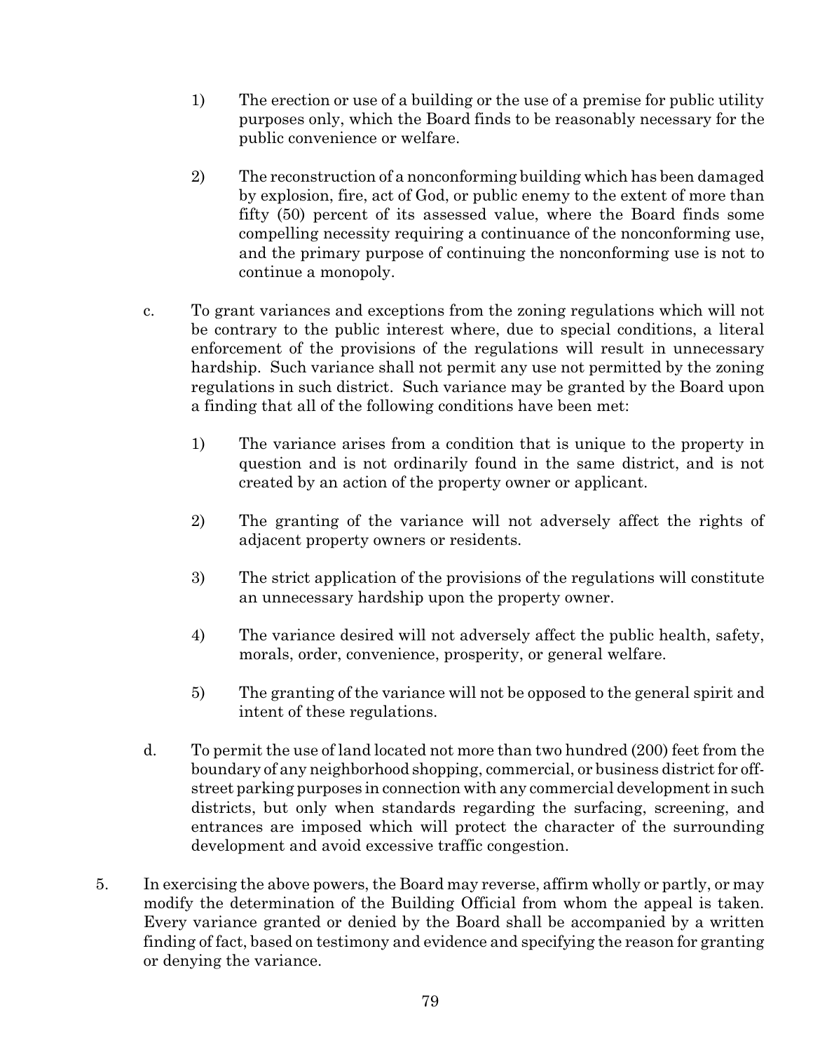1) The erection or use of a building or the use of a premise for public utility purposes only, which the Board finds to be reasonably necessary for the public convenience or welfare.

2) The reconstruction of a nonconforming building which has been damaged by explosion, fire, act of God, or public enemy to the extent of more than fifty (50) percent of its assessed value, where the Board finds some compelling necessity requiring a continuance of the nonconforming use, and the primary purpose of continuing the nonconforming use is not to continue a monopoly.

c. To grant variances and exceptions from the zoning regulations which will not be contrary to the public interest where, due to special conditions, a literal enforcement of the provisions of the regulations will result in unnecessary hardship. Such variance shall not permit any use not permitted by the zoning regulations in such district. Such variance may be granted by the Board upon a finding that all of the following conditions have been met:

   1) The variance arises from a condition that is unique to the property in question and is not ordinarily found in the same district, and is not created by an action of the property owner or applicant.

   2) The granting of the variance will not adversely affect the rights of adjacent property owners or residents.

   3) The strict application of the provisions of the regulations will constitute an unnecessary hardship upon the property owner.

   4) The variance desired will not adversely affect the public health, safety, morals, order, convenience, prosperity, or general welfare.

   5) The granting of the variance will not be opposed to the general spirit and intent of these regulations.

d. To permit the use of land located not more than two hundred (200) feet from the boundary of any neighborhood shopping, commercial, or business district for off-street parking purposes in connection with any commercial development in such districts, but only when standards regarding the surfacing, screening, and entrances are imposed which will protect the character of the surrounding development and avoid excessive traffic congestion.

5. In exercising the above powers, the Board may reverse, affirm wholly or partly, or may modify the determination of the Building Official from whom the appeal is taken. Every variance granted or denied by the Board shall be accompanied by a written finding of fact, based on testimony and evidence and specifying the reason for granting or denying the variance.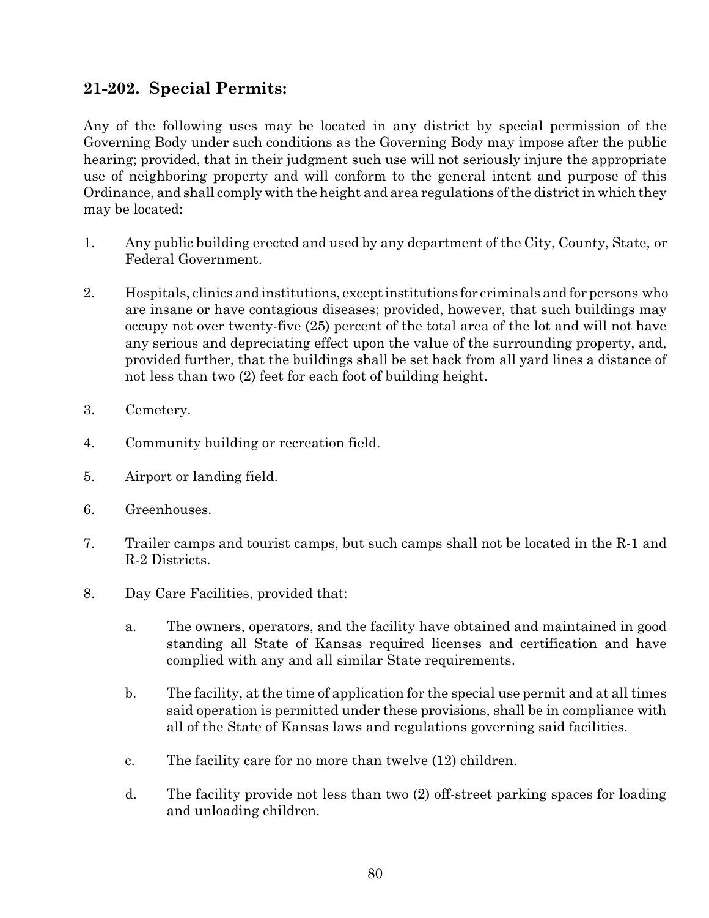## **21-202. Special Permits:**

Any of the following uses may be located in any district by special permission of the Governing Body under such conditions as the Governing Body may impose after the public hearing; provided, that in their judgment such use will not seriously injure the appropriate use of neighboring property and will conform to the general intent and purpose of this Ordinance, and shall comply with the height and area regulations of the district in which they may be located:

1. Any public building erected and used by any department of the City, County, State, or Federal Government.

2. Hospitals, clinics and institutions, except institutions for criminals and for persons who are insane or have contagious diseases; provided, however, that such buildings may occupy not over twenty-five (25) percent of the total area of the lot and will not have any serious and depreciating effect upon the value of the surrounding property, and, provided further, that the buildings shall be set back from all yard lines a distance of not less than two (2) feet for each foot of building height.

3. Cemetery.

4. Community building or recreation field.

5. Airport or landing field.

6. Greenhouses.

7. Trailer camps and tourist camps, but such camps shall not be located in the R-1 and R-2 Districts.

8. Day Care Facilities, provided that:

   a. The owners, operators, and the facility have obtained and maintained in good standing all State of Kansas required licenses and certification and have complied with any and all similar State requirements.

   b. The facility, at the time of application for the special use permit and at all times said operation is permitted under these provisions, shall be in compliance with all of the State of Kansas laws and regulations governing said facilities.

   c. The facility care for no more than twelve (12) children.

   d. The facility provide not less than two (2) off-street parking spaces for loading and unloading children.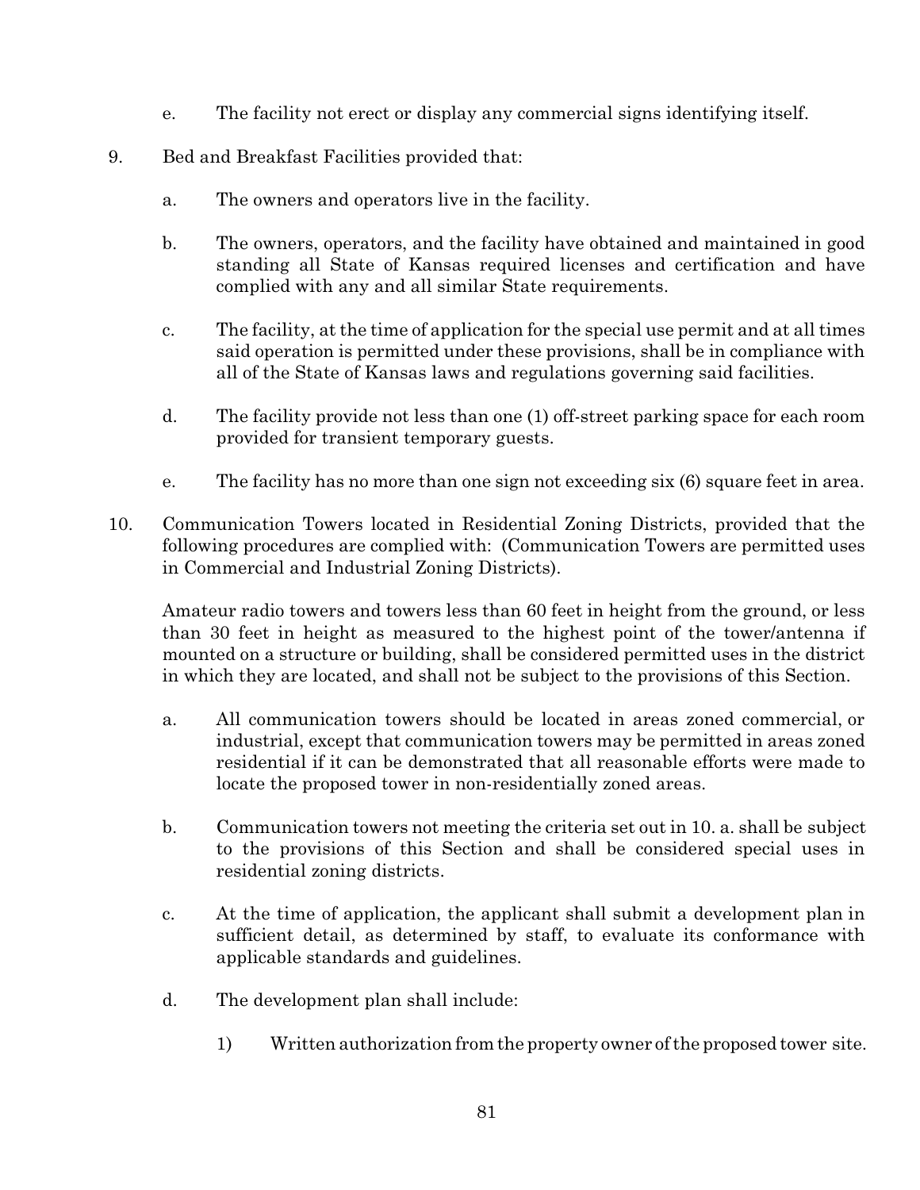e. The facility not erect or display any commercial signs identifying itself.

9. Bed and Breakfast Facilities provided that:

   a. The owners and operators live in the facility.

   b. The owners, operators, and the facility have obtained and maintained in good standing all State of Kansas required licenses and certification and have complied with any and all similar State requirements.

   c. The facility, at the time of application for the special use permit and at all times said operation is permitted under these provisions, shall be in compliance with all of the State of Kansas laws and regulations governing said facilities.

   d. The facility provide not less than one (1) off-street parking space for each room provided for transient temporary guests.

   e. The facility has no more than one sign not exceeding six (6) square feet in area.

10. Communication Towers located in Residential Zoning Districts, provided that the following procedures are complied with: (Communication Towers are permitted uses in Commercial and Industrial Zoning Districts).

    Amateur radio towers and towers less than 60 feet in height from the ground, or less than 30 feet in height as measured to the highest point of the tower/antenna if mounted on a structure or building, shall be considered permitted uses in the district in which they are located, and shall not be subject to the provisions of this Section.

    a. All communication towers should be located in areas zoned commercial, or industrial, except that communication towers may be permitted in areas zoned residential if it can be demonstrated that all reasonable efforts were made to locate the proposed tower in non-residentially zoned areas.

    b. Communication towers not meeting the criteria set out in 10. a. shall be subject to the provisions of this Section and shall be considered special uses in residential zoning districts.

    c. At the time of application, the applicant shall submit a development plan in sufficient detail, as determined by staff, to evaluate its conformance with applicable standards and guidelines.

    d. The development plan shall include:

       1) Written authorization from the property owner of the proposed tower site.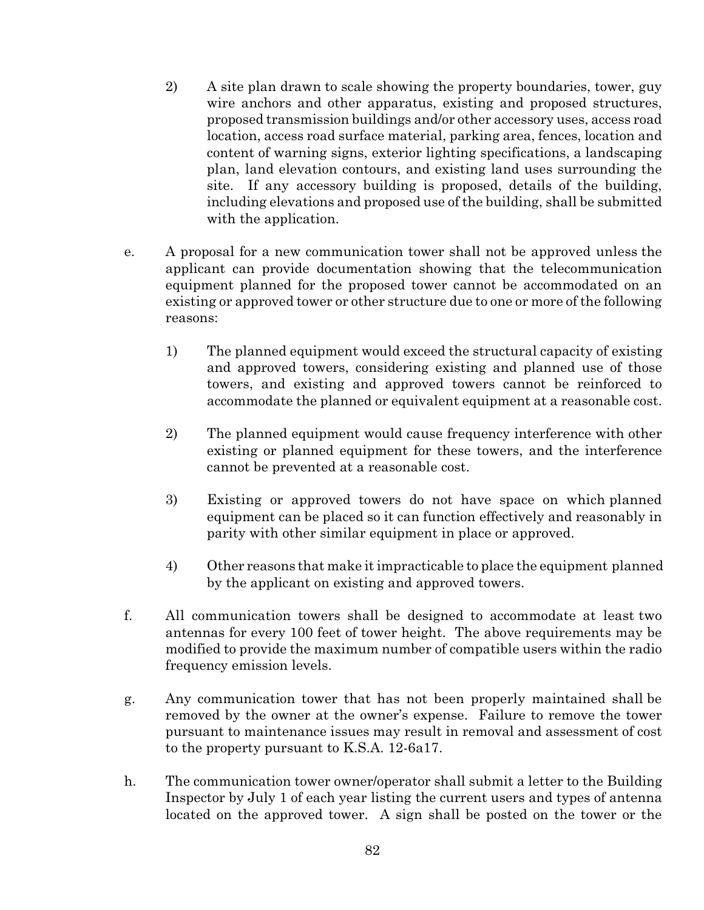2) A site plan drawn to scale showing the property boundaries, tower, guy wire anchors and other apparatus, existing and proposed structures, proposed transmission buildings and/or other accessory uses, access road location, access road surface material, parking area, fences, location and content of warning signs, exterior lighting specifications, a landscaping plan, land elevation contours, and existing land uses surrounding the site. If any accessory building is proposed, details of the building, including elevations and proposed use of the building, shall be submitted with the application.

e. A proposal for a new communication tower shall not be approved unless the applicant can provide documentation showing that the telecommunication equipment planned for the proposed tower cannot be accommodated on an existing or approved tower or other structure due to one or more of the following reasons:

   1) The planned equipment would exceed the structural capacity of existing and approved towers, considering existing and planned use of those towers, and existing and approved towers cannot be reinforced to accommodate the planned or equivalent equipment at a reasonable cost.

   2) The planned equipment would cause frequency interference with other existing or planned equipment for these towers, and the interference cannot be prevented at a reasonable cost.

   3) Existing or approved towers do not have space on which planned equipment can be placed so it can function effectively and reasonably in parity with other similar equipment in place or approved.

   4) Other reasons that make it impracticable to place the equipment planned by the applicant on existing and approved towers.

f. All communication towers shall be designed to accommodate at least two antennas for every 100 feet of tower height. The above requirements may be modified to provide the maximum number of compatible users within the radio frequency emission levels.

g. Any communication tower that has not been properly maintained shall be removed by the owner at the owner's expense. Failure to remove the tower pursuant to maintenance issues may result in removal and assessment of cost to the property pursuant to K.S.A. 12-6a17.

h. The communication tower owner/operator shall submit a letter to the Building Inspector by July 1 of each year listing the current users and types of antenna located on the approved tower. A sign shall be posted on the tower or the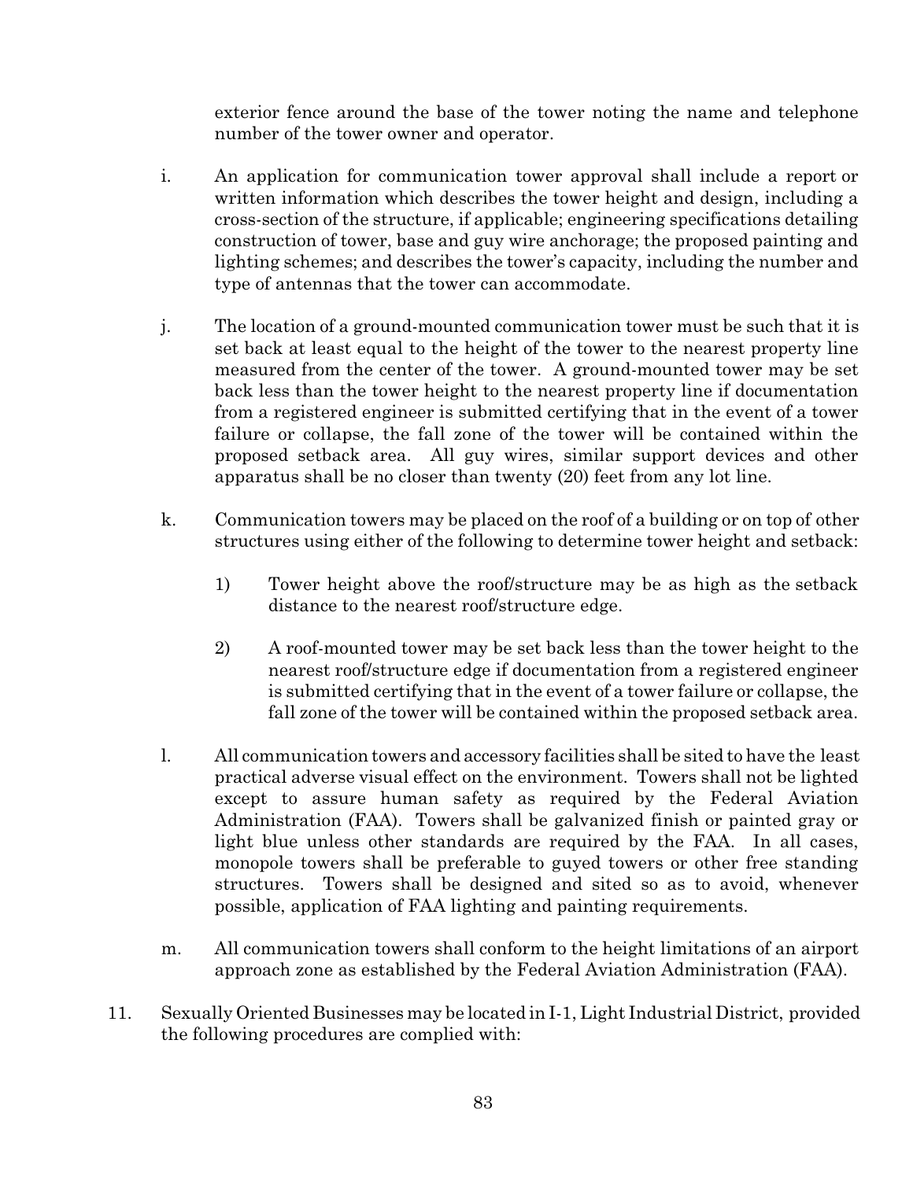exterior fence around the base of the tower noting the name and telephone number of the tower owner and operator.

i. An application for communication tower approval shall include a report or written information which describes the tower height and design, including a cross-section of the structure, if applicable; engineering specifications detailing construction of tower, base and guy wire anchorage; the proposed painting and lighting schemes; and describes the tower's capacity, including the number and type of antennas that the tower can accommodate.

j. The location of a ground-mounted communication tower must be such that it is set back at least equal to the height of the tower to the nearest property line measured from the center of the tower. A ground-mounted tower may be set back less than the tower height to the nearest property line if documentation from a registered engineer is submitted certifying that in the event of a tower failure or collapse, the fall zone of the tower will be contained within the proposed setback area. All guy wires, similar support devices and other apparatus shall be no closer than twenty (20) feet from any lot line.

k. Communication towers may be placed on the roof of a building or on top of other structures using either of the following to determine tower height and setback:

  1) Tower height above the roof/structure may be as high as the setback distance to the nearest roof/structure edge.

  2) A roof-mounted tower may be set back less than the tower height to the nearest roof/structure edge if documentation from a registered engineer is submitted certifying that in the event of a tower failure or collapse, the fall zone of the tower will be contained within the proposed setback area.

l. All communication towers and accessory facilities shall be sited to have the least practical adverse visual effect on the environment. Towers shall not be lighted except to assure human safety as required by the Federal Aviation Administration (FAA). Towers shall be galvanized finish or painted gray or light blue unless other standards are required by the FAA. In all cases, monopole towers shall be preferable to guyed towers or other free standing structures. Towers shall be designed and sited so as to avoid, whenever possible, application of FAA lighting and painting requirements.

m. All communication towers shall conform to the height limitations of an airport approach zone as established by the Federal Aviation Administration (FAA).

11. Sexually Oriented Businesses may be located in I-1, Light Industrial District, provided the following procedures are complied with: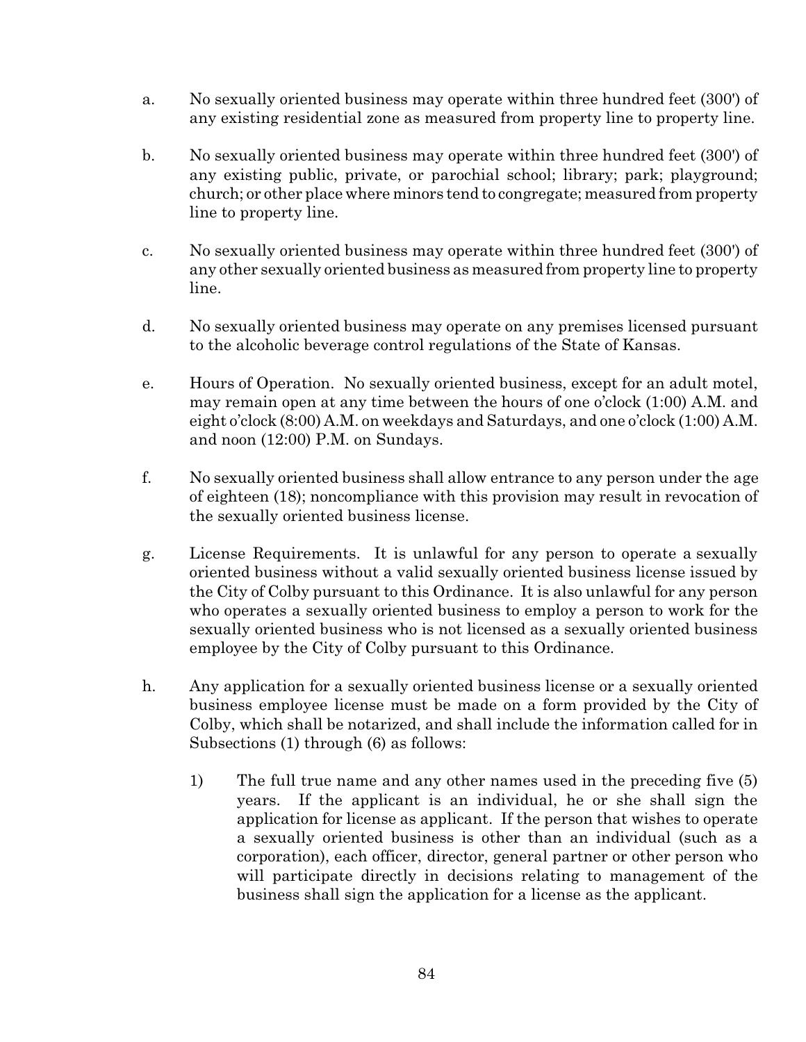a. No sexually oriented business may operate within three hundred feet (300') of any existing residential zone as measured from property line to property line.

b. No sexually oriented business may operate within three hundred feet (300') of any existing public, private, or parochial school; library; park; playground; church; or other place where minors tend to congregate; measured from property line to property line.

c. No sexually oriented business may operate within three hundred feet (300') of any other sexually oriented business as measured from property line to property line.

d. No sexually oriented business may operate on any premises licensed pursuant to the alcoholic beverage control regulations of the State of Kansas.

e. Hours of Operation. No sexually oriented business, except for an adult motel, may remain open at any time between the hours of one o'clock (1:00) A.M. and eight o'clock (8:00) A.M. on weekdays and Saturdays, and one o'clock (1:00) A.M. and noon (12:00) P.M. on Sundays.

f. No sexually oriented business shall allow entrance to any person under the age of eighteen (18); noncompliance with this provision may result in revocation of the sexually oriented business license.

g. License Requirements. It is unlawful for any person to operate a sexually oriented business without a valid sexually oriented business license issued by the City of Colby pursuant to this Ordinance. It is also unlawful for any person who operates a sexually oriented business to employ a person to work for the sexually oriented business who is not licensed as a sexually oriented business employee by the City of Colby pursuant to this Ordinance.

h. Any application for a sexually oriented business license or a sexually oriented business employee license must be made on a form provided by the City of Colby, which shall be notarized, and shall include the information called for in Subsections (1) through (6) as follows:

   1) The full true name and any other names used in the preceding five (5) years. If the applicant is an individual, he or she shall sign the application for license as applicant. If the person that wishes to operate a sexually oriented business is other than an individual (such as a corporation), each officer, director, general partner or other person who will participate directly in decisions relating to management of the business shall sign the application for a license as the applicant.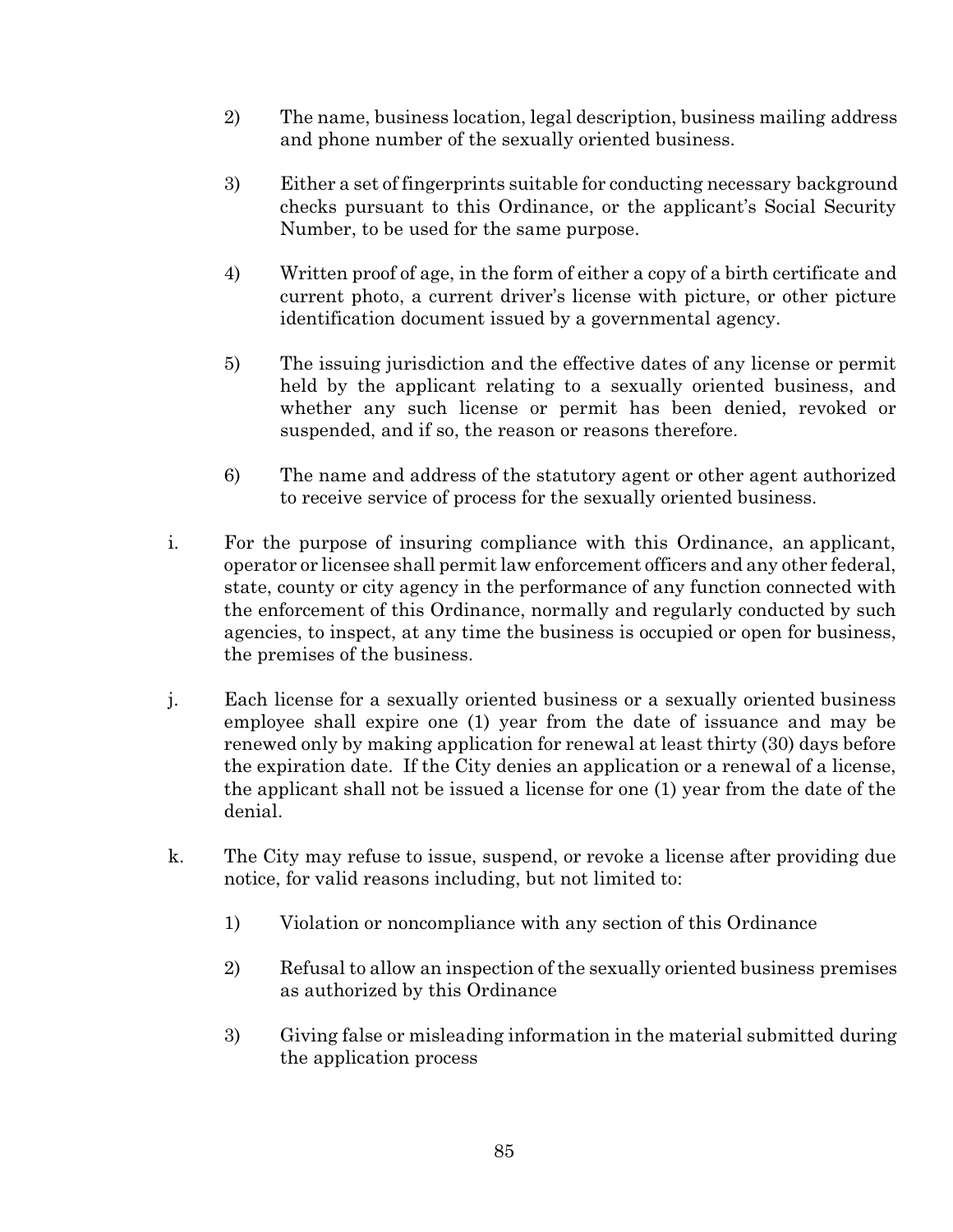2) The name, business location, legal description, business mailing address and phone number of the sexually oriented business.

3) Either a set of fingerprints suitable for conducting necessary background checks pursuant to this Ordinance, or the applicant's Social Security Number, to be used for the same purpose.

4) Written proof of age, in the form of either a copy of a birth certificate and current photo, a current driver's license with picture, or other picture identification document issued by a governmental agency.

5) The issuing jurisdiction and the effective dates of any license or permit held by the applicant relating to a sexually oriented business, and whether any such license or permit has been denied, revoked or suspended, and if so, the reason or reasons therefore.

6) The name and address of the statutory agent or other agent authorized to receive service of process for the sexually oriented business.

i. For the purpose of insuring compliance with this Ordinance, an applicant, operator or licensee shall permit law enforcement officers and any other federal, state, county or city agency in the performance of any function connected with the enforcement of this Ordinance, normally and regularly conducted by such agencies, to inspect, at any time the business is occupied or open for business, the premises of the business.

j. Each license for a sexually oriented business or a sexually oriented business employee shall expire one (1) year from the date of issuance and may be renewed only by making application for renewal at least thirty (30) days before the expiration date. If the City denies an application or a renewal of a license, the applicant shall not be issued a license for one (1) year from the date of the denial.

k. The City may refuse to issue, suspend, or revoke a license after providing due notice, for valid reasons including, but not limited to:

1) Violation or noncompliance with any section of this Ordinance

2) Refusal to allow an inspection of the sexually oriented business premises as authorized by this Ordinance

3) Giving false or misleading information in the material submitted during the application process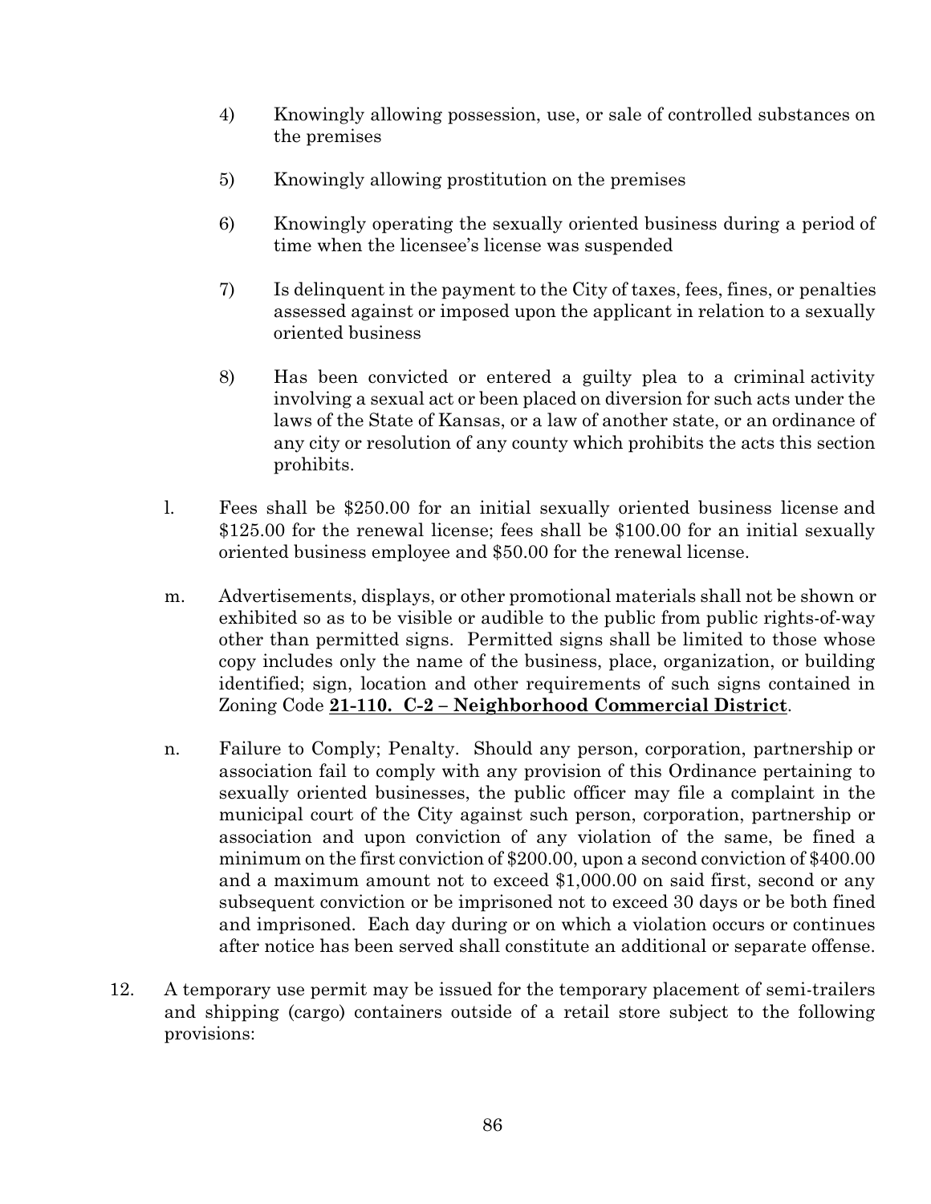4) Knowingly allowing possession, use, or sale of controlled substances on the premises

5) Knowingly allowing prostitution on the premises

6) Knowingly operating the sexually oriented business during a period of time when the licensee's license was suspended

7) Is delinquent in the payment to the City of taxes, fees, fines, or penalties assessed against or imposed upon the applicant in relation to a sexually oriented business

8) Has been convicted or entered a guilty plea to a criminal activity involving a sexual act or been placed on diversion for such acts under the laws of the State of Kansas, or a law of another state, or an ordinance of any city or resolution of any county which prohibits the acts this section prohibits.

l. Fees shall be $250.00 for an initial sexually oriented business license and $125.00 for the renewal license; fees shall be $100.00 for an initial sexually oriented business employee and $50.00 for the renewal license.

m. Advertisements, displays, or other promotional materials shall not be shown or exhibited so as to be visible or audible to the public from public rights-of-way other than permitted signs. Permitted signs shall be limited to those whose copy includes only the name of the business, place, organization, or building identified; sign, location and other requirements of such signs contained in Zoning Code **21-110. C-2 – Neighborhood Commercial District**.

n. Failure to Comply; Penalty. Should any person, corporation, partnership or association fail to comply with any provision of this Ordinance pertaining to sexually oriented businesses, the public officer may file a complaint in the municipal court of the City against such person, corporation, partnership or association and upon conviction of any violation of the same, be fined a minimum on the first conviction of $200.00, upon a second conviction of $400.00 and a maximum amount not to exceed $1,000.00 on said first, second or any subsequent conviction or be imprisoned not to exceed 30 days or be both fined and imprisoned. Each day during or on which a violation occurs or continues after notice has been served shall constitute an additional or separate offense.

12. A temporary use permit may be issued for the temporary placement of semi-trailers and shipping (cargo) containers outside of a retail store subject to the following provisions: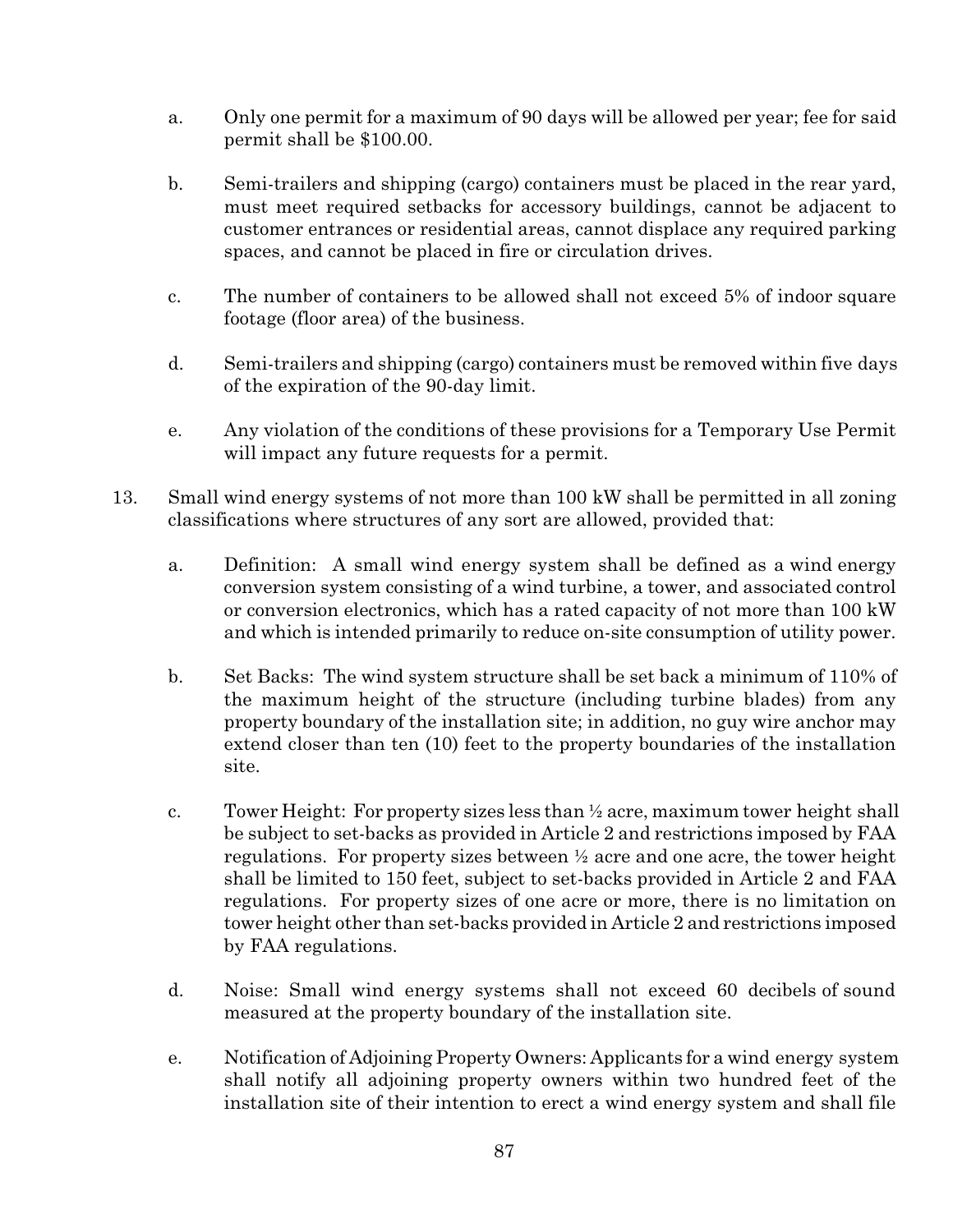a. Only one permit for a maximum of 90 days will be allowed per year; fee for said permit shall be $100.00.

b. Semi-trailers and shipping (cargo) containers must be placed in the rear yard, must meet required setbacks for accessory buildings, cannot be adjacent to customer entrances or residential areas, cannot displace any required parking spaces, and cannot be placed in fire or circulation drives.

c. The number of containers to be allowed shall not exceed 5% of indoor square footage (floor area) of the business.

d. Semi-trailers and shipping (cargo) containers must be removed within five days of the expiration of the 90-day limit.

e. Any violation of the conditions of these provisions for a Temporary Use Permit will impact any future requests for a permit.

13. Small wind energy systems of not more than 100 kW shall be permitted in all zoning classifications where structures of any sort are allowed, provided that:

a. Definition: A small wind energy system shall be defined as a wind energy conversion system consisting of a wind turbine, a tower, and associated control or conversion electronics, which has a rated capacity of not more than 100 kW and which is intended primarily to reduce on-site consumption of utility power.

b. Set Backs: The wind system structure shall be set back a minimum of 110% of the maximum height of the structure (including turbine blades) from any property boundary of the installation site; in addition, no guy wire anchor may extend closer than ten (10) feet to the property boundaries of the installation site.

c. Tower Height: For property sizes less than ½ acre, maximum tower height shall be subject to set-backs as provided in Article 2 and restrictions imposed by FAA regulations. For property sizes between ½ acre and one acre, the tower height shall be limited to 150 feet, subject to set-backs provided in Article 2 and FAA regulations. For property sizes of one acre or more, there is no limitation on tower height other than set-backs provided in Article 2 and restrictions imposed by FAA regulations.

d. Noise: Small wind energy systems shall not exceed 60 decibels of sound measured at the property boundary of the installation site.

e. Notification of Adjoining Property Owners: Applicants for a wind energy system shall notify all adjoining property owners within two hundred feet of the installation site of their intention to erect a wind energy system and shall file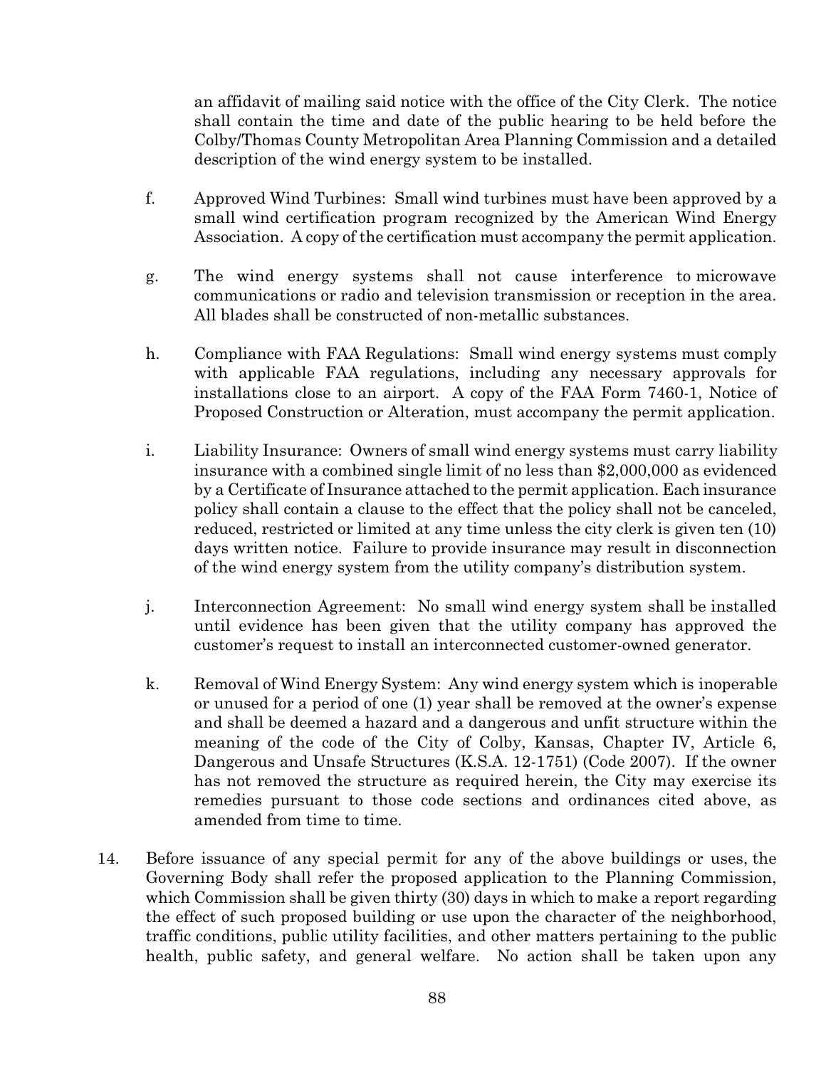an affidavit of mailing said notice with the office of the City Clerk. The notice shall contain the time and date of the public hearing to be held before the Colby/Thomas County Metropolitan Area Planning Commission and a detailed description of the wind energy system to be installed.

f. Approved Wind Turbines: Small wind turbines must have been approved by a small wind certification program recognized by the American Wind Energy Association. A copy of the certification must accompany the permit application.

g. The wind energy systems shall not cause interference to microwave communications or radio and television transmission or reception in the area. All blades shall be constructed of non-metallic substances.

h. Compliance with FAA Regulations: Small wind energy systems must comply with applicable FAA regulations, including any necessary approvals for installations close to an airport. A copy of the FAA Form 7460-1, Notice of Proposed Construction or Alteration, must accompany the permit application.

i. Liability Insurance: Owners of small wind energy systems must carry liability insurance with a combined single limit of no less than $2,000,000 as evidenced by a Certificate of Insurance attached to the permit application. Each insurance policy shall contain a clause to the effect that the policy shall not be canceled, reduced, restricted or limited at any time unless the city clerk is given ten (10) days written notice. Failure to provide insurance may result in disconnection of the wind energy system from the utility company's distribution system.

j. Interconnection Agreement: No small wind energy system shall be installed until evidence has been given that the utility company has approved the customer's request to install an interconnected customer-owned generator.

k. Removal of Wind Energy System: Any wind energy system which is inoperable or unused for a period of one (1) year shall be removed at the owner's expense and shall be deemed a hazard and a dangerous and unfit structure within the meaning of the code of the City of Colby, Kansas, Chapter IV, Article 6, Dangerous and Unsafe Structures (K.S.A. 12-1751) (Code 2007). If the owner has not removed the structure as required herein, the City may exercise its remedies pursuant to those code sections and ordinances cited above, as amended from time to time.

14. Before issuance of any special permit for any of the above buildings or uses, the Governing Body shall refer the proposed application to the Planning Commission, which Commission shall be given thirty (30) days in which to make a report regarding the effect of such proposed building or use upon the character of the neighborhood, traffic conditions, public utility facilities, and other matters pertaining to the public health, public safety, and general welfare. No action shall be taken upon any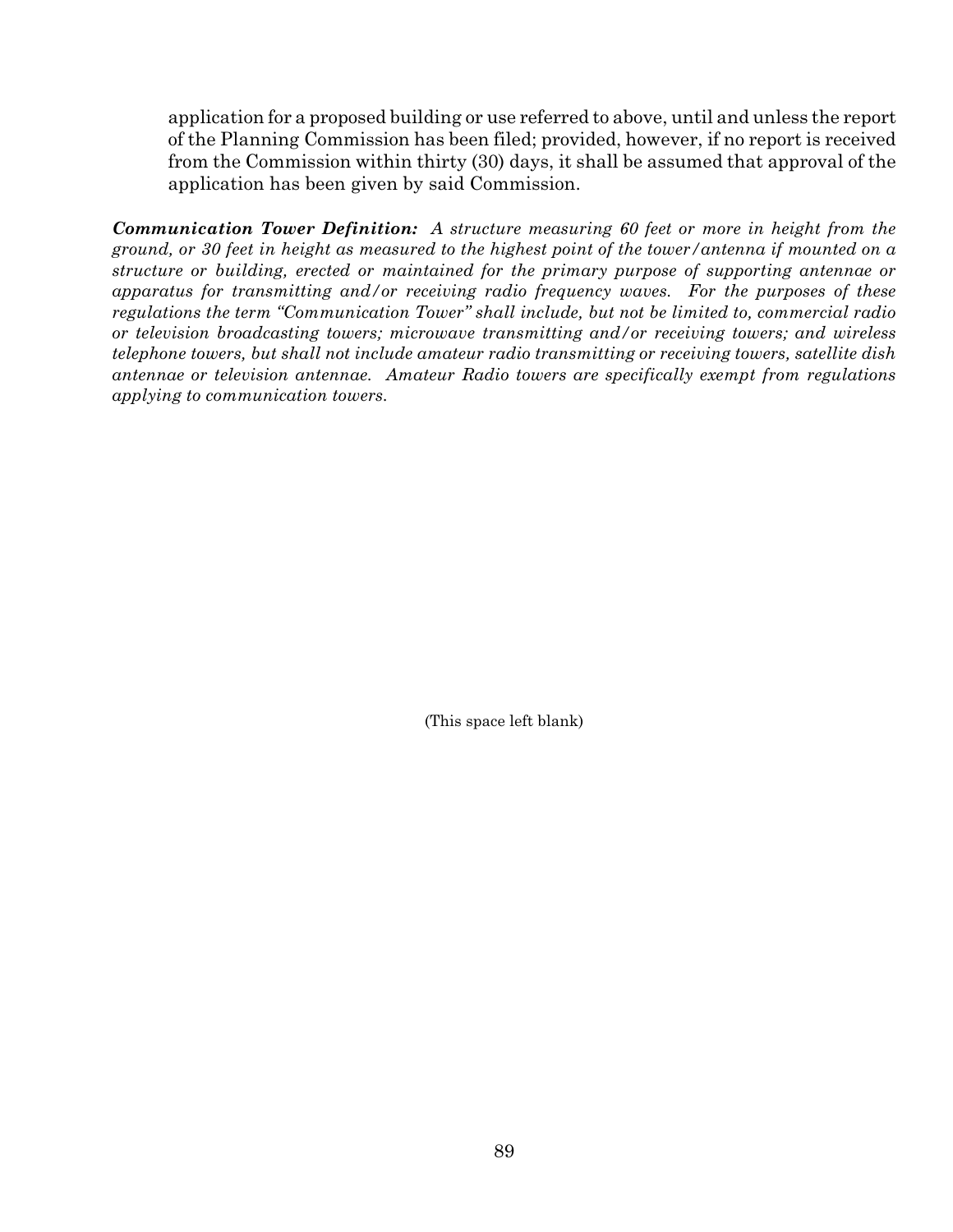application for a proposed building or use referred to above, until and unless the report of the Planning Commission has been filed; provided, however, if no report is received from the Commission within thirty (30) days, it shall be assumed that approval of the application has been given by said Commission.

***Communication Tower Definition:*** *A structure measuring 60 feet or more in height from the ground, or 30 feet in height as measured to the highest point of the tower/antenna if mounted on a structure or building, erected or maintained for the primary purpose of supporting antennae or apparatus for transmitting and/or receiving radio frequency waves. For the purposes of these regulations the term "Communication Tower" shall include, but not be limited to, commercial radio or television broadcasting towers; microwave transmitting and/or receiving towers; and wireless telephone towers, but shall not include amateur radio transmitting or receiving towers, satellite dish antennae or television antennae. Amateur Radio towers are specifically exempt from regulations applying to communication towers.*

(This space left blank)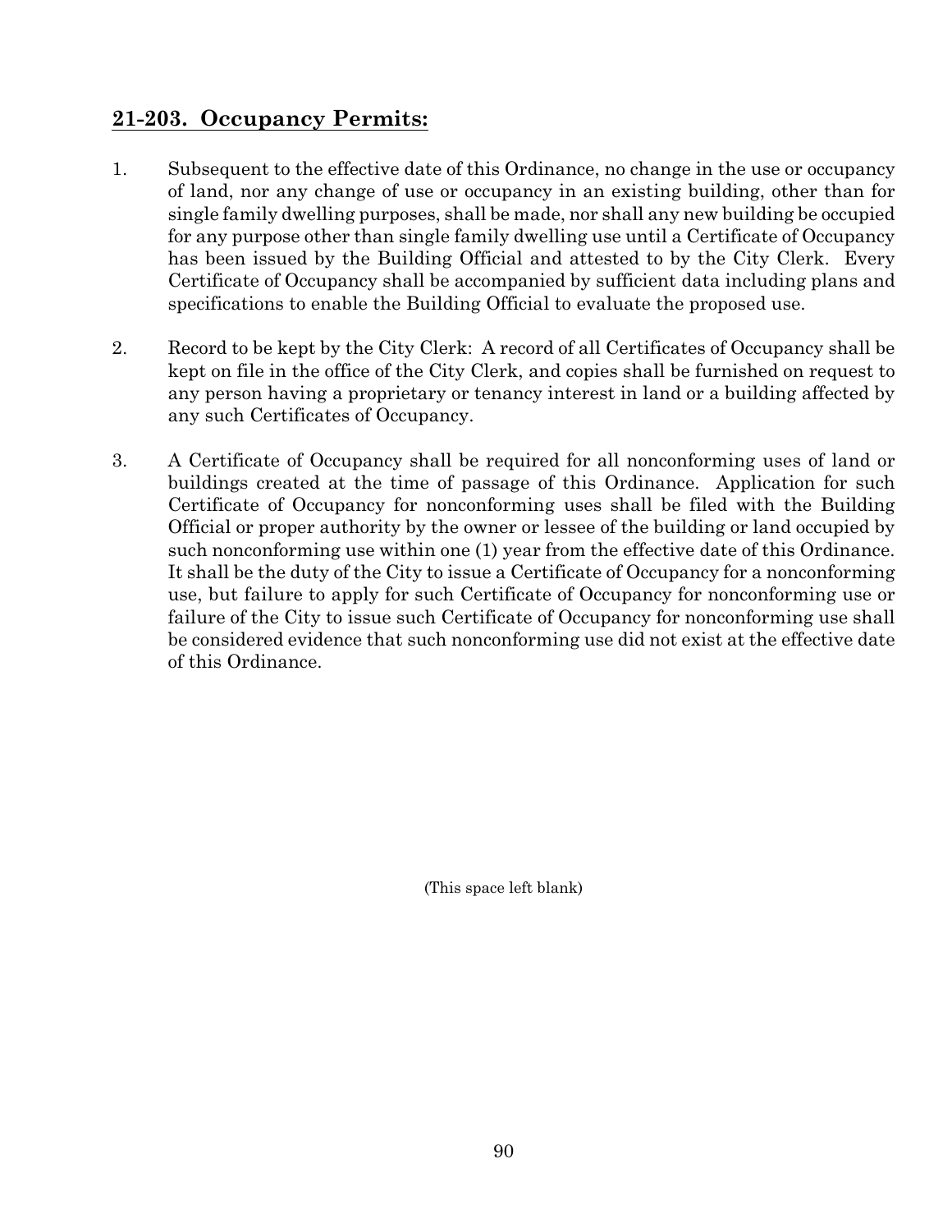## **21-203. Occupancy Permits:**

1. Subsequent to the effective date of this Ordinance, no change in the use or occupancy of land, nor any change of use or occupancy in an existing building, other than for single family dwelling purposes, shall be made, nor shall any new building be occupied for any purpose other than single family dwelling use until a Certificate of Occupancy has been issued by the Building Official and attested to by the City Clerk. Every Certificate of Occupancy shall be accompanied by sufficient data including plans and specifications to enable the Building Official to evaluate the proposed use.

2. Record to be kept by the City Clerk: A record of all Certificates of Occupancy shall be kept on file in the office of the City Clerk, and copies shall be furnished on request to any person having a proprietary or tenancy interest in land or a building affected by any such Certificates of Occupancy.

3. A Certificate of Occupancy shall be required for all nonconforming uses of land or buildings created at the time of passage of this Ordinance. Application for such Certificate of Occupancy for nonconforming uses shall be filed with the Building Official or proper authority by the owner or lessee of the building or land occupied by such nonconforming use within one (1) year from the effective date of this Ordinance. It shall be the duty of the City to issue a Certificate of Occupancy for a nonconforming use, but failure to apply for such Certificate of Occupancy for nonconforming use or failure of the City to issue such Certificate of Occupancy for nonconforming use shall be considered evidence that such nonconforming use did not exist at the effective date of this Ordinance.

(This space left blank)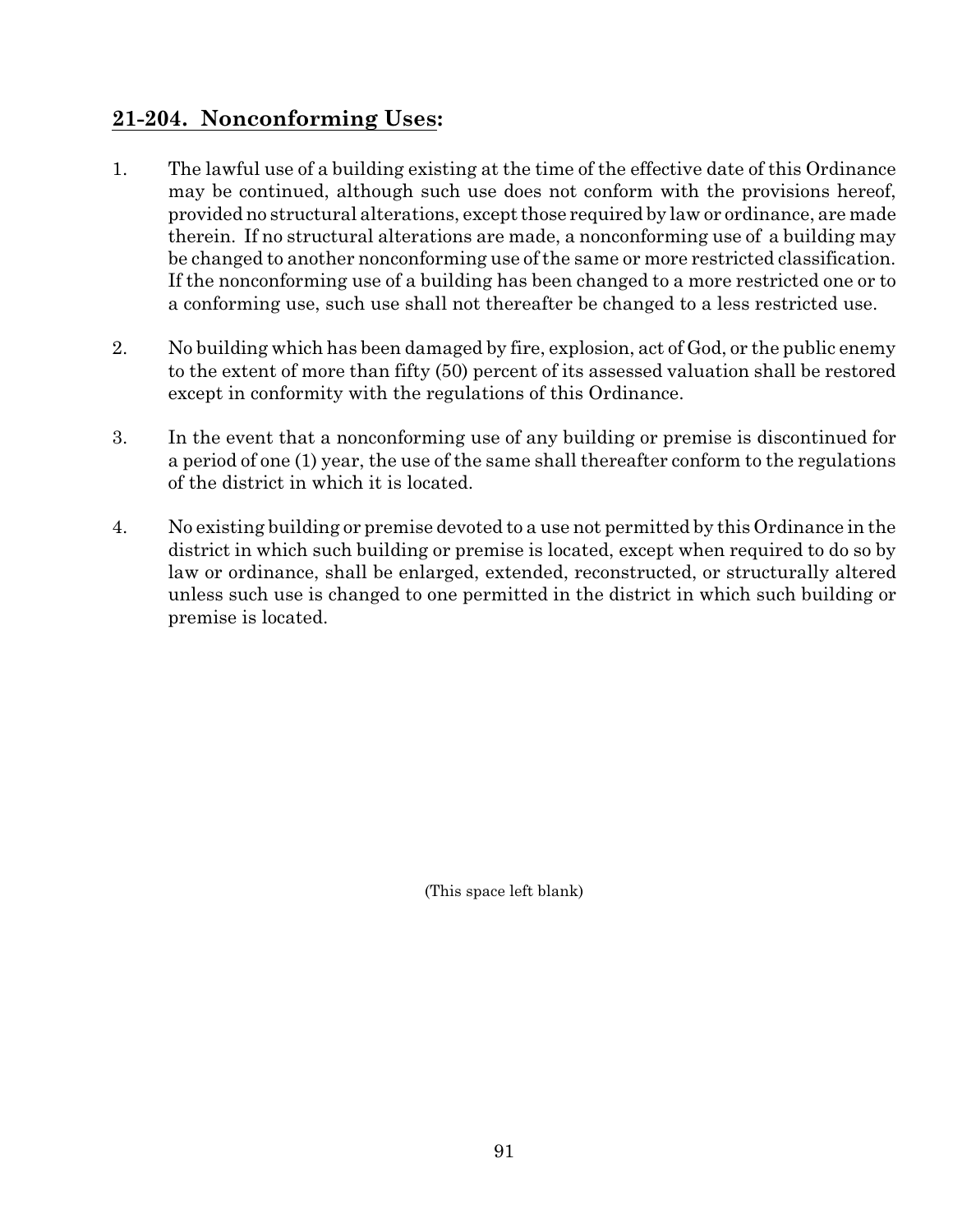## 21-204. Nonconforming Uses:

1. The lawful use of a building existing at the time of the effective date of this Ordinance may be continued, although such use does not conform with the provisions hereof, provided no structural alterations, except those required by law or ordinance, are made therein. If no structural alterations are made, a nonconforming use of a building may be changed to another nonconforming use of the same or more restricted classification. If the nonconforming use of a building has been changed to a more restricted one or to a conforming use, such use shall not thereafter be changed to a less restricted use.

2. No building which has been damaged by fire, explosion, act of God, or the public enemy to the extent of more than fifty (50) percent of its assessed valuation shall be restored except in conformity with the regulations of this Ordinance.

3. In the event that a nonconforming use of any building or premise is discontinued for a period of one (1) year, the use of the same shall thereafter conform to the regulations of the district in which it is located.

4. No existing building or premise devoted to a use not permitted by this Ordinance in the district in which such building or premise is located, except when required to do so by law or ordinance, shall be enlarged, extended, reconstructed, or structurally altered unless such use is changed to one permitted in the district in which such building or premise is located.

(This space left blank)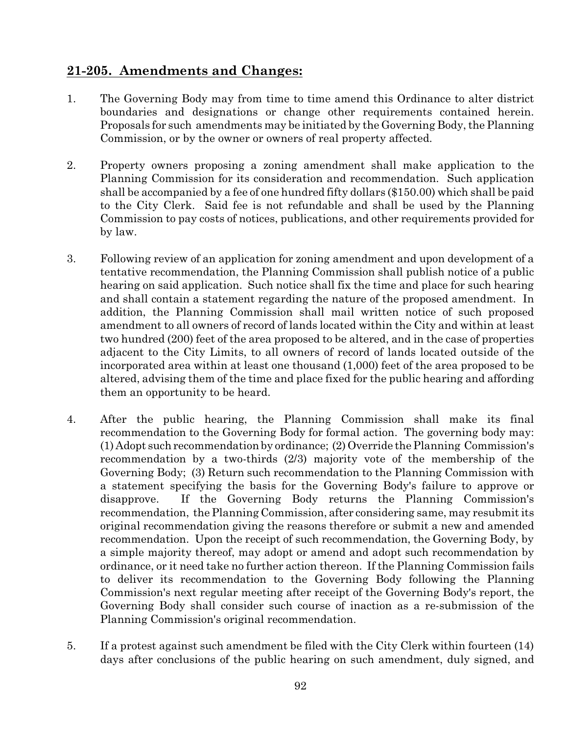## **21-205. Amendments and Changes:**

1. The Governing Body may from time to time amend this Ordinance to alter district boundaries and designations or change other requirements contained herein. Proposals for such amendments may be initiated by the Governing Body, the Planning Commission, or by the owner or owners of real property affected.

2. Property owners proposing a zoning amendment shall make application to the Planning Commission for its consideration and recommendation. Such application shall be accompanied by a fee of one hundred fifty dollars ($150.00) which shall be paid to the City Clerk. Said fee is not refundable and shall be used by the Planning Commission to pay costs of notices, publications, and other requirements provided for by law.

3. Following review of an application for zoning amendment and upon development of a tentative recommendation, the Planning Commission shall publish notice of a public hearing on said application. Such notice shall fix the time and place for such hearing and shall contain a statement regarding the nature of the proposed amendment. In addition, the Planning Commission shall mail written notice of such proposed amendment to all owners of record of lands located within the City and within at least two hundred (200) feet of the area proposed to be altered, and in the case of properties adjacent to the City Limits, to all owners of record of lands located outside of the incorporated area within at least one thousand (1,000) feet of the area proposed to be altered, advising them of the time and place fixed for the public hearing and affording them an opportunity to be heard.

4. After the public hearing, the Planning Commission shall make its final recommendation to the Governing Body for formal action. The governing body may: (1) Adopt such recommendation by ordinance; (2) Override the Planning Commission's recommendation by a two-thirds (2/3) majority vote of the membership of the Governing Body; (3) Return such recommendation to the Planning Commission with a statement specifying the basis for the Governing Body's failure to approve or disapprove. If the Governing Body returns the Planning Commission's recommendation, the Planning Commission, after considering same, may resubmit its original recommendation giving the reasons therefore or submit a new and amended recommendation. Upon the receipt of such recommendation, the Governing Body, by a simple majority thereof, may adopt or amend and adopt such recommendation by ordinance, or it need take no further action thereon. If the Planning Commission fails to deliver its recommendation to the Governing Body following the Planning Commission's next regular meeting after receipt of the Governing Body's report, the Governing Body shall consider such course of inaction as a re-submission of the Planning Commission's original recommendation.

5. If a protest against such amendment be filed with the City Clerk within fourteen (14) days after conclusions of the public hearing on such amendment, duly signed, and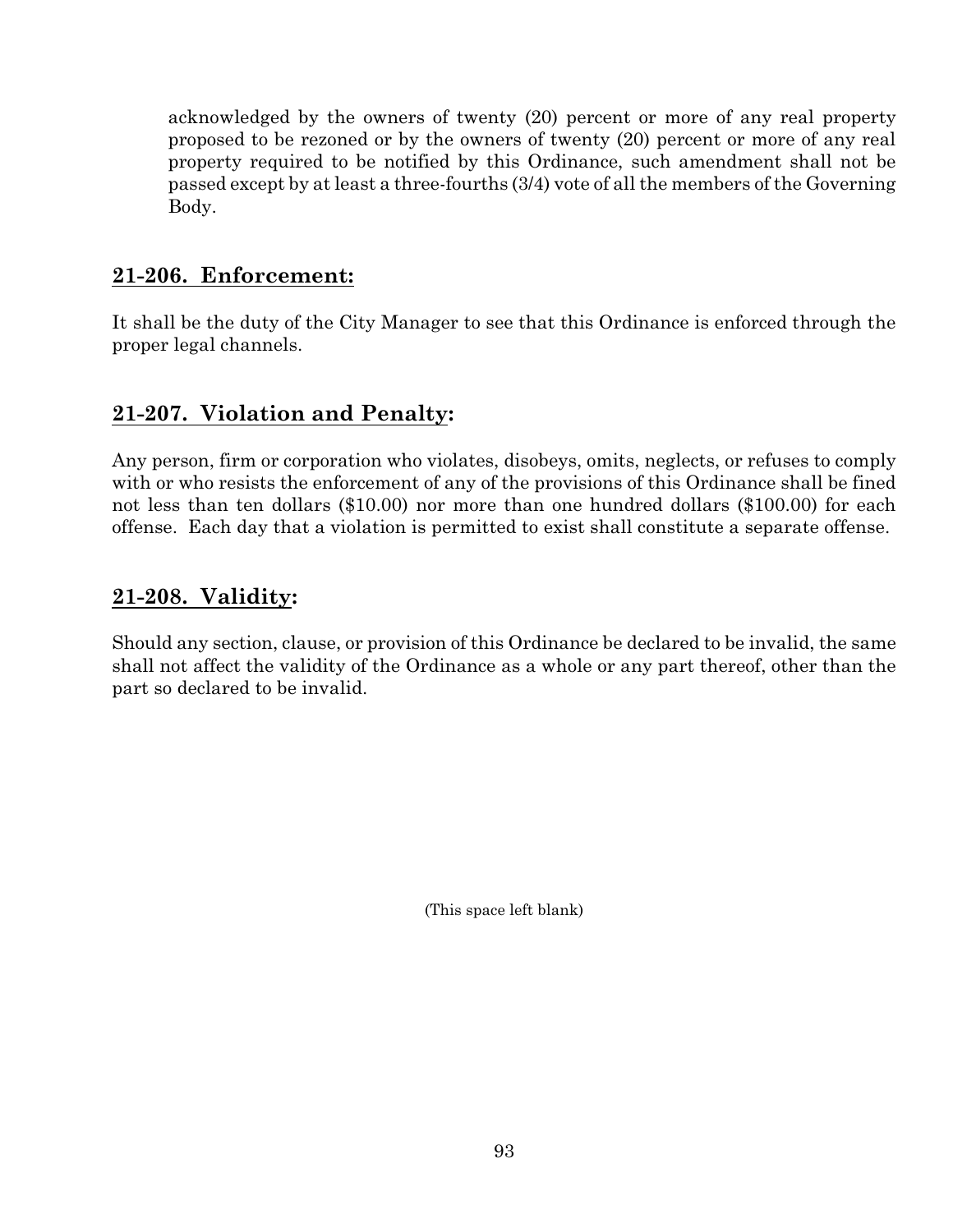acknowledged by the owners of twenty (20) percent or more of any real property proposed to be rezoned or by the owners of twenty (20) percent or more of any real property required to be notified by this Ordinance, such amendment shall not be passed except by at least a three-fourths (3/4) vote of all the members of the Governing Body.

## 21-206. Enforcement:

It shall be the duty of the City Manager to see that this Ordinance is enforced through the proper legal channels.

## 21-207. Violation and Penalty:

Any person, firm or corporation who violates, disobeys, omits, neglects, or refuses to comply with or who resists the enforcement of any of the provisions of this Ordinance shall be fined not less than ten dollars ($10.00) nor more than one hundred dollars ($100.00) for each offense. Each day that a violation is permitted to exist shall constitute a separate offense.

## 21-208. Validity:

Should any section, clause, or provision of this Ordinance be declared to be invalid, the same shall not affect the validity of the Ordinance as a whole or any part thereof, other than the part so declared to be invalid.

(This space left blank)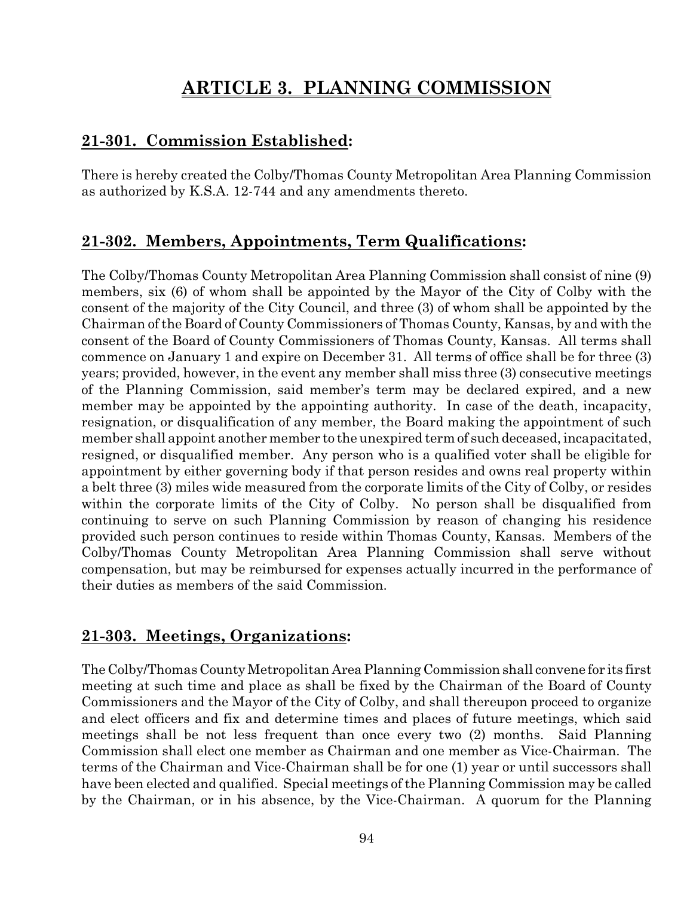# ARTICLE 3.  PLANNING COMMISSION

## 21-301.  Commission Established:

There is hereby created the Colby/Thomas County Metropolitan Area Planning Commission as authorized by K.S.A. 12-744 and any amendments thereto.

## 21-302.  Members, Appointments, Term Qualifications:

The Colby/Thomas County Metropolitan Area Planning Commission shall consist of nine (9) members, six (6) of whom shall be appointed by the Mayor of the City of Colby with the consent of the majority of the City Council, and three (3) of whom shall be appointed by the Chairman of the Board of County Commissioners of Thomas County, Kansas, by and with the consent of the Board of County Commissioners of Thomas County, Kansas.  All terms shall commence on January 1 and expire on December 31.  All terms of office shall be for three (3) years; provided, however, in the event any member shall miss three (3) consecutive meetings of the Planning Commission, said member's term may be declared expired, and a new member may be appointed by the appointing authority.  In case of the death, incapacity, resignation, or disqualification of any member, the Board making the appointment of such member shall appoint another member to the unexpired term of such deceased, incapacitated, resigned, or disqualified member.  Any person who is a qualified voter shall be eligible for appointment by either governing body if that person resides and owns real property within a belt three (3) miles wide measured from the corporate limits of the City of Colby, or resides within the corporate limits of the City of Colby.  No person shall be disqualified from continuing to serve on such Planning Commission by reason of changing his residence provided such person continues to reside within Thomas County, Kansas.  Members of the Colby/Thomas County Metropolitan Area Planning Commission shall serve without compensation, but may be reimbursed for expenses actually incurred in the performance of their duties as members of the said Commission.

## 21-303.  Meetings, Organizations:

The Colby/Thomas County Metropolitan Area Planning Commission shall convene for its first meeting at such time and place as shall be fixed by the Chairman of the Board of County Commissioners and the Mayor of the City of Colby, and shall thereupon proceed to organize and elect officers and fix and determine times and places of future meetings, which said meetings shall be not less frequent than once every two (2) months.  Said Planning Commission shall elect one member as Chairman and one member as Vice-Chairman.  The terms of the Chairman and Vice-Chairman shall be for one (1) year or until successors shall have been elected and qualified.  Special meetings of the Planning Commission may be called by the Chairman, or in his absence, by the Vice-Chairman.  A quorum for the Planning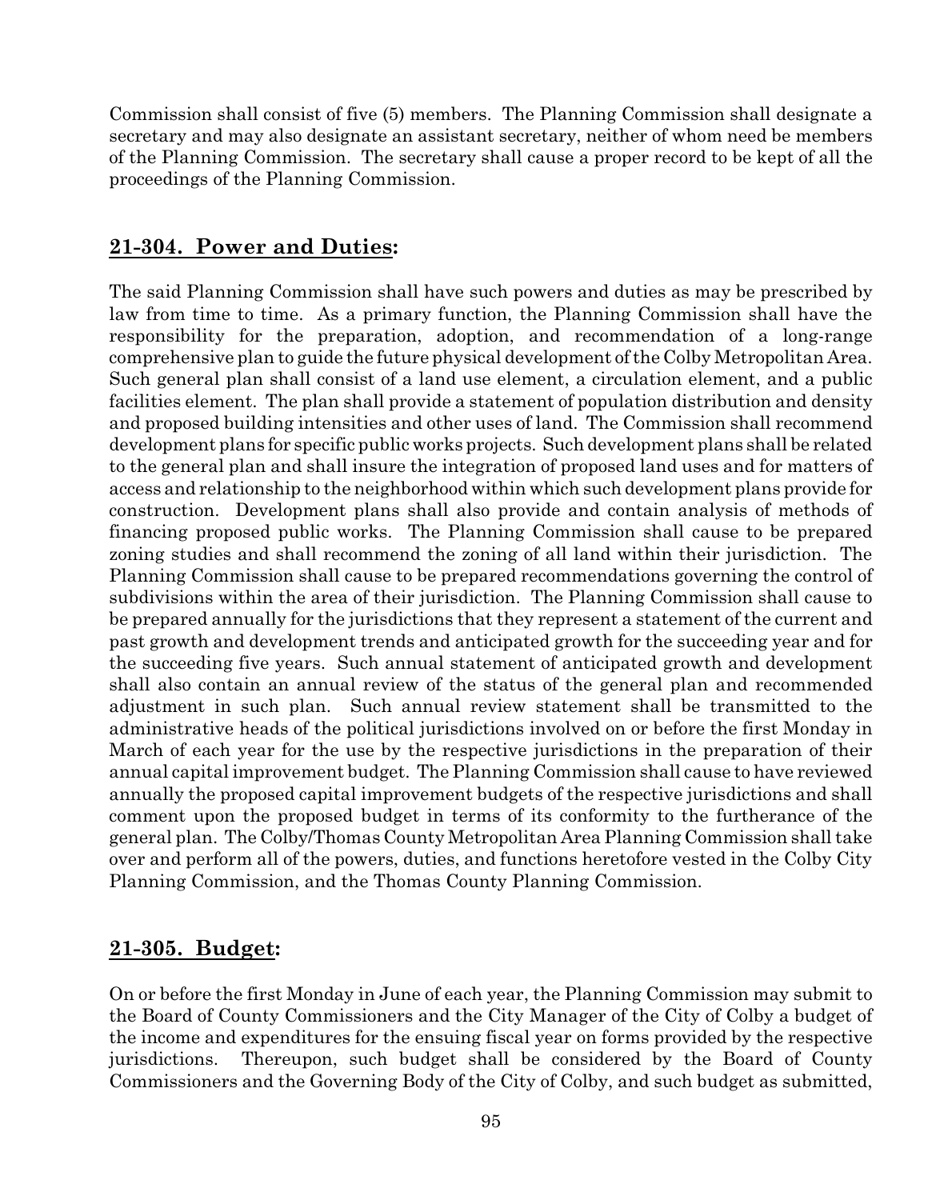Commission shall consist of five (5) members. The Planning Commission shall designate a secretary and may also designate an assistant secretary, neither of whom need be members of the Planning Commission. The secretary shall cause a proper record to be kept of all the proceedings of the Planning Commission.

## **21-304. Power and Duties:**

The said Planning Commission shall have such powers and duties as may be prescribed by law from time to time. As a primary function, the Planning Commission shall have the responsibility for the preparation, adoption, and recommendation of a long-range comprehensive plan to guide the future physical development of the Colby Metropolitan Area. Such general plan shall consist of a land use element, a circulation element, and a public facilities element. The plan shall provide a statement of population distribution and density and proposed building intensities and other uses of land. The Commission shall recommend development plans for specific public works projects. Such development plans shall be related to the general plan and shall insure the integration of proposed land uses and for matters of access and relationship to the neighborhood within which such development plans provide for construction. Development plans shall also provide and contain analysis of methods of financing proposed public works. The Planning Commission shall cause to be prepared zoning studies and shall recommend the zoning of all land within their jurisdiction. The Planning Commission shall cause to be prepared recommendations governing the control of subdivisions within the area of their jurisdiction. The Planning Commission shall cause to be prepared annually for the jurisdictions that they represent a statement of the current and past growth and development trends and anticipated growth for the succeeding year and for the succeeding five years. Such annual statement of anticipated growth and development shall also contain an annual review of the status of the general plan and recommended adjustment in such plan. Such annual review statement shall be transmitted to the administrative heads of the political jurisdictions involved on or before the first Monday in March of each year for the use by the respective jurisdictions in the preparation of their annual capital improvement budget. The Planning Commission shall cause to have reviewed annually the proposed capital improvement budgets of the respective jurisdictions and shall comment upon the proposed budget in terms of its conformity to the furtherance of the general plan. The Colby/Thomas County Metropolitan Area Planning Commission shall take over and perform all of the powers, duties, and functions heretofore vested in the Colby City Planning Commission, and the Thomas County Planning Commission.

## **21-305. Budget:**

On or before the first Monday in June of each year, the Planning Commission may submit to the Board of County Commissioners and the City Manager of the City of Colby a budget of the income and expenditures for the ensuing fiscal year on forms provided by the respective jurisdictions. Thereupon, such budget shall be considered by the Board of County Commissioners and the Governing Body of the City of Colby, and such budget as submitted,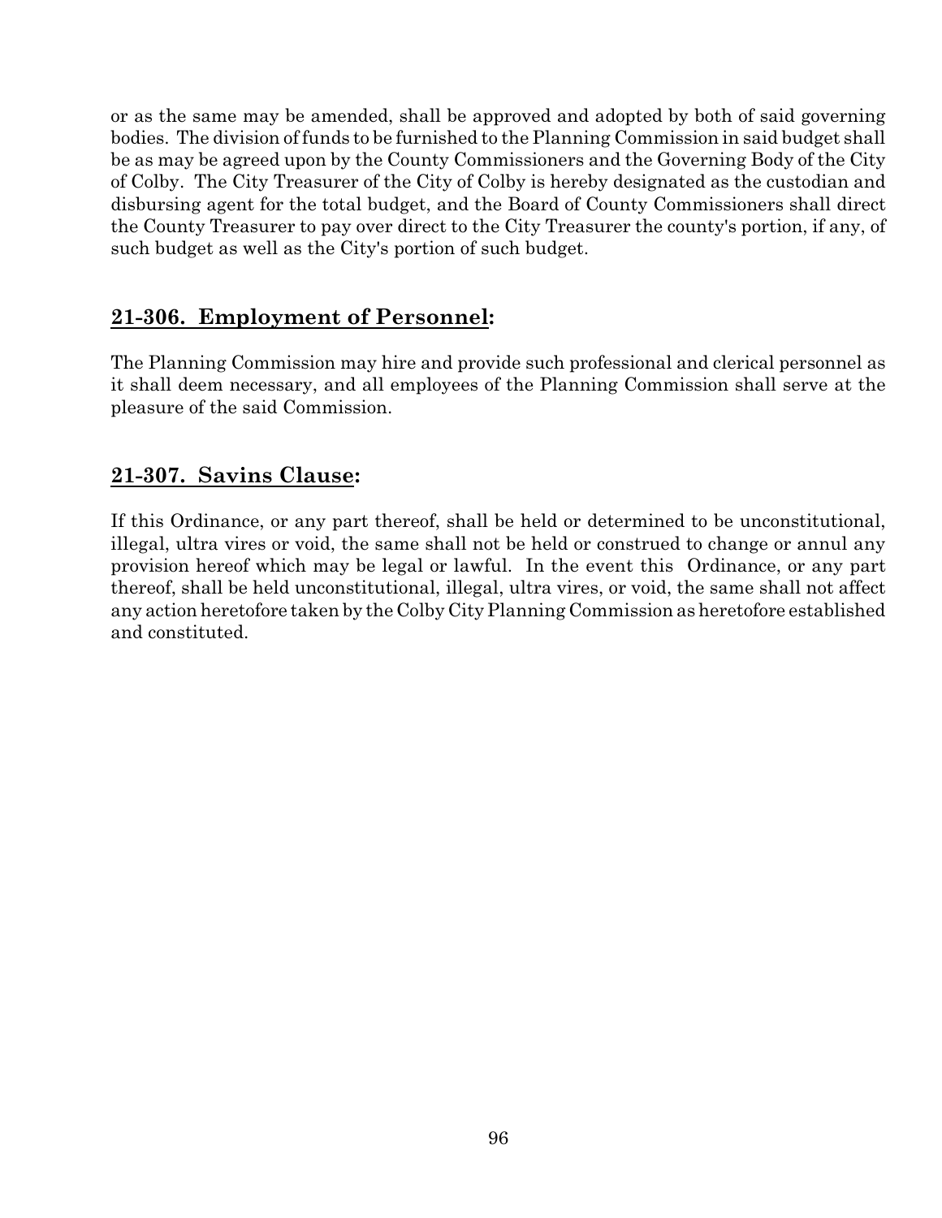or as the same may be amended, shall be approved and adopted by both of said governing bodies. The division of funds to be furnished to the Planning Commission in said budget shall be as may be agreed upon by the County Commissioners and the Governing Body of the City of Colby. The City Treasurer of the City of Colby is hereby designated as the custodian and disbursing agent for the total budget, and the Board of County Commissioners shall direct the County Treasurer to pay over direct to the City Treasurer the county's portion, if any, of such budget as well as the City's portion of such budget.

## **21-306. Employment of Personnel:**

The Planning Commission may hire and provide such professional and clerical personnel as it shall deem necessary, and all employees of the Planning Commission shall serve at the pleasure of the said Commission.

## **21-307. Savins Clause:**

If this Ordinance, or any part thereof, shall be held or determined to be unconstitutional, illegal, ultra vires or void, the same shall not be held or construed to change or annul any provision hereof which may be legal or lawful. In the event this Ordinance, or any part thereof, shall be held unconstitutional, illegal, ultra vires, or void, the same shall not affect any action heretofore taken by the Colby City Planning Commission as heretofore established and constituted.